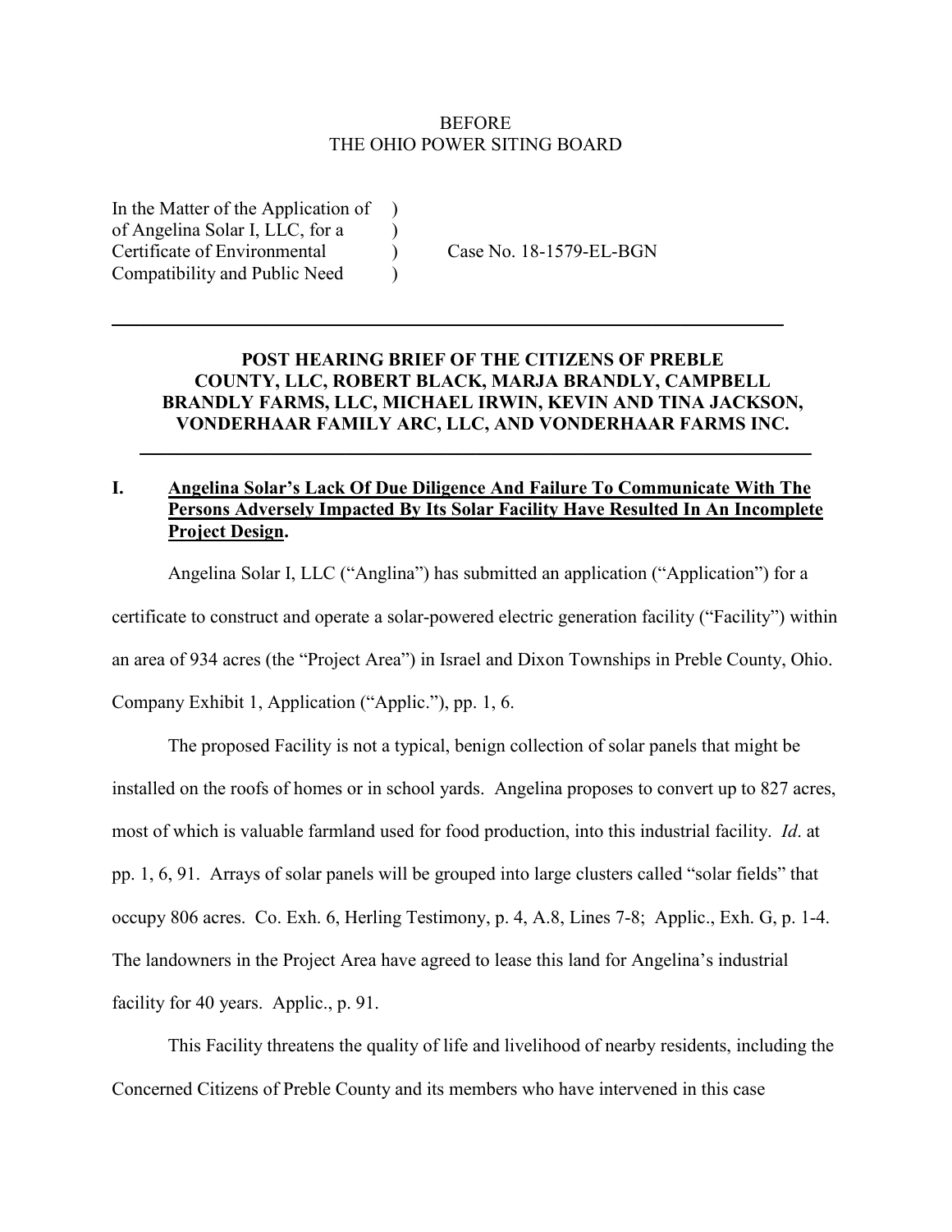BEFORE
THE OHIO POWER SITING BOARD

| | | |
|---|---|---|
| In the Matter of the Application of of Angelina Solar I, LLC, for a Certificate of Environmental Compatibility and Public Need | ) ) ) ) | Case No. 18-1579-EL-BGN |

---

**POST HEARING BRIEF OF THE CITIZENS OF PREBLE COUNTY, LLC, ROBERT BLACK, MARJA BRANDLY, CAMPBELL BRANDLY FARMS, LLC, MICHAEL IRWIN, KEVIN AND TINA JACKSON, VONDERHAAR FAMILY ARC, LLC, AND VONDERHAAR FARMS INC.**

---

## I. Angelina Solar's Lack Of Due Diligence And Failure To Communicate With The Persons Adversely Impacted By Its Solar Facility Have Resulted In An Incomplete Project Design.

Angelina Solar I, LLC ("Anglina") has submitted an application ("Application") for a certificate to construct and operate a solar-powered electric generation facility ("Facility") within an area of 934 acres (the "Project Area") in Israel and Dixon Townships in Preble County, Ohio. Company Exhibit 1, Application ("Applic."), pp. 1, 6.

The proposed Facility is not a typical, benign collection of solar panels that might be installed on the roofs of homes or in school yards. Angelina proposes to convert up to 827 acres, most of which is valuable farmland used for food production, into this industrial facility. *Id*. at pp. 1, 6, 91. Arrays of solar panels will be grouped into large clusters called "solar fields" that occupy 806 acres. Co. Exh. 6, Herling Testimony, p. 4, A.8, Lines 7-8; Applic., Exh. G, p. 1-4. The landowners in the Project Area have agreed to lease this land for Angelina's industrial facility for 40 years. Applic., p. 91.

This Facility threatens the quality of life and livelihood of nearby residents, including the Concerned Citizens of Preble County and its members who have intervened in this case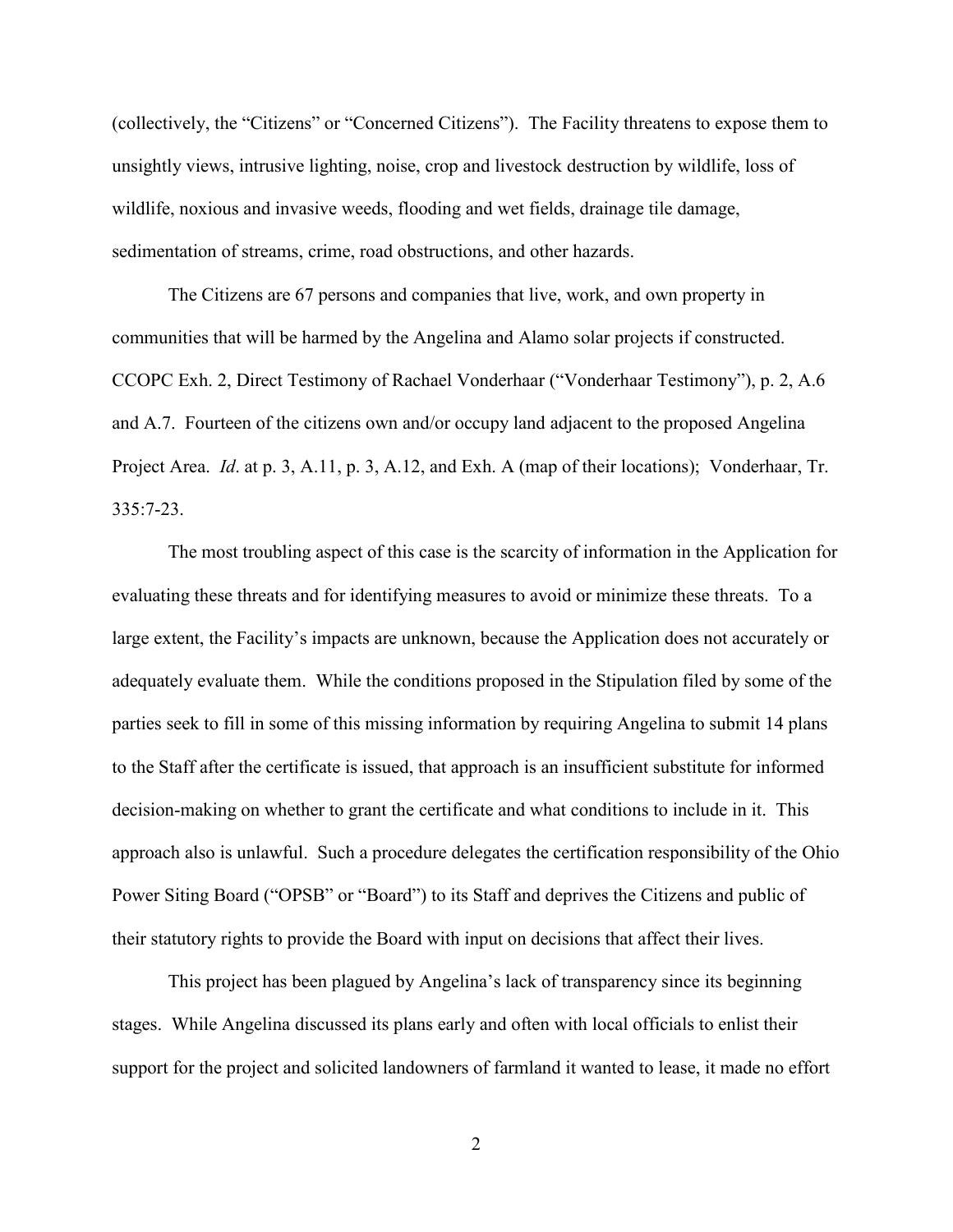(collectively, the "Citizens" or "Concerned Citizens"). The Facility threatens to expose them to unsightly views, intrusive lighting, noise, crop and livestock destruction by wildlife, loss of wildlife, noxious and invasive weeds, flooding and wet fields, drainage tile damage, sedimentation of streams, crime, road obstructions, and other hazards.

The Citizens are 67 persons and companies that live, work, and own property in communities that will be harmed by the Angelina and Alamo solar projects if constructed. CCOPC Exh. 2, Direct Testimony of Rachael Vonderhaar ("Vonderhaar Testimony"), p. 2, A.6 and A.7. Fourteen of the citizens own and/or occupy land adjacent to the proposed Angelina Project Area. *Id*. at p. 3, A.11, p. 3, A.12, and Exh. A (map of their locations); Vonderhaar, Tr. 335:7-23.

The most troubling aspect of this case is the scarcity of information in the Application for evaluating these threats and for identifying measures to avoid or minimize these threats. To a large extent, the Facility's impacts are unknown, because the Application does not accurately or adequately evaluate them. While the conditions proposed in the Stipulation filed by some of the parties seek to fill in some of this missing information by requiring Angelina to submit 14 plans to the Staff after the certificate is issued, that approach is an insufficient substitute for informed decision-making on whether to grant the certificate and what conditions to include in it. This approach also is unlawful. Such a procedure delegates the certification responsibility of the Ohio Power Siting Board ("OPSB" or "Board") to its Staff and deprives the Citizens and public of their statutory rights to provide the Board with input on decisions that affect their lives.

This project has been plagued by Angelina's lack of transparency since its beginning stages. While Angelina discussed its plans early and often with local officials to enlist their support for the project and solicited landowners of farmland it wanted to lease, it made no effort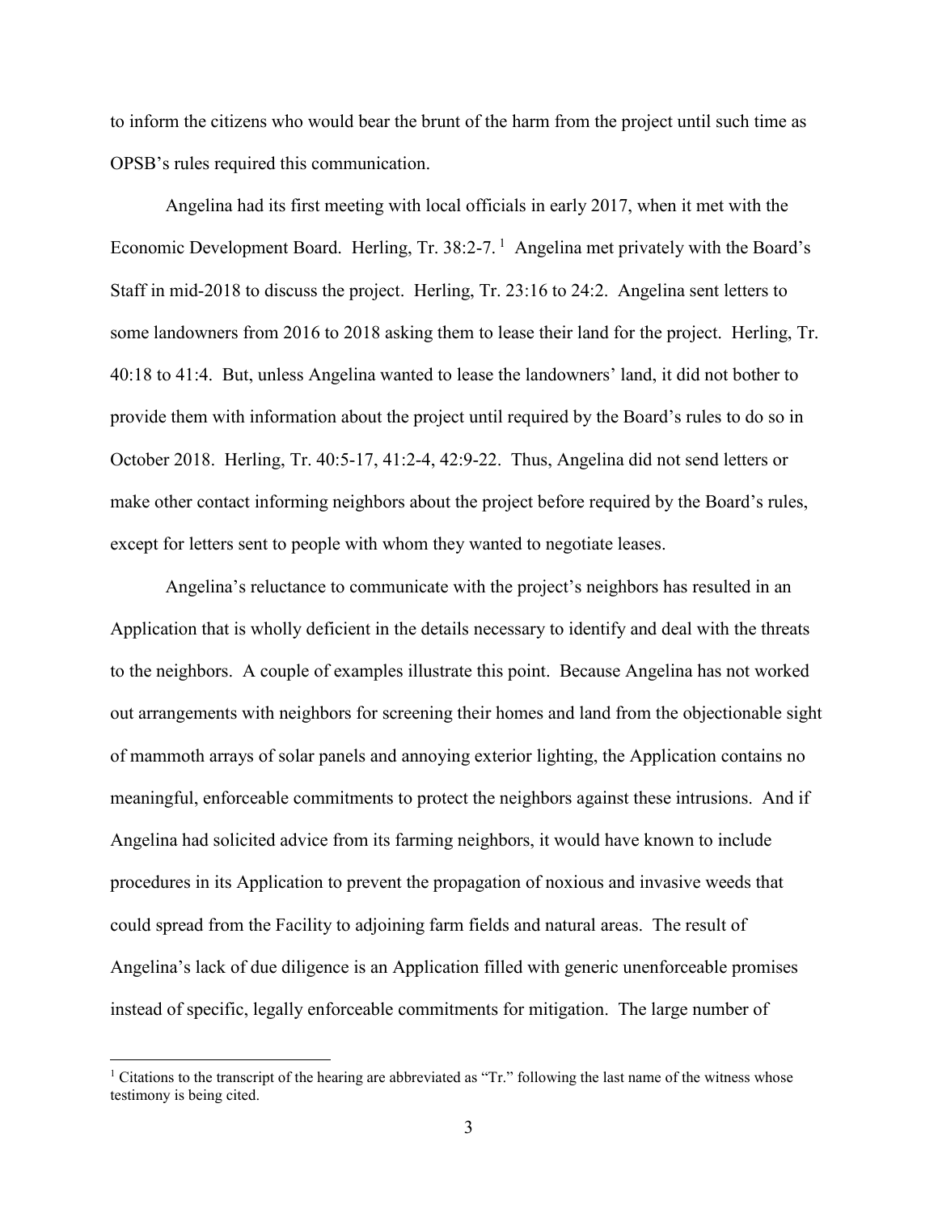to inform the citizens who would bear the brunt of the harm from the project until such time as OPSB's rules required this communication.

Angelina had its first meeting with local officials in early 2017, when it met with the Economic Development Board. Herling, Tr. 38:2-7.[1] Angelina met privately with the Board's Staff in mid-2018 to discuss the project. Herling, Tr. 23:16 to 24:2. Angelina sent letters to some landowners from 2016 to 2018 asking them to lease their land for the project. Herling, Tr. 40:18 to 41:4. But, unless Angelina wanted to lease the landowners' land, it did not bother to provide them with information about the project until required by the Board's rules to do so in October 2018. Herling, Tr. 40:5-17, 41:2-4, 42:9-22. Thus, Angelina did not send letters or make other contact informing neighbors about the project before required by the Board's rules, except for letters sent to people with whom they wanted to negotiate leases.

Angelina's reluctance to communicate with the project's neighbors has resulted in an Application that is wholly deficient in the details necessary to identify and deal with the threats to the neighbors. A couple of examples illustrate this point. Because Angelina has not worked out arrangements with neighbors for screening their homes and land from the objectionable sight of mammoth arrays of solar panels and annoying exterior lighting, the Application contains no meaningful, enforceable commitments to protect the neighbors against these intrusions. And if Angelina had solicited advice from its farming neighbors, it would have known to include procedures in its Application to prevent the propagation of noxious and invasive weeds that could spread from the Facility to adjoining farm fields and natural areas. The result of Angelina's lack of due diligence is an Application filled with generic unenforceable promises instead of specific, legally enforceable commitments for mitigation. The large number of

[1] Citations to the transcript of the hearing are abbreviated as "Tr." following the last name of the witness whose testimony is being cited.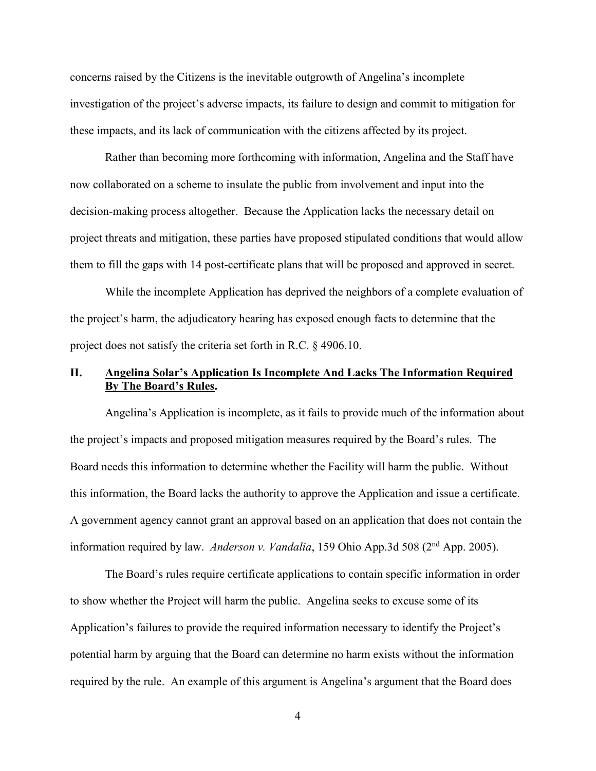concerns raised by the Citizens is the inevitable outgrowth of Angelina's incomplete investigation of the project's adverse impacts, its failure to design and commit to mitigation for these impacts, and its lack of communication with the citizens affected by its project.

Rather than becoming more forthcoming with information, Angelina and the Staff have now collaborated on a scheme to insulate the public from involvement and input into the decision-making process altogether. Because the Application lacks the necessary detail on project threats and mitigation, these parties have proposed stipulated conditions that would allow them to fill the gaps with 14 post-certificate plans that will be proposed and approved in secret.

While the incomplete Application has deprived the neighbors of a complete evaluation of the project's harm, the adjudicatory hearing has exposed enough facts to determine that the project does not satisfy the criteria set forth in R.C. § 4906.10.

## II. Angelina Solar's Application Is Incomplete And Lacks The Information Required By The Board's Rules.

Angelina's Application is incomplete, as it fails to provide much of the information about the project's impacts and proposed mitigation measures required by the Board's rules. The Board needs this information to determine whether the Facility will harm the public. Without this information, the Board lacks the authority to approve the Application and issue a certificate. A government agency cannot grant an approval based on an application that does not contain the information required by law. *Anderson v. Vandalia*, 159 Ohio App.3d 508 (2nd App. 2005).

The Board's rules require certificate applications to contain specific information in order to show whether the Project will harm the public. Angelina seeks to excuse some of its Application's failures to provide the required information necessary to identify the Project's potential harm by arguing that the Board can determine no harm exists without the information required by the rule. An example of this argument is Angelina's argument that the Board does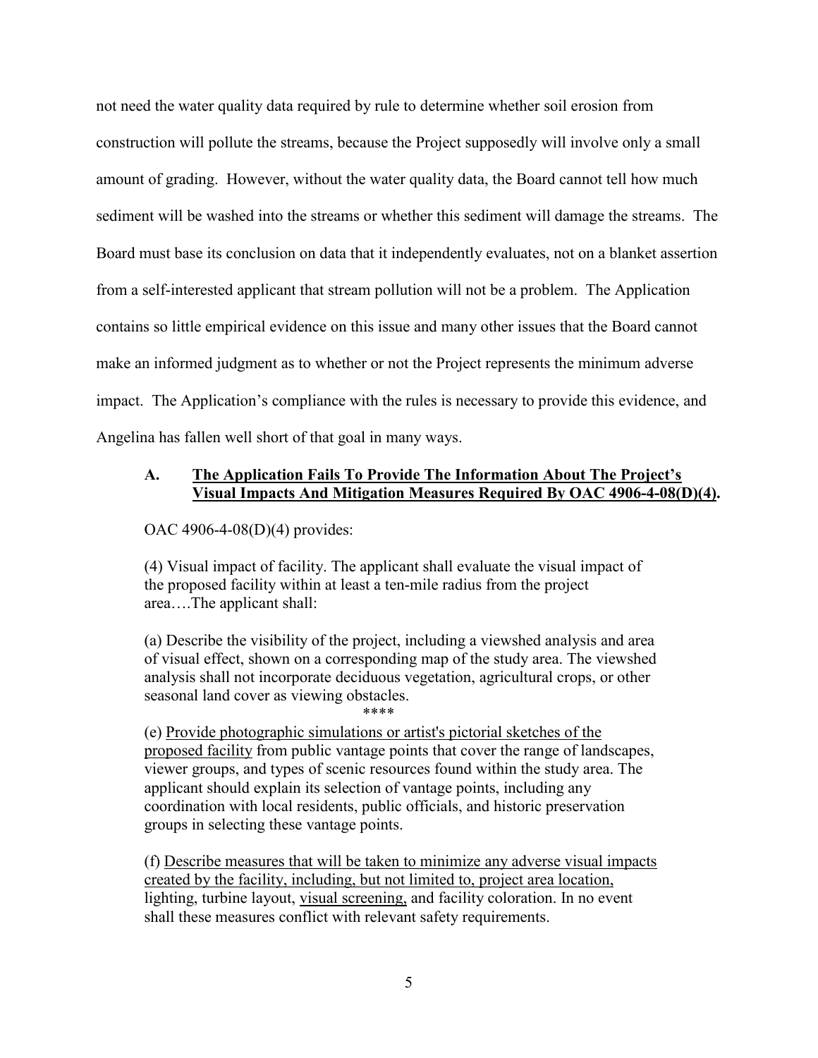not need the water quality data required by rule to determine whether soil erosion from construction will pollute the streams, because the Project supposedly will involve only a small amount of grading. However, without the water quality data, the Board cannot tell how much sediment will be washed into the streams or whether this sediment will damage the streams. The Board must base its conclusion on data that it independently evaluates, not on a blanket assertion from a self-interested applicant that stream pollution will not be a problem. The Application contains so little empirical evidence on this issue and many other issues that the Board cannot make an informed judgment as to whether or not the Project represents the minimum adverse impact. The Application's compliance with the rules is necessary to provide this evidence, and Angelina has fallen well short of that goal in many ways.

### A. <u>The Application Fails To Provide The Information About The Project's Visual Impacts And Mitigation Measures Required By OAC 4906-4-08(D)(4).</u>

OAC 4906-4-08(D)(4) provides:

> (4) Visual impact of facility. The applicant shall evaluate the visual impact of the proposed facility within at least a ten-mile radius from the project area….The applicant shall:
>
> (a) Describe the visibility of the project, including a viewshed analysis and area of visual effect, shown on a corresponding map of the study area. The viewshed analysis shall not incorporate deciduous vegetation, agricultural crops, or other seasonal land cover as viewing obstacles.
>
> \*\*\*\*
>
> (e) <u>Provide photographic simulations or artist's pictorial sketches of the proposed facility</u> from public vantage points that cover the range of landscapes, viewer groups, and types of scenic resources found within the study area. The applicant should explain its selection of vantage points, including any coordination with local residents, public officials, and historic preservation groups in selecting these vantage points.
>
> (f) <u>Describe measures that will be taken to minimize any adverse visual impacts created by the facility, including, but not limited to, project area location,</u> lighting, turbine layout, <u>visual screening,</u> and facility coloration. In no event shall these measures conflict with relevant safety requirements.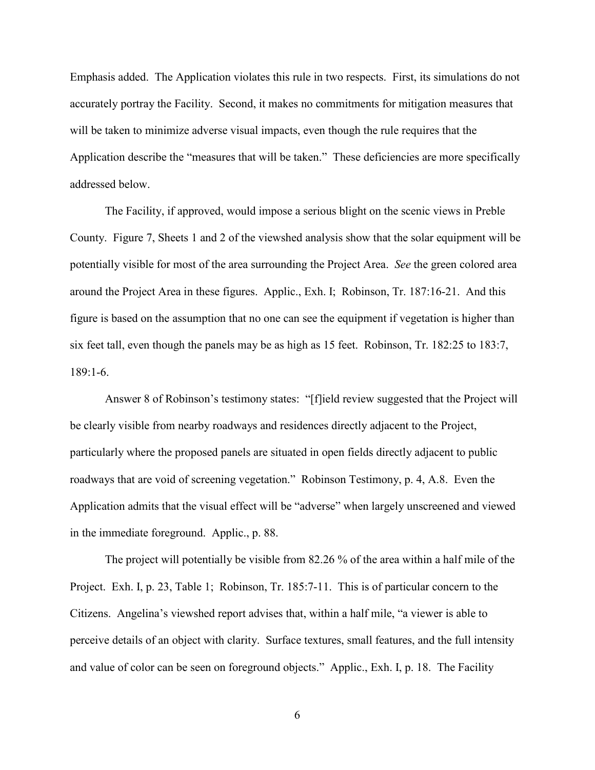Emphasis added. The Application violates this rule in two respects. First, its simulations do not accurately portray the Facility. Second, it makes no commitments for mitigation measures that will be taken to minimize adverse visual impacts, even though the rule requires that the Application describe the "measures that will be taken." These deficiencies are more specifically addressed below.

The Facility, if approved, would impose a serious blight on the scenic views in Preble County. Figure 7, Sheets 1 and 2 of the viewshed analysis show that the solar equipment will be potentially visible for most of the area surrounding the Project Area. *See* the green colored area around the Project Area in these figures. Applic., Exh. I; Robinson, Tr. 187:16-21. And this figure is based on the assumption that no one can see the equipment if vegetation is higher than six feet tall, even though the panels may be as high as 15 feet. Robinson, Tr. 182:25 to 183:7, 189:1-6.

Answer 8 of Robinson's testimony states: "[f]ield review suggested that the Project will be clearly visible from nearby roadways and residences directly adjacent to the Project, particularly where the proposed panels are situated in open fields directly adjacent to public roadways that are void of screening vegetation." Robinson Testimony, p. 4, A.8. Even the Application admits that the visual effect will be "adverse" when largely unscreened and viewed in the immediate foreground. Applic., p. 88.

The project will potentially be visible from 82.26 % of the area within a half mile of the Project. Exh. I, p. 23, Table 1; Robinson, Tr. 185:7-11. This is of particular concern to the Citizens. Angelina's viewshed report advises that, within a half mile, "a viewer is able to perceive details of an object with clarity. Surface textures, small features, and the full intensity and value of color can be seen on foreground objects." Applic., Exh. I, p. 18. The Facility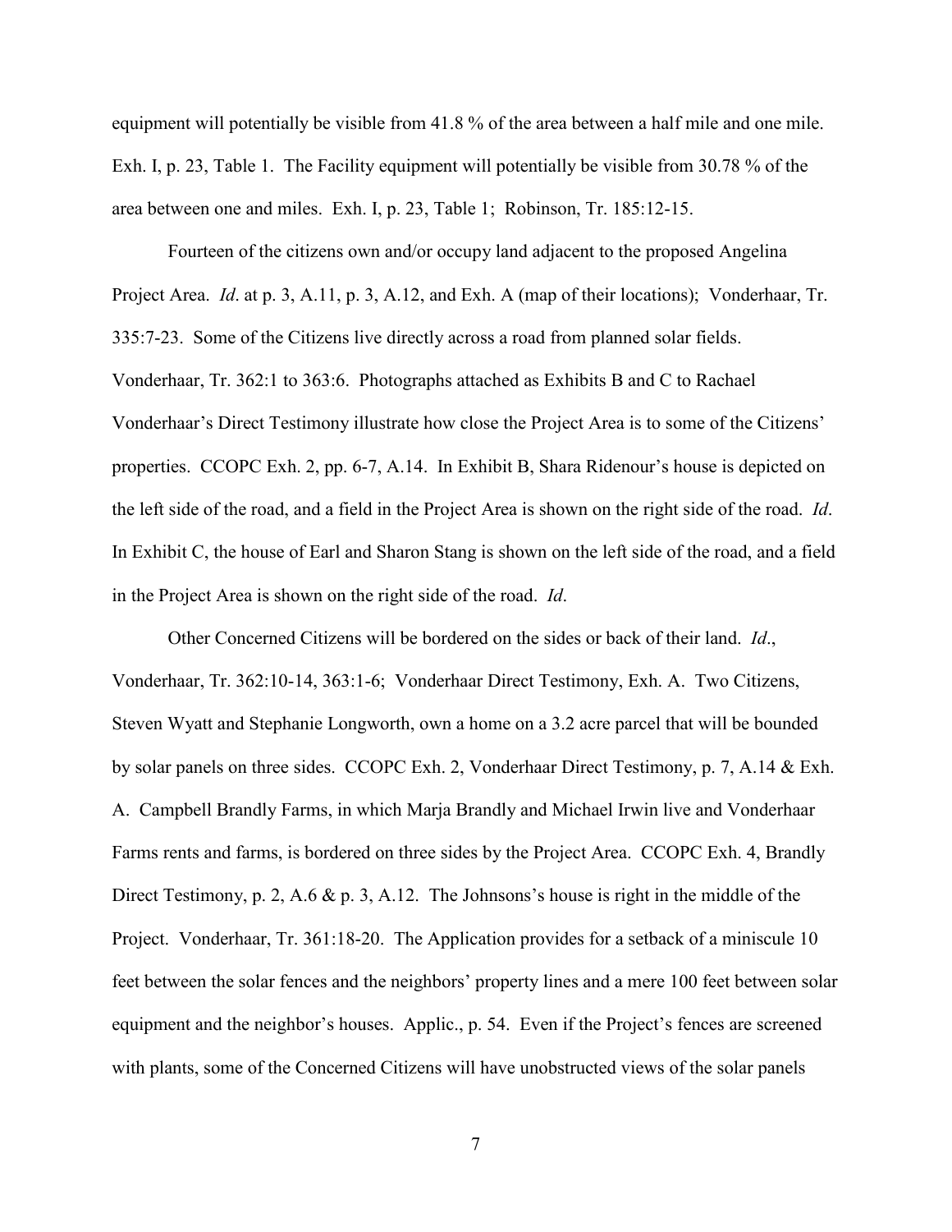equipment will potentially be visible from 41.8 % of the area between a half mile and one mile. Exh. I, p. 23, Table 1. The Facility equipment will potentially be visible from 30.78 % of the area between one and miles. Exh. I, p. 23, Table 1; Robinson, Tr. 185:12-15.

Fourteen of the citizens own and/or occupy land adjacent to the proposed Angelina Project Area. *Id*. at p. 3, A.11, p. 3, A.12, and Exh. A (map of their locations); Vonderhaar, Tr. 335:7-23. Some of the Citizens live directly across a road from planned solar fields. Vonderhaar, Tr. 362:1 to 363:6. Photographs attached as Exhibits B and C to Rachael Vonderhaar's Direct Testimony illustrate how close the Project Area is to some of the Citizens' properties. CCOPC Exh. 2, pp. 6-7, A.14. In Exhibit B, Shara Ridenour's house is depicted on the left side of the road, and a field in the Project Area is shown on the right side of the road. *Id*. In Exhibit C, the house of Earl and Sharon Stang is shown on the left side of the road, and a field in the Project Area is shown on the right side of the road. *Id*.

Other Concerned Citizens will be bordered on the sides or back of their land. *Id*., Vonderhaar, Tr. 362:10-14, 363:1-6; Vonderhaar Direct Testimony, Exh. A. Two Citizens, Steven Wyatt and Stephanie Longworth, own a home on a 3.2 acre parcel that will be bounded by solar panels on three sides. CCOPC Exh. 2, Vonderhaar Direct Testimony, p. 7, A.14 & Exh. A. Campbell Brandly Farms, in which Marja Brandly and Michael Irwin live and Vonderhaar Farms rents and farms, is bordered on three sides by the Project Area. CCOPC Exh. 4, Brandly Direct Testimony, p. 2, A.6 & p. 3, A.12. The Johnsons's house is right in the middle of the Project. Vonderhaar, Tr. 361:18-20. The Application provides for a setback of a miniscule 10 feet between the solar fences and the neighbors' property lines and a mere 100 feet between solar equipment and the neighbor's houses. Applic., p. 54. Even if the Project's fences are screened with plants, some of the Concerned Citizens will have unobstructed views of the solar panels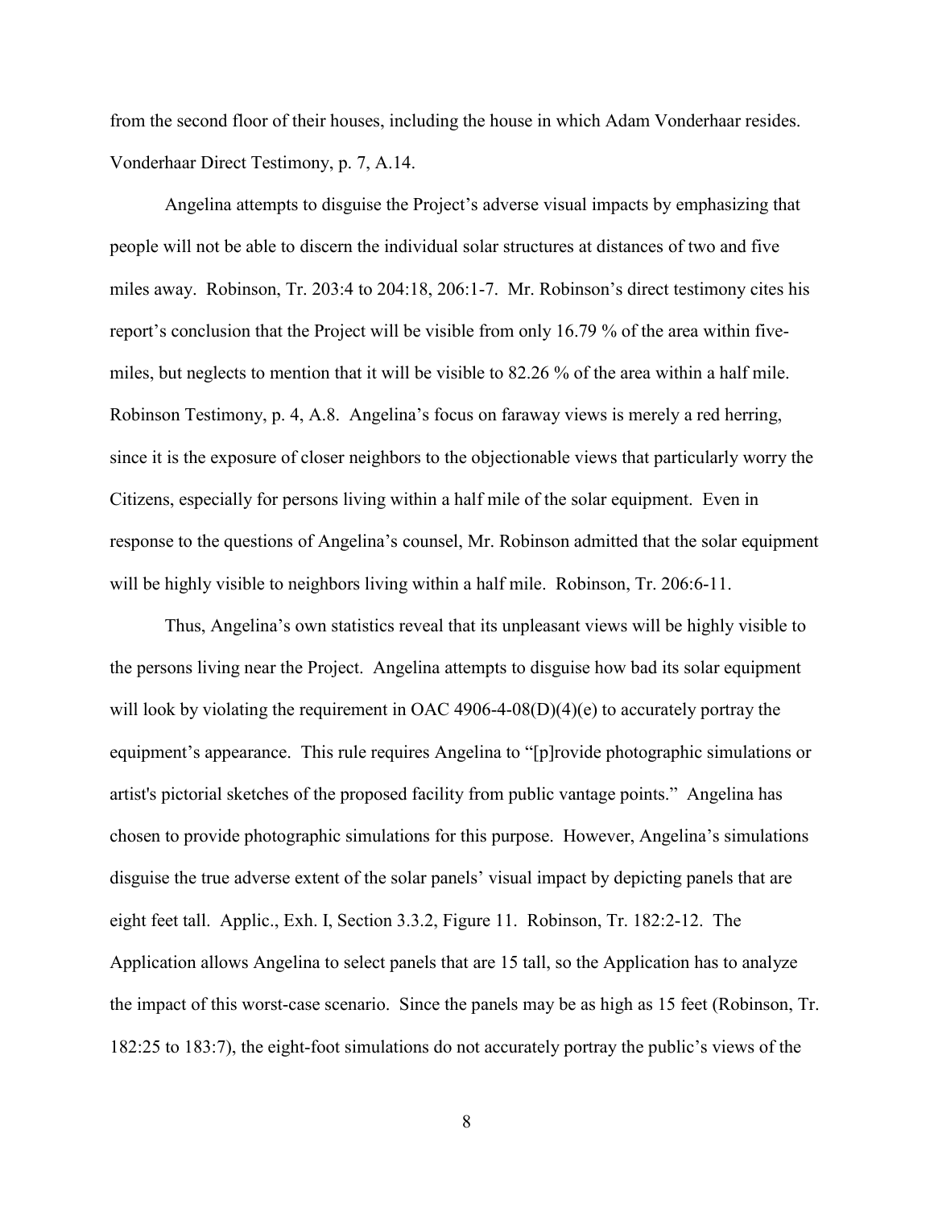from the second floor of their houses, including the house in which Adam Vonderhaar resides. Vonderhaar Direct Testimony, p. 7, A.14.

Angelina attempts to disguise the Project's adverse visual impacts by emphasizing that people will not be able to discern the individual solar structures at distances of two and five miles away. Robinson, Tr. 203:4 to 204:18, 206:1-7. Mr. Robinson's direct testimony cites his report's conclusion that the Project will be visible from only 16.79 % of the area within five-miles, but neglects to mention that it will be visible to 82.26 % of the area within a half mile. Robinson Testimony, p. 4, A.8. Angelina's focus on faraway views is merely a red herring, since it is the exposure of closer neighbors to the objectionable views that particularly worry the Citizens, especially for persons living within a half mile of the solar equipment. Even in response to the questions of Angelina's counsel, Mr. Robinson admitted that the solar equipment will be highly visible to neighbors living within a half mile. Robinson, Tr. 206:6-11.

Thus, Angelina's own statistics reveal that its unpleasant views will be highly visible to the persons living near the Project. Angelina attempts to disguise how bad its solar equipment will look by violating the requirement in OAC 4906-4-08(D)(4)(e) to accurately portray the equipment's appearance. This rule requires Angelina to "[p]rovide photographic simulations or artist's pictorial sketches of the proposed facility from public vantage points." Angelina has chosen to provide photographic simulations for this purpose. However, Angelina's simulations disguise the true adverse extent of the solar panels' visual impact by depicting panels that are eight feet tall. Applic., Exh. I, Section 3.3.2, Figure 11. Robinson, Tr. 182:2-12. The Application allows Angelina to select panels that are 15 tall, so the Application has to analyze the impact of this worst-case scenario. Since the panels may be as high as 15 feet (Robinson, Tr. 182:25 to 183:7), the eight-foot simulations do not accurately portray the public's views of the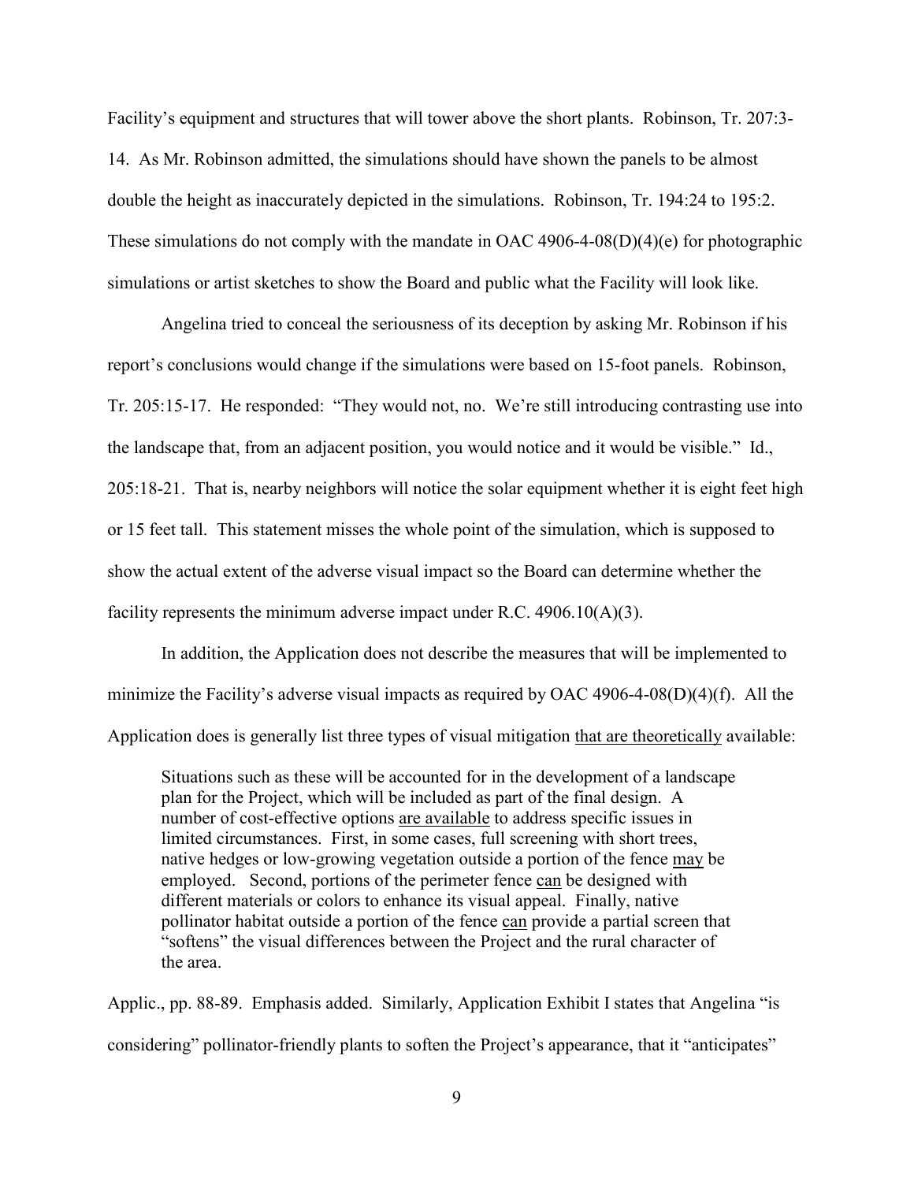Facility's equipment and structures that will tower above the short plants. Robinson, Tr. 207:3-14. As Mr. Robinson admitted, the simulations should have shown the panels to be almost double the height as inaccurately depicted in the simulations. Robinson, Tr. 194:24 to 195:2. These simulations do not comply with the mandate in OAC 4906-4-08(D)(4)(e) for photographic simulations or artist sketches to show the Board and public what the Facility will look like.

Angelina tried to conceal the seriousness of its deception by asking Mr. Robinson if his report's conclusions would change if the simulations were based on 15-foot panels. Robinson, Tr. 205:15-17. He responded: "They would not, no. We're still introducing contrasting use into the landscape that, from an adjacent position, you would notice and it would be visible." Id., 205:18-21. That is, nearby neighbors will notice the solar equipment whether it is eight feet high or 15 feet tall. This statement misses the whole point of the simulation, which is supposed to show the actual extent of the adverse visual impact so the Board can determine whether the facility represents the minimum adverse impact under R.C. 4906.10(A)(3).

In addition, the Application does not describe the measures that will be implemented to minimize the Facility's adverse visual impacts as required by OAC 4906-4-08(D)(4)(f). All the Application does is generally list three types of visual mitigation <u>that are theoretically</u> available:

> Situations such as these will be accounted for in the development of a landscape plan for the Project, which will be included as part of the final design. A number of cost-effective options <u>are available</u> to address specific issues in limited circumstances. First, in some cases, full screening with short trees, native hedges or low-growing vegetation outside a portion of the fence <u>may</u> be employed. Second, portions of the perimeter fence <u>can</u> be designed with different materials or colors to enhance its visual appeal. Finally, native pollinator habitat outside a portion of the fence <u>can</u> provide a partial screen that "softens" the visual differences between the Project and the rural character of the area.

Applic., pp. 88-89. Emphasis added. Similarly, Application Exhibit I states that Angelina "is considering" pollinator-friendly plants to soften the Project's appearance, that it "anticipates"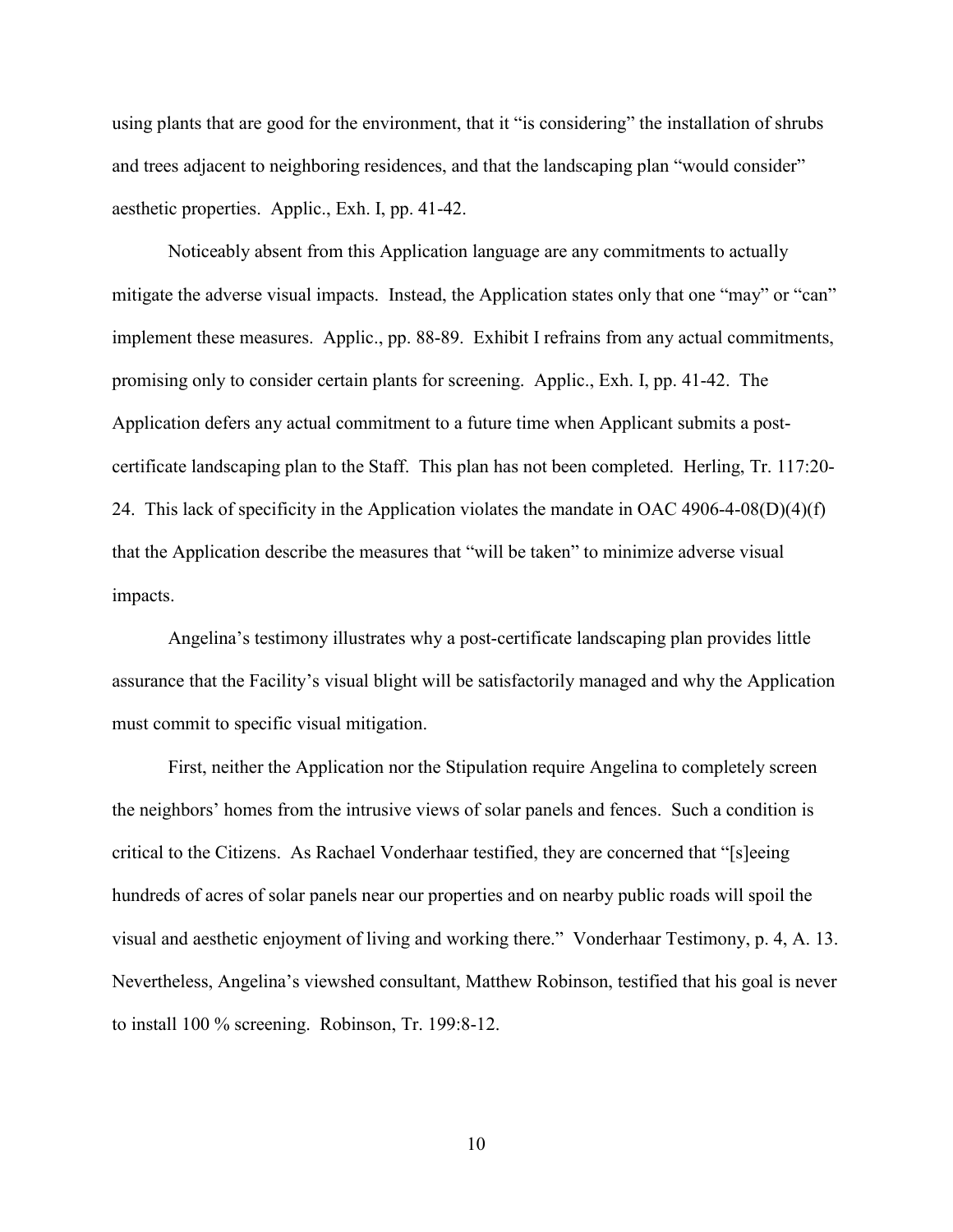using plants that are good for the environment, that it "is considering" the installation of shrubs and trees adjacent to neighboring residences, and that the landscaping plan "would consider" aesthetic properties. Applic., Exh. I, pp. 41-42.

Noticeably absent from this Application language are any commitments to actually mitigate the adverse visual impacts. Instead, the Application states only that one "may" or "can" implement these measures. Applic., pp. 88-89. Exhibit I refrains from any actual commitments, promising only to consider certain plants for screening. Applic., Exh. I, pp. 41-42. The Application defers any actual commitment to a future time when Applicant submits a post-certificate landscaping plan to the Staff. This plan has not been completed. Herling, Tr. 117:20-24. This lack of specificity in the Application violates the mandate in OAC 4906-4-08(D)(4)(f) that the Application describe the measures that "will be taken" to minimize adverse visual impacts.

Angelina's testimony illustrates why a post-certificate landscaping plan provides little assurance that the Facility's visual blight will be satisfactorily managed and why the Application must commit to specific visual mitigation.

First, neither the Application nor the Stipulation require Angelina to completely screen the neighbors' homes from the intrusive views of solar panels and fences. Such a condition is critical to the Citizens. As Rachael Vonderhaar testified, they are concerned that "[s]eeing hundreds of acres of solar panels near our properties and on nearby public roads will spoil the visual and aesthetic enjoyment of living and working there." Vonderhaar Testimony, p. 4, A. 13. Nevertheless, Angelina's viewshed consultant, Matthew Robinson, testified that his goal is never to install 100 % screening. Robinson, Tr. 199:8-12.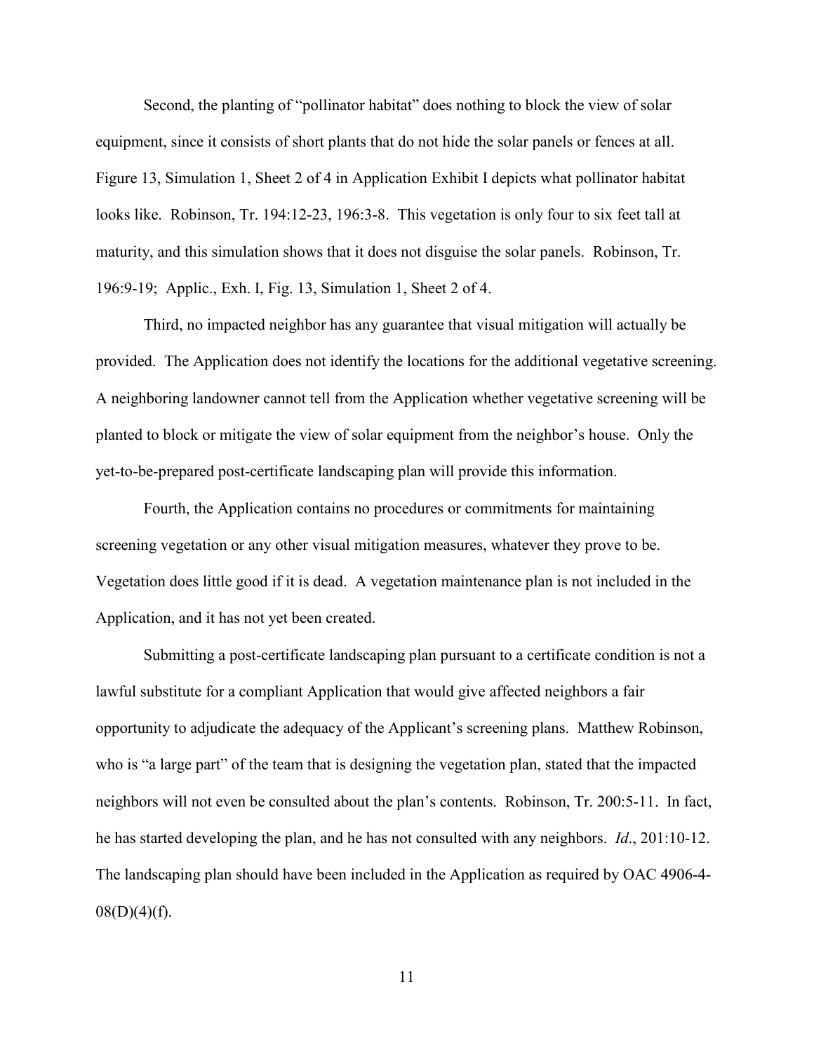Second, the planting of "pollinator habitat" does nothing to block the view of solar equipment, since it consists of short plants that do not hide the solar panels or fences at all. Figure 13, Simulation 1, Sheet 2 of 4 in Application Exhibit I depicts what pollinator habitat looks like. Robinson, Tr. 194:12-23, 196:3-8. This vegetation is only four to six feet tall at maturity, and this simulation shows that it does not disguise the solar panels. Robinson, Tr. 196:9-19; Applic., Exh. I, Fig. 13, Simulation 1, Sheet 2 of 4.

Third, no impacted neighbor has any guarantee that visual mitigation will actually be provided. The Application does not identify the locations for the additional vegetative screening. A neighboring landowner cannot tell from the Application whether vegetative screening will be planted to block or mitigate the view of solar equipment from the neighbor's house. Only the yet-to-be-prepared post-certificate landscaping plan will provide this information.

Fourth, the Application contains no procedures or commitments for maintaining screening vegetation or any other visual mitigation measures, whatever they prove to be. Vegetation does little good if it is dead. A vegetation maintenance plan is not included in the Application, and it has not yet been created.

Submitting a post-certificate landscaping plan pursuant to a certificate condition is not a lawful substitute for a compliant Application that would give affected neighbors a fair opportunity to adjudicate the adequacy of the Applicant's screening plans. Matthew Robinson, who is "a large part" of the team that is designing the vegetation plan, stated that the impacted neighbors will not even be consulted about the plan's contents. Robinson, Tr. 200:5-11. In fact, he has started developing the plan, and he has not consulted with any neighbors. *Id*., 201:10-12. The landscaping plan should have been included in the Application as required by OAC 4906-4-08(D)(4)(f).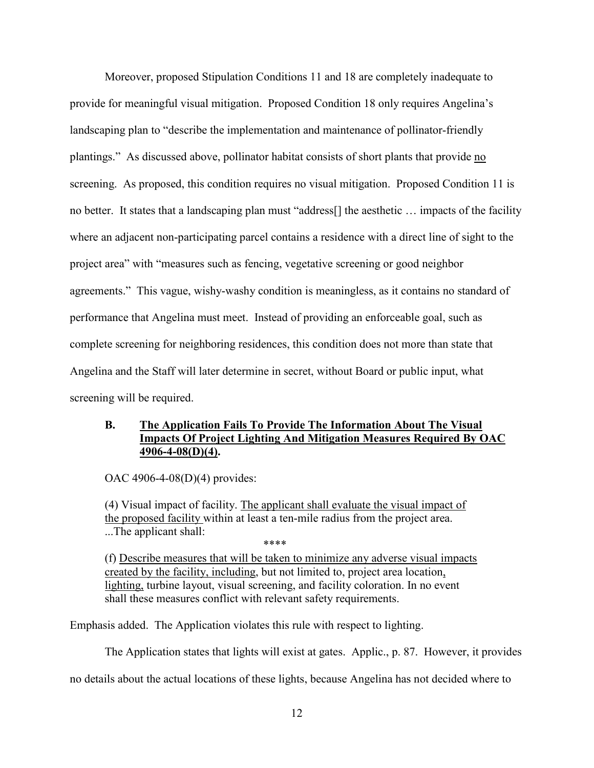Moreover, proposed Stipulation Conditions 11 and 18 are completely inadequate to provide for meaningful visual mitigation. Proposed Condition 18 only requires Angelina's landscaping plan to "describe the implementation and maintenance of pollinator-friendly plantings." As discussed above, pollinator habitat consists of short plants that provide <u>no</u> screening. As proposed, this condition requires no visual mitigation. Proposed Condition 11 is no better. It states that a landscaping plan must "address[] the aesthetic … impacts of the facility where an adjacent non-participating parcel contains a residence with a direct line of sight to the project area" with "measures such as fencing, vegetative screening or good neighbor agreements." This vague, wishy-washy condition is meaningless, as it contains no standard of performance that Angelina must meet. Instead of providing an enforceable goal, such as complete screening for neighboring residences, this condition does not more than state that Angelina and the Staff will later determine in secret, without Board or public input, what screening will be required.

### B. <u>The Application Fails To Provide The Information About The Visual Impacts Of Project Lighting And Mitigation Measures Required By OAC 4906-4-08(D)(4).</u>

OAC 4906-4-08(D)(4) provides:

> (4) Visual impact of facility. <u>The applicant shall evaluate the visual impact of the proposed facility</u> within at least a ten-mile radius from the project area. ...The applicant shall:
>
> \*\*\*\*
>
> (f) <u>Describe measures that will be taken to minimize any adverse visual impacts created by the facility, including</u>, but not limited to, project area location<u>,</u> <u>lighting,</u> turbine layout, visual screening, and facility coloration. In no event shall these measures conflict with relevant safety requirements.

Emphasis added. The Application violates this rule with respect to lighting.

The Application states that lights will exist at gates. Applic., p. 87. However, it provides no details about the actual locations of these lights, because Angelina has not decided where to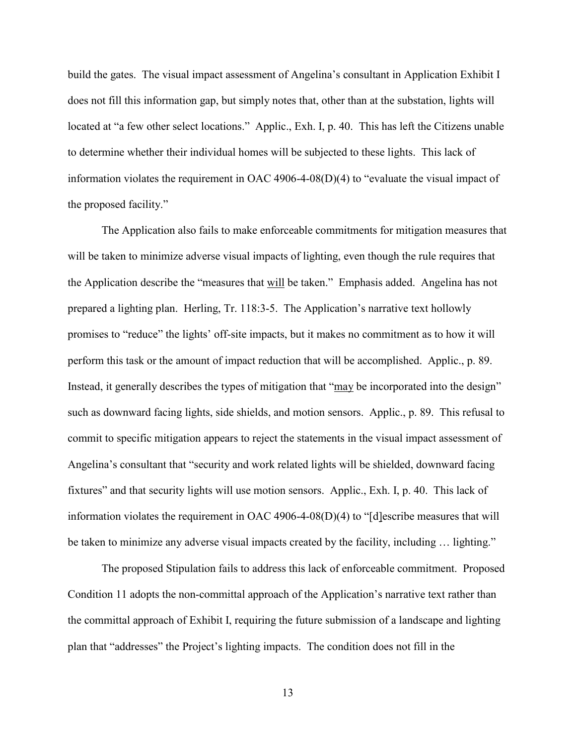build the gates. The visual impact assessment of Angelina's consultant in Application Exhibit I does not fill this information gap, but simply notes that, other than at the substation, lights will located at "a few other select locations." Applic., Exh. I, p. 40. This has left the Citizens unable to determine whether their individual homes will be subjected to these lights. This lack of information violates the requirement in OAC 4906-4-08(D)(4) to "evaluate the visual impact of the proposed facility."

The Application also fails to make enforceable commitments for mitigation measures that will be taken to minimize adverse visual impacts of lighting, even though the rule requires that the Application describe the "measures that <u>will</u> be taken." Emphasis added. Angelina has not prepared a lighting plan. Herling, Tr. 118:3-5. The Application's narrative text hollowly promises to "reduce" the lights' off-site impacts, but it makes no commitment as to how it will perform this task or the amount of impact reduction that will be accomplished. Applic., p. 89. Instead, it generally describes the types of mitigation that "<u>may</u> be incorporated into the design" such as downward facing lights, side shields, and motion sensors. Applic., p. 89. This refusal to commit to specific mitigation appears to reject the statements in the visual impact assessment of Angelina's consultant that "security and work related lights will be shielded, downward facing fixtures" and that security lights will use motion sensors. Applic., Exh. I, p. 40. This lack of information violates the requirement in OAC 4906-4-08(D)(4) to "[d]escribe measures that will be taken to minimize any adverse visual impacts created by the facility, including … lighting."

The proposed Stipulation fails to address this lack of enforceable commitment. Proposed Condition 11 adopts the non-committal approach of the Application's narrative text rather than the committal approach of Exhibit I, requiring the future submission of a landscape and lighting plan that "addresses" the Project's lighting impacts. The condition does not fill in the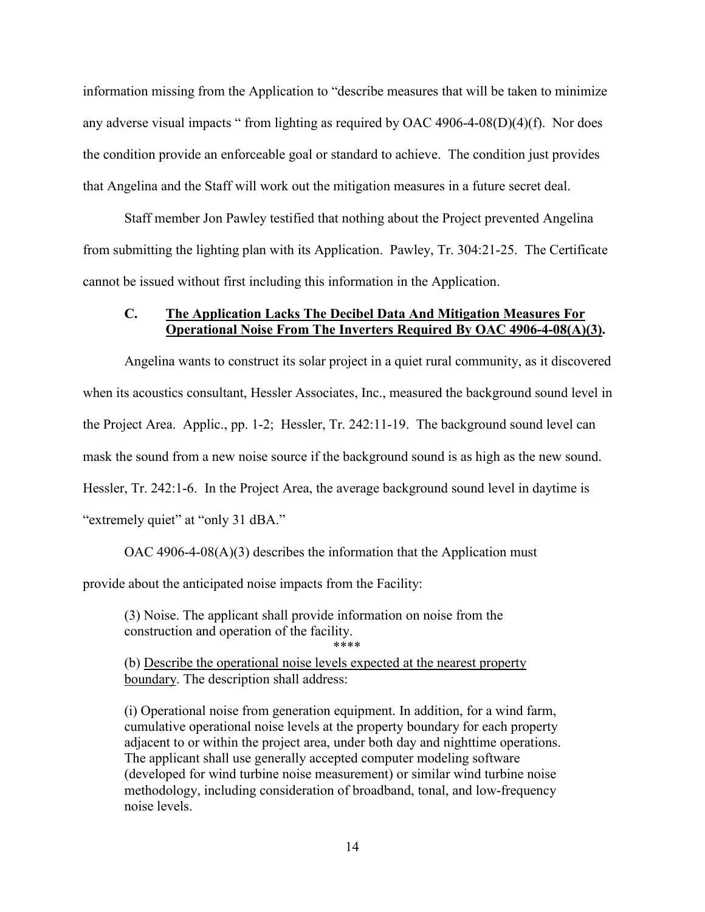information missing from the Application to "describe measures that will be taken to minimize any adverse visual impacts " from lighting as required by OAC 4906-4-08(D)(4)(f). Nor does the condition provide an enforceable goal or standard to achieve. The condition just provides that Angelina and the Staff will work out the mitigation measures in a future secret deal.

Staff member Jon Pawley testified that nothing about the Project prevented Angelina from submitting the lighting plan with its Application. Pawley, Tr. 304:21-25. The Certificate cannot be issued without first including this information in the Application.

### C. <u>The Application Lacks The Decibel Data And Mitigation Measures For Operational Noise From The Inverters Required By OAC 4906-4-08(A)(3).</u>

Angelina wants to construct its solar project in a quiet rural community, as it discovered when its acoustics consultant, Hessler Associates, Inc., measured the background sound level in the Project Area. Applic., pp. 1-2; Hessler, Tr. 242:11-19. The background sound level can mask the sound from a new noise source if the background sound is as high as the new sound. Hessler, Tr. 242:1-6. In the Project Area, the average background sound level in daytime is "extremely quiet" at "only 31 dBA."

OAC 4906-4-08(A)(3) describes the information that the Application must provide about the anticipated noise impacts from the Facility:

> (3) Noise. The applicant shall provide information on noise from the construction and operation of the facility.
>
> \*\*\*\*
>
> (b) <u>Describe the operational noise levels expected at the nearest property boundary</u>. The description shall address:
>
> (i) Operational noise from generation equipment. In addition, for a wind farm, cumulative operational noise levels at the property boundary for each property adjacent to or within the project area, under both day and nighttime operations. The applicant shall use generally accepted computer modeling software (developed for wind turbine noise measurement) or similar wind turbine noise methodology, including consideration of broadband, tonal, and low-frequency noise levels.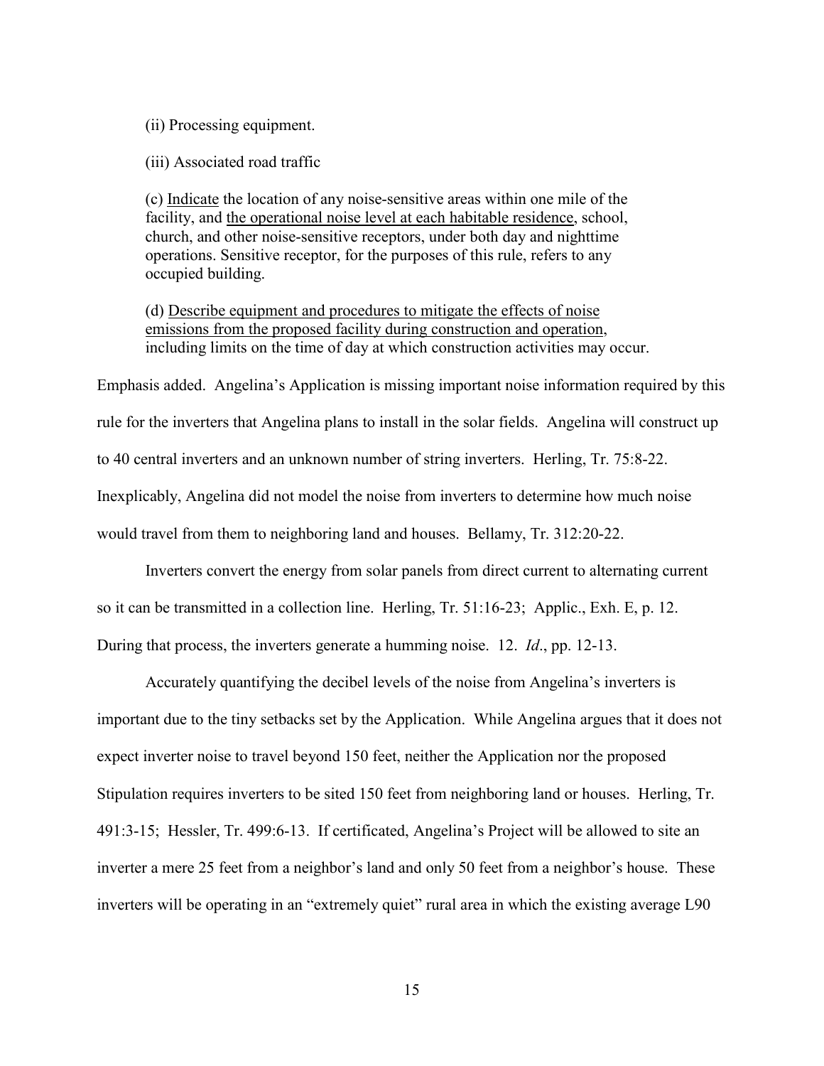(ii) Processing equipment.

(iii) Associated road traffic

(c) Indicate the location of any noise-sensitive areas within one mile of the facility, and the operational noise level at each habitable residence, school, church, and other noise-sensitive receptors, under both day and nighttime operations. Sensitive receptor, for the purposes of this rule, refers to any occupied building.

(d) Describe equipment and procedures to mitigate the effects of noise emissions from the proposed facility during construction and operation, including limits on the time of day at which construction activities may occur.

Emphasis added. Angelina's Application is missing important noise information required by this rule for the inverters that Angelina plans to install in the solar fields. Angelina will construct up to 40 central inverters and an unknown number of string inverters. Herling, Tr. 75:8-22. Inexplicably, Angelina did not model the noise from inverters to determine how much noise would travel from them to neighboring land and houses. Bellamy, Tr. 312:20-22.

Inverters convert the energy from solar panels from direct current to alternating current so it can be transmitted in a collection line. Herling, Tr. 51:16-23; Applic., Exh. E, p. 12. During that process, the inverters generate a humming noise. 12. *Id*., pp. 12-13.

Accurately quantifying the decibel levels of the noise from Angelina's inverters is important due to the tiny setbacks set by the Application. While Angelina argues that it does not expect inverter noise to travel beyond 150 feet, neither the Application nor the proposed Stipulation requires inverters to be sited 150 feet from neighboring land or houses. Herling, Tr. 491:3-15; Hessler, Tr. 499:6-13. If certificated, Angelina's Project will be allowed to site an inverter a mere 25 feet from a neighbor's land and only 50 feet from a neighbor's house. These inverters will be operating in an "extremely quiet" rural area in which the existing average L90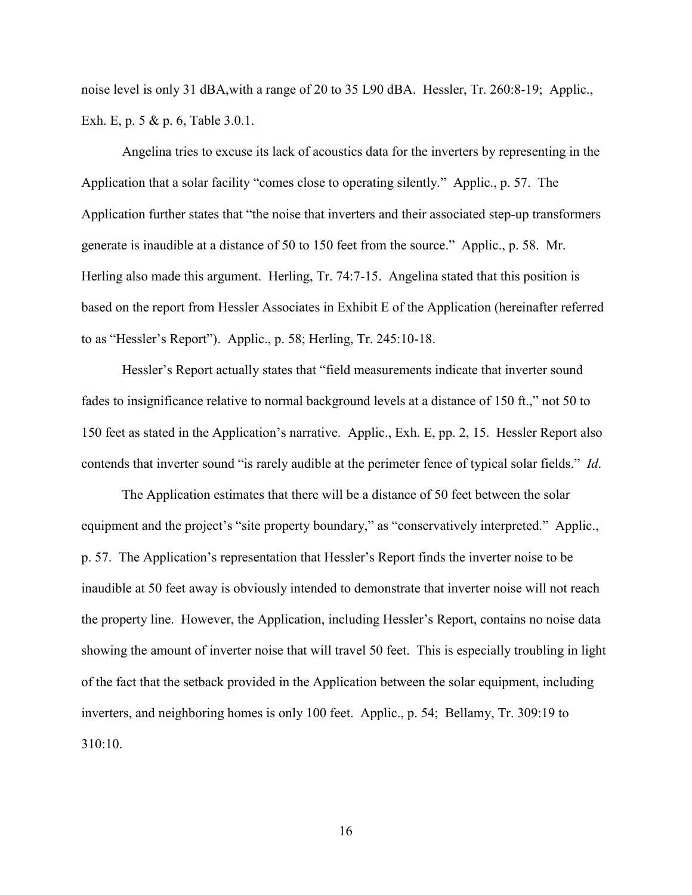noise level is only 31 dBA,with a range of 20 to 35 L90 dBA. Hessler, Tr. 260:8-19; Applic., Exh. E, p. 5 & p. 6, Table 3.0.1.

Angelina tries to excuse its lack of acoustics data for the inverters by representing in the Application that a solar facility "comes close to operating silently." Applic., p. 57. The Application further states that "the noise that inverters and their associated step-up transformers generate is inaudible at a distance of 50 to 150 feet from the source." Applic., p. 58. Mr. Herling also made this argument. Herling, Tr. 74:7-15. Angelina stated that this position is based on the report from Hessler Associates in Exhibit E of the Application (hereinafter referred to as "Hessler's Report"). Applic., p. 58; Herling, Tr. 245:10-18.

Hessler's Report actually states that "field measurements indicate that inverter sound fades to insignificance relative to normal background levels at a distance of 150 ft.," not 50 to 150 feet as stated in the Application's narrative. Applic., Exh. E, pp. 2, 15. Hessler Report also contends that inverter sound "is rarely audible at the perimeter fence of typical solar fields." *Id*.

The Application estimates that there will be a distance of 50 feet between the solar equipment and the project's "site property boundary," as "conservatively interpreted." Applic., p. 57. The Application's representation that Hessler's Report finds the inverter noise to be inaudible at 50 feet away is obviously intended to demonstrate that inverter noise will not reach the property line. However, the Application, including Hessler's Report, contains no noise data showing the amount of inverter noise that will travel 50 feet. This is especially troubling in light of the fact that the setback provided in the Application between the solar equipment, including inverters, and neighboring homes is only 100 feet. Applic., p. 54; Bellamy, Tr. 309:19 to 310:10.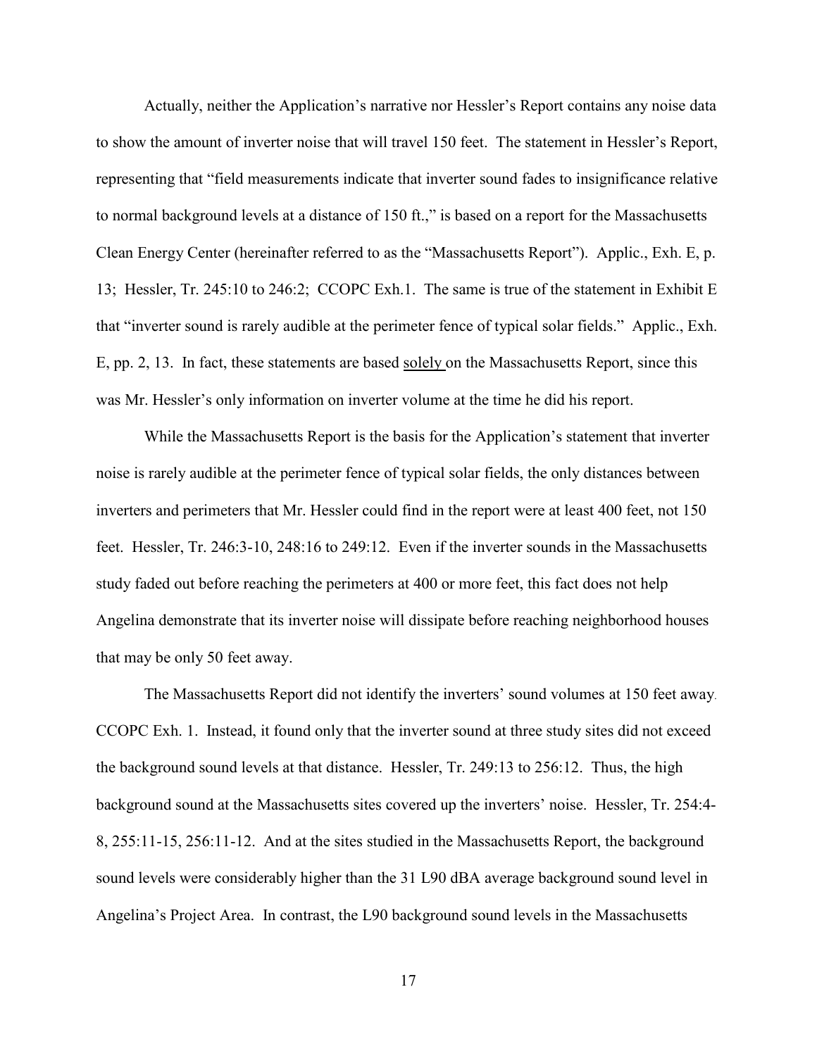Actually, neither the Application's narrative nor Hessler's Report contains any noise data to show the amount of inverter noise that will travel 150 feet. The statement in Hessler's Report, representing that "field measurements indicate that inverter sound fades to insignificance relative to normal background levels at a distance of 150 ft.," is based on a report for the Massachusetts Clean Energy Center (hereinafter referred to as the "Massachusetts Report"). Applic., Exh. E, p. 13; Hessler, Tr. 245:10 to 246:2; CCOPC Exh.1. The same is true of the statement in Exhibit E that "inverter sound is rarely audible at the perimeter fence of typical solar fields." Applic., Exh. E, pp. 2, 13. In fact, these statements are based solely on the Massachusetts Report, since this was Mr. Hessler's only information on inverter volume at the time he did his report.

While the Massachusetts Report is the basis for the Application's statement that inverter noise is rarely audible at the perimeter fence of typical solar fields, the only distances between inverters and perimeters that Mr. Hessler could find in the report were at least 400 feet, not 150 feet. Hessler, Tr. 246:3-10, 248:16 to 249:12. Even if the inverter sounds in the Massachusetts study faded out before reaching the perimeters at 400 or more feet, this fact does not help Angelina demonstrate that its inverter noise will dissipate before reaching neighborhood houses that may be only 50 feet away.

The Massachusetts Report did not identify the inverters' sound volumes at 150 feet away. CCOPC Exh. 1. Instead, it found only that the inverter sound at three study sites did not exceed the background sound levels at that distance. Hessler, Tr. 249:13 to 256:12. Thus, the high background sound at the Massachusetts sites covered up the inverters' noise. Hessler, Tr. 254:4-8, 255:11-15, 256:11-12. And at the sites studied in the Massachusetts Report, the background sound levels were considerably higher than the 31 L90 dBA average background sound level in Angelina's Project Area. In contrast, the L90 background sound levels in the Massachusetts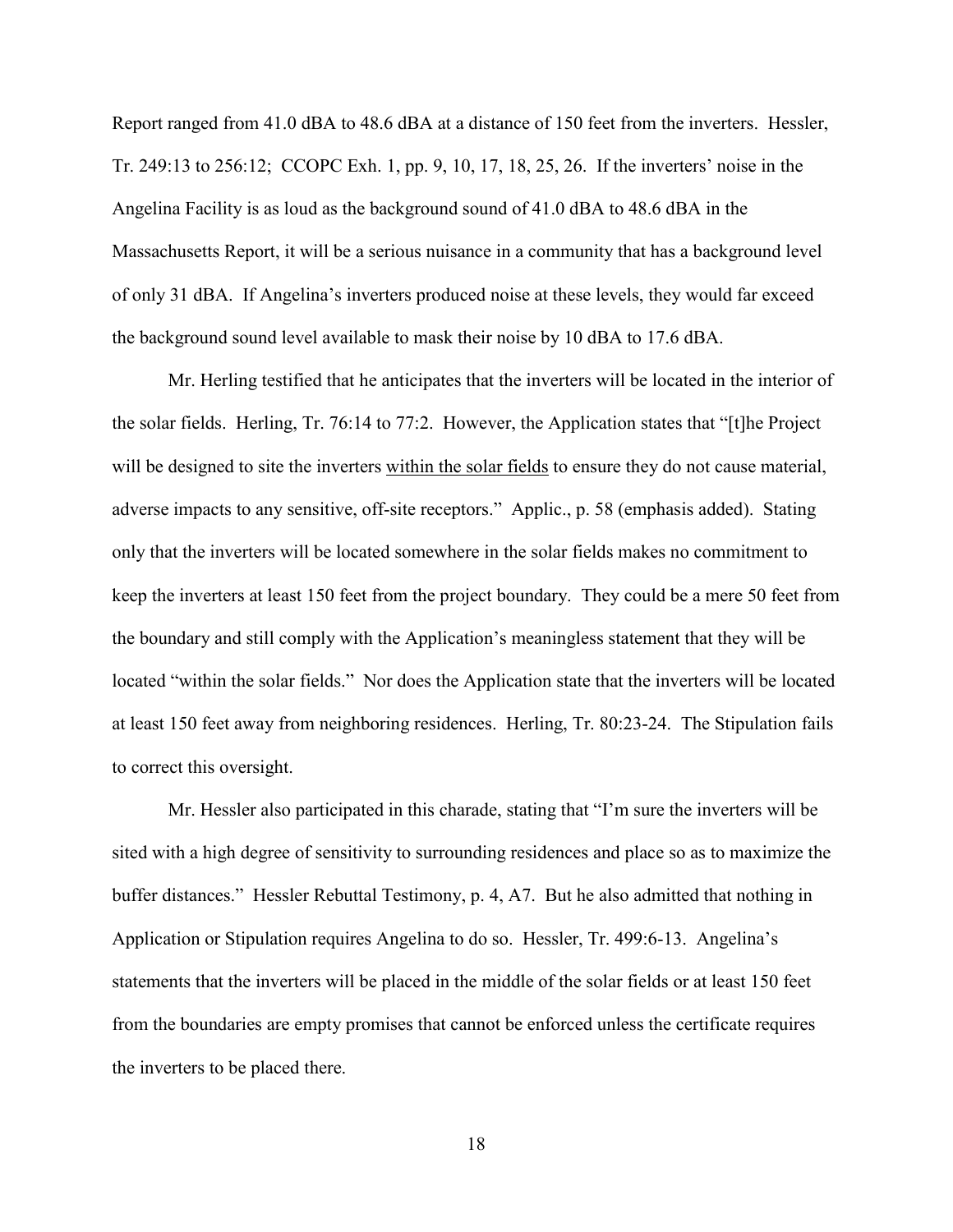Report ranged from 41.0 dBA to 48.6 dBA at a distance of 150 feet from the inverters. Hessler, Tr. 249:13 to 256:12; CCOPC Exh. 1, pp. 9, 10, 17, 18, 25, 26. If the inverters' noise in the Angelina Facility is as loud as the background sound of 41.0 dBA to 48.6 dBA in the Massachusetts Report, it will be a serious nuisance in a community that has a background level of only 31 dBA. If Angelina's inverters produced noise at these levels, they would far exceed the background sound level available to mask their noise by 10 dBA to 17.6 dBA.

Mr. Herling testified that he anticipates that the inverters will be located in the interior of the solar fields. Herling, Tr. 76:14 to 77:2. However, the Application states that "[t]he Project will be designed to site the inverters <u>within the solar fields</u> to ensure they do not cause material, adverse impacts to any sensitive, off-site receptors." Applic., p. 58 (emphasis added). Stating only that the inverters will be located somewhere in the solar fields makes no commitment to keep the inverters at least 150 feet from the project boundary. They could be a mere 50 feet from the boundary and still comply with the Application's meaningless statement that they will be located "within the solar fields." Nor does the Application state that the inverters will be located at least 150 feet away from neighboring residences. Herling, Tr. 80:23-24. The Stipulation fails to correct this oversight.

Mr. Hessler also participated in this charade, stating that "I'm sure the inverters will be sited with a high degree of sensitivity to surrounding residences and place so as to maximize the buffer distances." Hessler Rebuttal Testimony, p. 4, A7. But he also admitted that nothing in Application or Stipulation requires Angelina to do so. Hessler, Tr. 499:6-13. Angelina's statements that the inverters will be placed in the middle of the solar fields or at least 150 feet from the boundaries are empty promises that cannot be enforced unless the certificate requires the inverters to be placed there.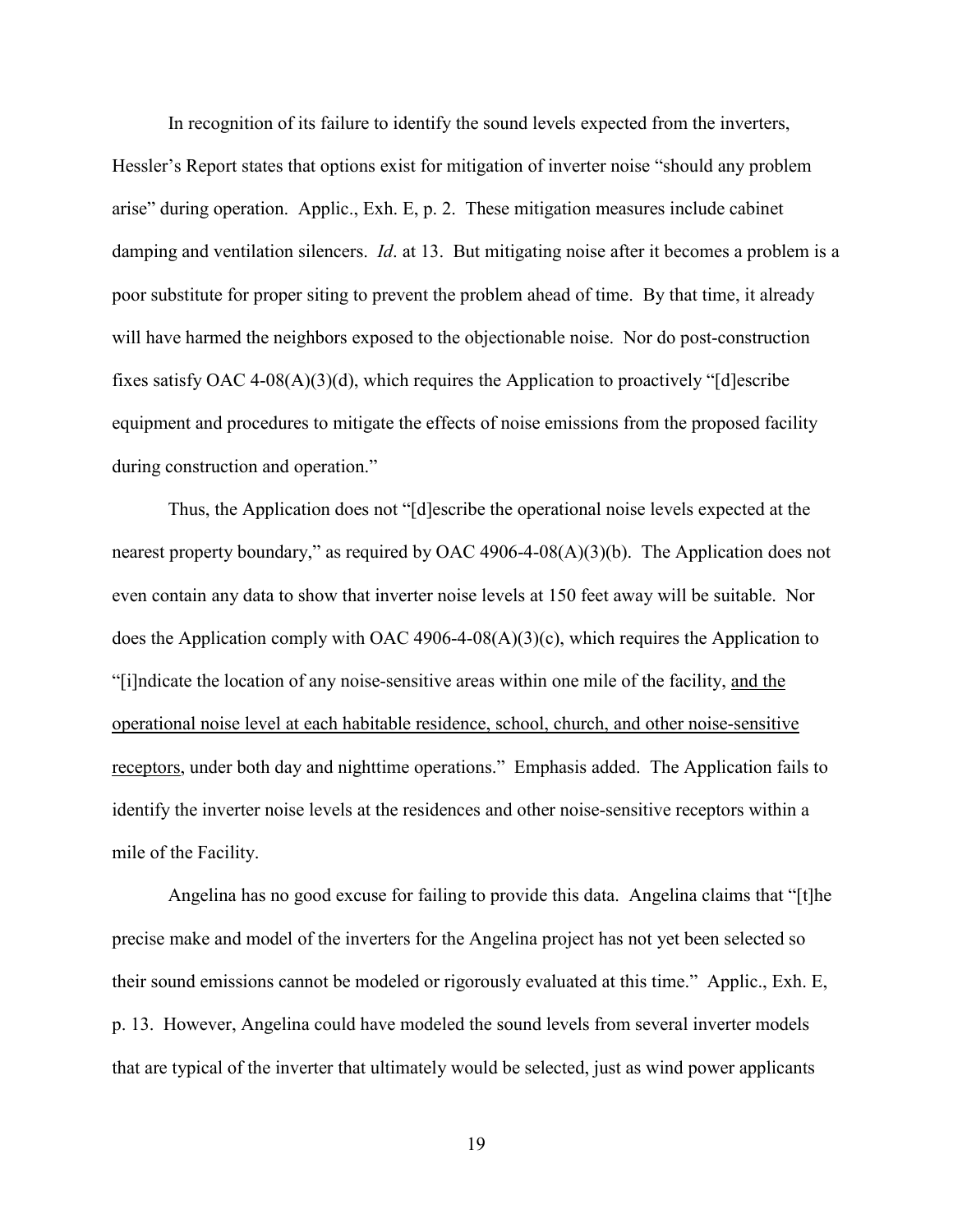In recognition of its failure to identify the sound levels expected from the inverters, Hessler's Report states that options exist for mitigation of inverter noise "should any problem arise" during operation. Applic., Exh. E, p. 2. These mitigation measures include cabinet damping and ventilation silencers. *Id*. at 13. But mitigating noise after it becomes a problem is a poor substitute for proper siting to prevent the problem ahead of time. By that time, it already will have harmed the neighbors exposed to the objectionable noise. Nor do post-construction fixes satisfy OAC 4-08(A)(3)(d), which requires the Application to proactively "[d]escribe equipment and procedures to mitigate the effects of noise emissions from the proposed facility during construction and operation."

Thus, the Application does not "[d]escribe the operational noise levels expected at the nearest property boundary," as required by OAC 4906-4-08(A)(3)(b). The Application does not even contain any data to show that inverter noise levels at 150 feet away will be suitable. Nor does the Application comply with OAC 4906-4-08(A)(3)(c), which requires the Application to "[i]ndicate the location of any noise-sensitive areas within one mile of the facility, <u>and the operational noise level at each habitable residence, school, church, and other noise-sensitive receptors</u>, under both day and nighttime operations." Emphasis added. The Application fails to identify the inverter noise levels at the residences and other noise-sensitive receptors within a mile of the Facility.

Angelina has no good excuse for failing to provide this data. Angelina claims that "[t]he precise make and model of the inverters for the Angelina project has not yet been selected so their sound emissions cannot be modeled or rigorously evaluated at this time." Applic., Exh. E, p. 13. However, Angelina could have modeled the sound levels from several inverter models that are typical of the inverter that ultimately would be selected, just as wind power applicants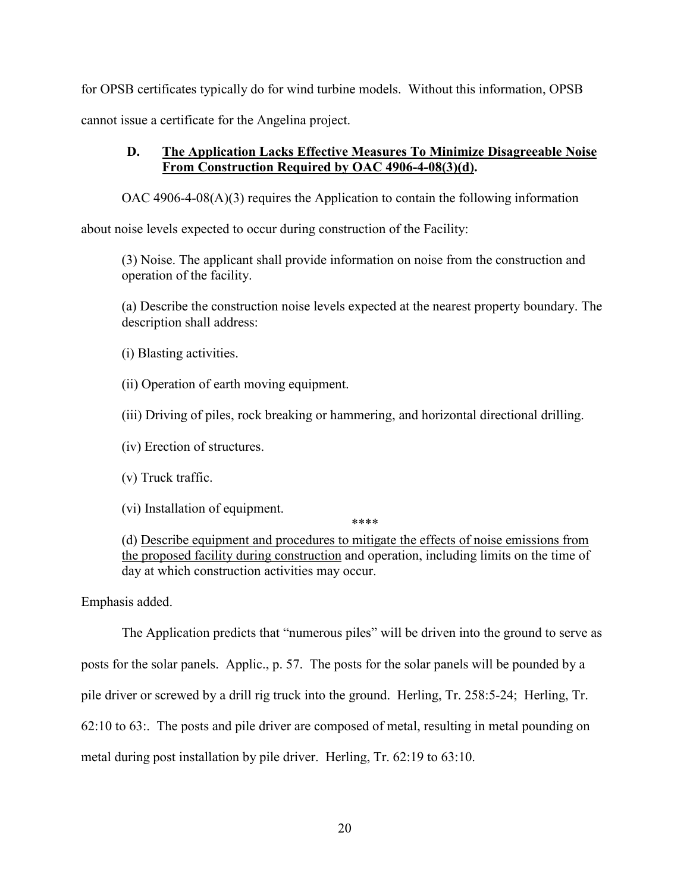for OPSB certificates typically do for wind turbine models. Without this information, OPSB cannot issue a certificate for the Angelina project.

### D. <u>The Application Lacks Effective Measures To Minimize Disagreeable Noise From Construction Required by OAC 4906-4-08(3)(d).</u>

OAC 4906-4-08(A)(3) requires the Application to contain the following information about noise levels expected to occur during construction of the Facility:

> (3) Noise. The applicant shall provide information on noise from the construction and operation of the facility.
>
> (a) Describe the construction noise levels expected at the nearest property boundary. The description shall address:
>
> (i) Blasting activities.
>
> (ii) Operation of earth moving equipment.
>
> (iii) Driving of piles, rock breaking or hammering, and horizontal directional drilling.
>
> (iv) Erection of structures.
>
> (v) Truck traffic.
>
> (vi) Installation of equipment.
>
> ****
>
> (d) <u>Describe equipment and procedures to mitigate the effects of noise emissions from the proposed facility during construction</u> and operation, including limits on the time of day at which construction activities may occur.

Emphasis added.

The Application predicts that "numerous piles" will be driven into the ground to serve as posts for the solar panels. Applic., p. 57. The posts for the solar panels will be pounded by a pile driver or screwed by a drill rig truck into the ground. Herling, Tr. 258:5-24; Herling, Tr. 62:10 to 63:. The posts and pile driver are composed of metal, resulting in metal pounding on metal during post installation by pile driver. Herling, Tr. 62:19 to 63:10.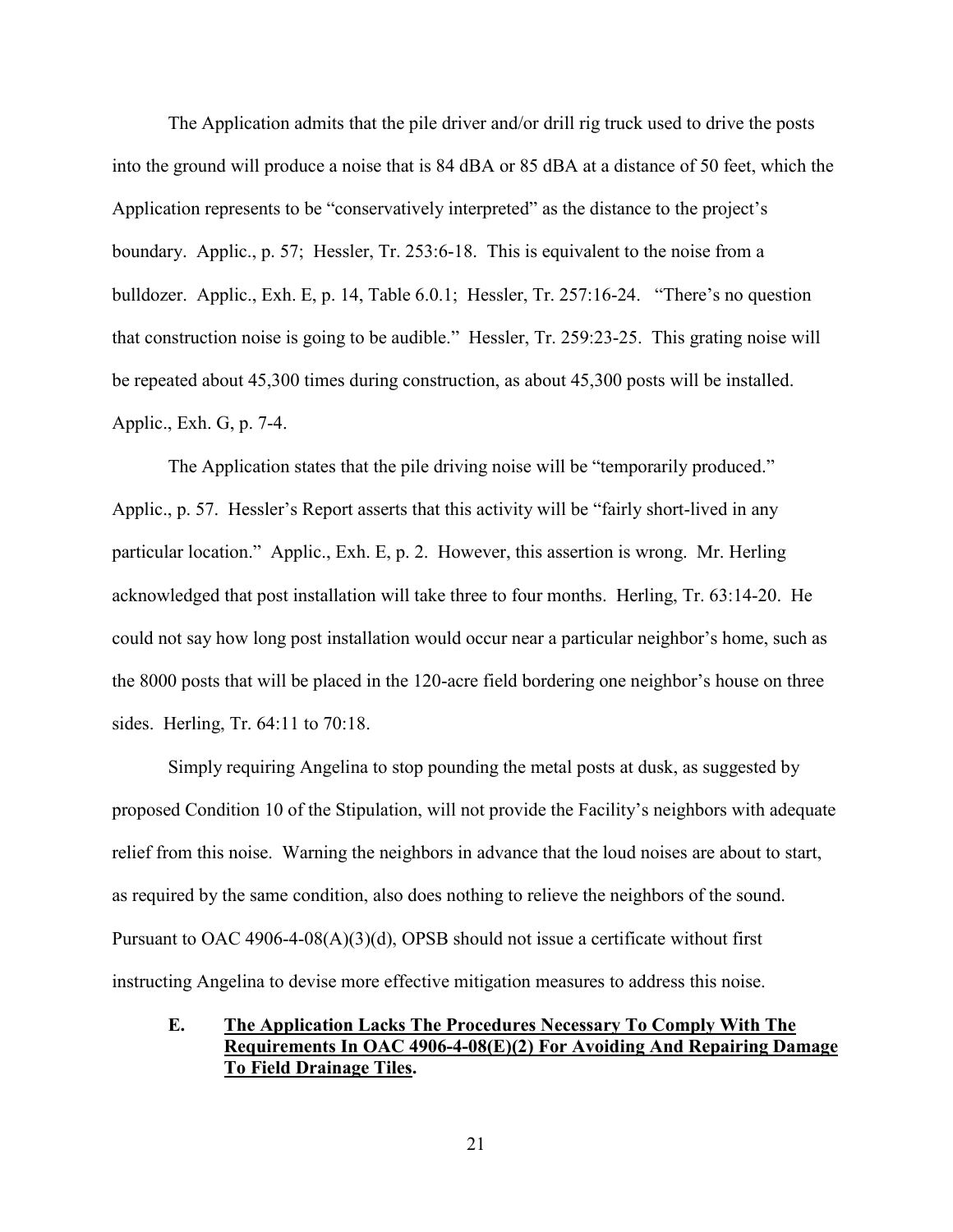The Application admits that the pile driver and/or drill rig truck used to drive the posts into the ground will produce a noise that is 84 dBA or 85 dBA at a distance of 50 feet, which the Application represents to be "conservatively interpreted" as the distance to the project's boundary. Applic., p. 57; Hessler, Tr. 253:6-18. This is equivalent to the noise from a bulldozer. Applic., Exh. E, p. 14, Table 6.0.1; Hessler, Tr. 257:16-24. "There's no question that construction noise is going to be audible." Hessler, Tr. 259:23-25. This grating noise will be repeated about 45,300 times during construction, as about 45,300 posts will be installed. Applic., Exh. G, p. 7-4.

The Application states that the pile driving noise will be "temporarily produced." Applic., p. 57. Hessler's Report asserts that this activity will be "fairly short-lived in any particular location." Applic., Exh. E, p. 2. However, this assertion is wrong. Mr. Herling acknowledged that post installation will take three to four months. Herling, Tr. 63:14-20. He could not say how long post installation would occur near a particular neighbor's home, such as the 8000 posts that will be placed in the 120-acre field bordering one neighbor's house on three sides. Herling, Tr. 64:11 to 70:18.

Simply requiring Angelina to stop pounding the metal posts at dusk, as suggested by proposed Condition 10 of the Stipulation, will not provide the Facility's neighbors with adequate relief from this noise. Warning the neighbors in advance that the loud noises are about to start, as required by the same condition, also does nothing to relieve the neighbors of the sound. Pursuant to OAC 4906-4-08(A)(3)(d), OPSB should not issue a certificate without first instructing Angelina to devise more effective mitigation measures to address this noise.

### E. The Application Lacks The Procedures Necessary To Comply With The Requirements In OAC 4906-4-08(E)(2) For Avoiding And Repairing Damage To Field Drainage Tiles.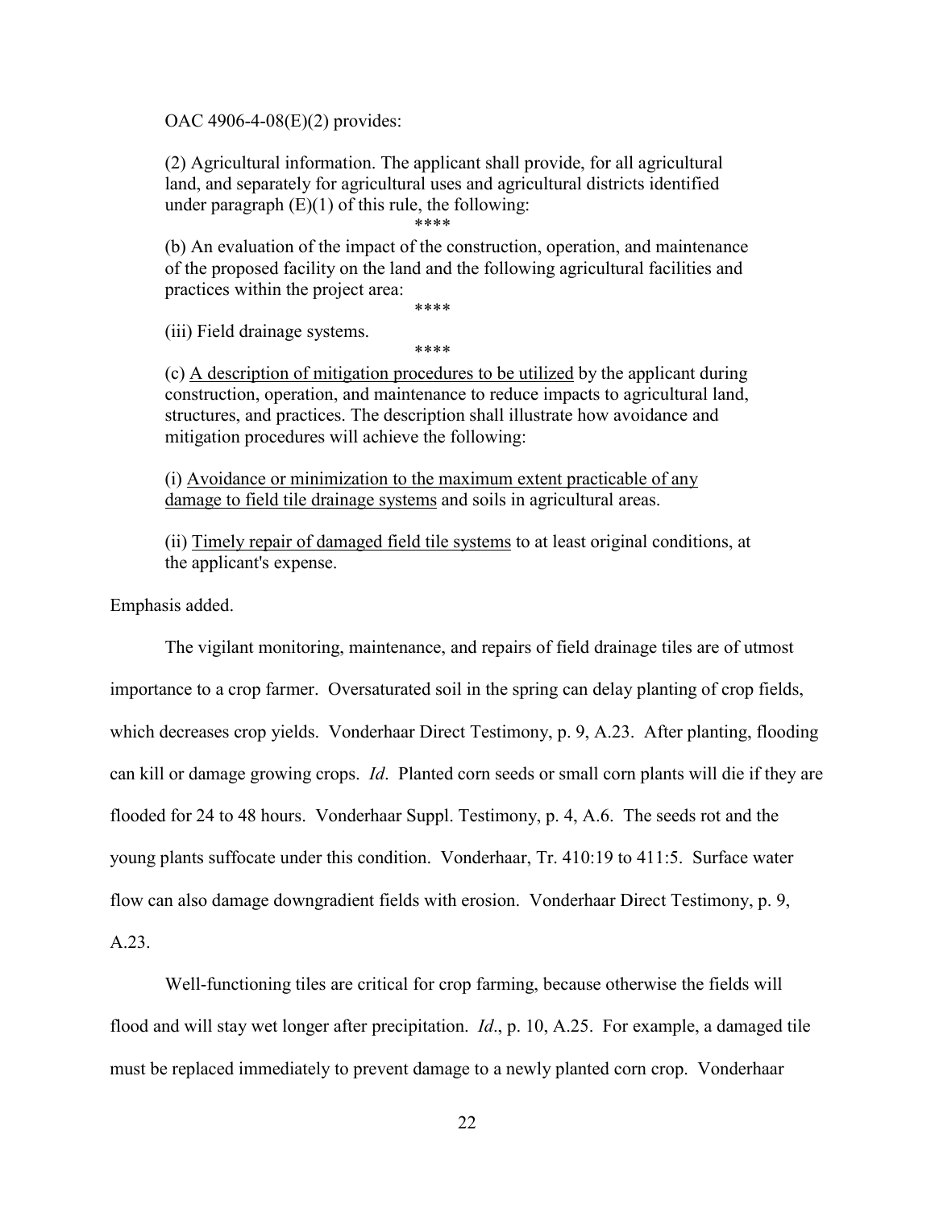OAC 4906-4-08(E)(2) provides:

> (2) Agricultural information. The applicant shall provide, for all agricultural land, and separately for agricultural uses and agricultural districts identified under paragraph (E)(1) of this rule, the following:
>
> \*\*\*\*
>
> (b) An evaluation of the impact of the construction, operation, and maintenance of the proposed facility on the land and the following agricultural facilities and practices within the project area:
>
> \*\*\*\*
>
> (iii) Field drainage systems.
>
> \*\*\*\*
>
> (c) <u>A description of mitigation procedures to be utilized</u> by the applicant during construction, operation, and maintenance to reduce impacts to agricultural land, structures, and practices. The description shall illustrate how avoidance and mitigation procedures will achieve the following:
>
> (i) <u>Avoidance or minimization to the maximum extent practicable of any damage to field tile drainage systems</u> and soils in agricultural areas.
>
> (ii) <u>Timely repair of damaged field tile systems</u> to at least original conditions, at the applicant's expense.

Emphasis added.

The vigilant monitoring, maintenance, and repairs of field drainage tiles are of utmost importance to a crop farmer. Oversaturated soil in the spring can delay planting of crop fields, which decreases crop yields. Vonderhaar Direct Testimony, p. 9, A.23. After planting, flooding can kill or damage growing crops. *Id*. Planted corn seeds or small corn plants will die if they are flooded for 24 to 48 hours. Vonderhaar Suppl. Testimony, p. 4, A.6. The seeds rot and the young plants suffocate under this condition. Vonderhaar, Tr. 410:19 to 411:5. Surface water flow can also damage downgradient fields with erosion. Vonderhaar Direct Testimony, p. 9, A.23.

Well-functioning tiles are critical for crop farming, because otherwise the fields will flood and will stay wet longer after precipitation. *Id*., p. 10, A.25. For example, a damaged tile must be replaced immediately to prevent damage to a newly planted corn crop. Vonderhaar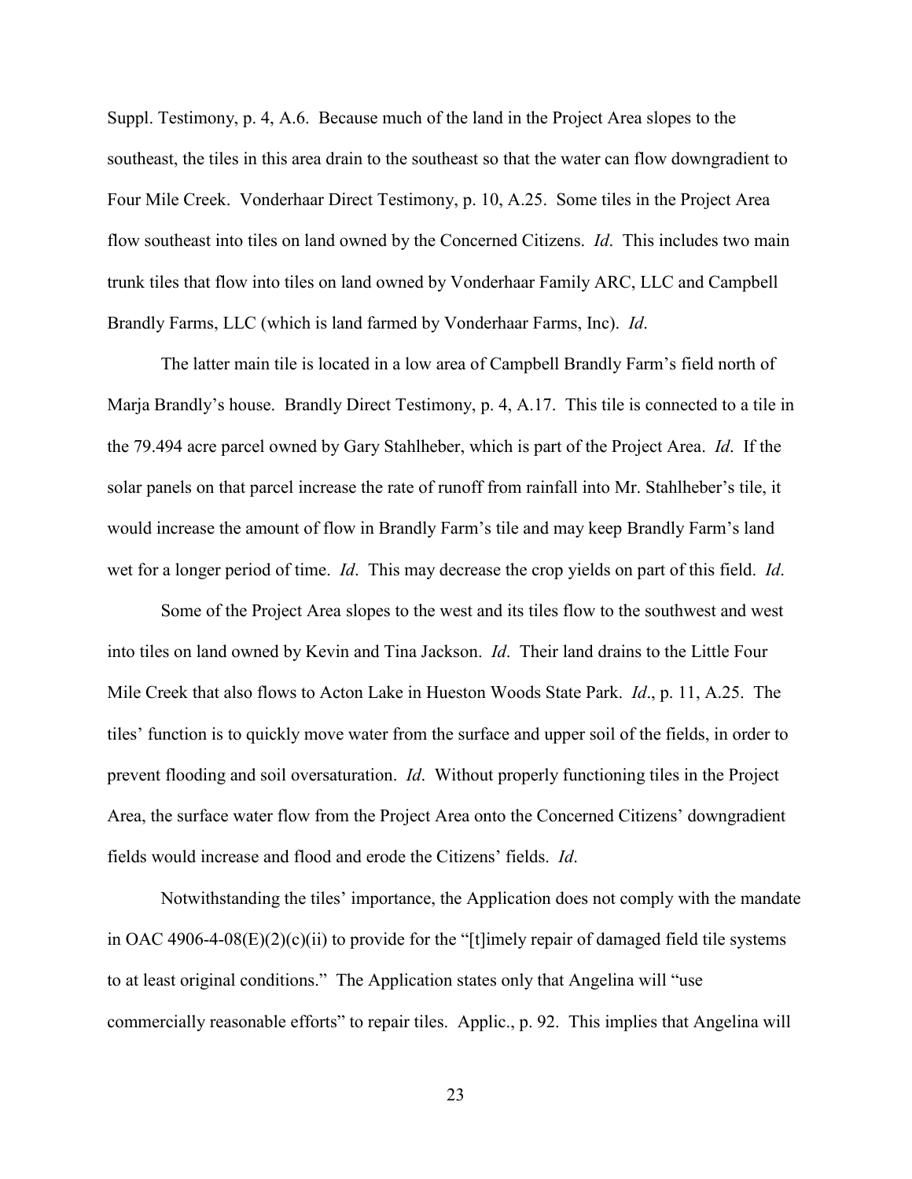Suppl. Testimony, p. 4, A.6. Because much of the land in the Project Area slopes to the southeast, the tiles in this area drain to the southeast so that the water can flow downgradient to Four Mile Creek. Vonderhaar Direct Testimony, p. 10, A.25. Some tiles in the Project Area flow southeast into tiles on land owned by the Concerned Citizens. *Id*. This includes two main trunk tiles that flow into tiles on land owned by Vonderhaar Family ARC, LLC and Campbell Brandly Farms, LLC (which is land farmed by Vonderhaar Farms, Inc). *Id*.

The latter main tile is located in a low area of Campbell Brandly Farm's field north of Marja Brandly's house. Brandly Direct Testimony, p. 4, A.17. This tile is connected to a tile in the 79.494 acre parcel owned by Gary Stahlheber, which is part of the Project Area. *Id*. If the solar panels on that parcel increase the rate of runoff from rainfall into Mr. Stahlheber's tile, it would increase the amount of flow in Brandly Farm's tile and may keep Brandly Farm's land wet for a longer period of time. *Id*. This may decrease the crop yields on part of this field. *Id*.

Some of the Project Area slopes to the west and its tiles flow to the southwest and west into tiles on land owned by Kevin and Tina Jackson. *Id*. Their land drains to the Little Four Mile Creek that also flows to Acton Lake in Hueston Woods State Park. *Id*., p. 11, A.25. The tiles' function is to quickly move water from the surface and upper soil of the fields, in order to prevent flooding and soil oversaturation. *Id*. Without properly functioning tiles in the Project Area, the surface water flow from the Project Area onto the Concerned Citizens' downgradient fields would increase and flood and erode the Citizens' fields. *Id*.

Notwithstanding the tiles' importance, the Application does not comply with the mandate in OAC 4906-4-08(E)(2)(c)(ii) to provide for the "[t]imely repair of damaged field tile systems to at least original conditions." The Application states only that Angelina will "use commercially reasonable efforts" to repair tiles. Applic., p. 92. This implies that Angelina will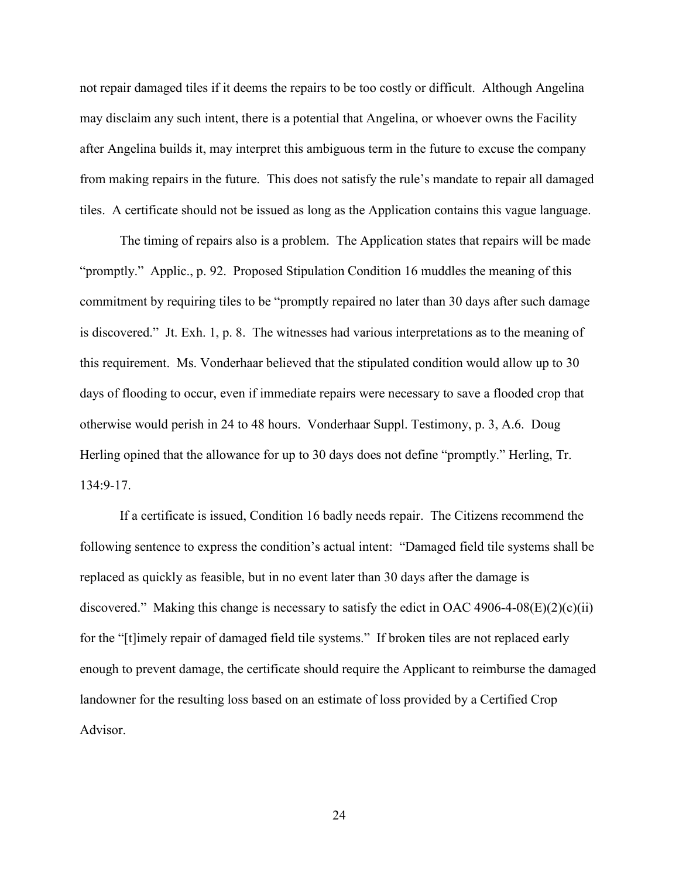not repair damaged tiles if it deems the repairs to be too costly or difficult. Although Angelina may disclaim any such intent, there is a potential that Angelina, or whoever owns the Facility after Angelina builds it, may interpret this ambiguous term in the future to excuse the company from making repairs in the future. This does not satisfy the rule's mandate to repair all damaged tiles. A certificate should not be issued as long as the Application contains this vague language.

The timing of repairs also is a problem. The Application states that repairs will be made "promptly." Applic., p. 92. Proposed Stipulation Condition 16 muddles the meaning of this commitment by requiring tiles to be "promptly repaired no later than 30 days after such damage is discovered." Jt. Exh. 1, p. 8. The witnesses had various interpretations as to the meaning of this requirement. Ms. Vonderhaar believed that the stipulated condition would allow up to 30 days of flooding to occur, even if immediate repairs were necessary to save a flooded crop that otherwise would perish in 24 to 48 hours. Vonderhaar Suppl. Testimony, p. 3, A.6. Doug Herling opined that the allowance for up to 30 days does not define "promptly." Herling, Tr. 134:9-17.

If a certificate is issued, Condition 16 badly needs repair. The Citizens recommend the following sentence to express the condition's actual intent: "Damaged field tile systems shall be replaced as quickly as feasible, but in no event later than 30 days after the damage is discovered." Making this change is necessary to satisfy the edict in OAC 4906-4-08(E)(2)(c)(ii) for the "[t]imely repair of damaged field tile systems." If broken tiles are not replaced early enough to prevent damage, the certificate should require the Applicant to reimburse the damaged landowner for the resulting loss based on an estimate of loss provided by a Certified Crop Advisor.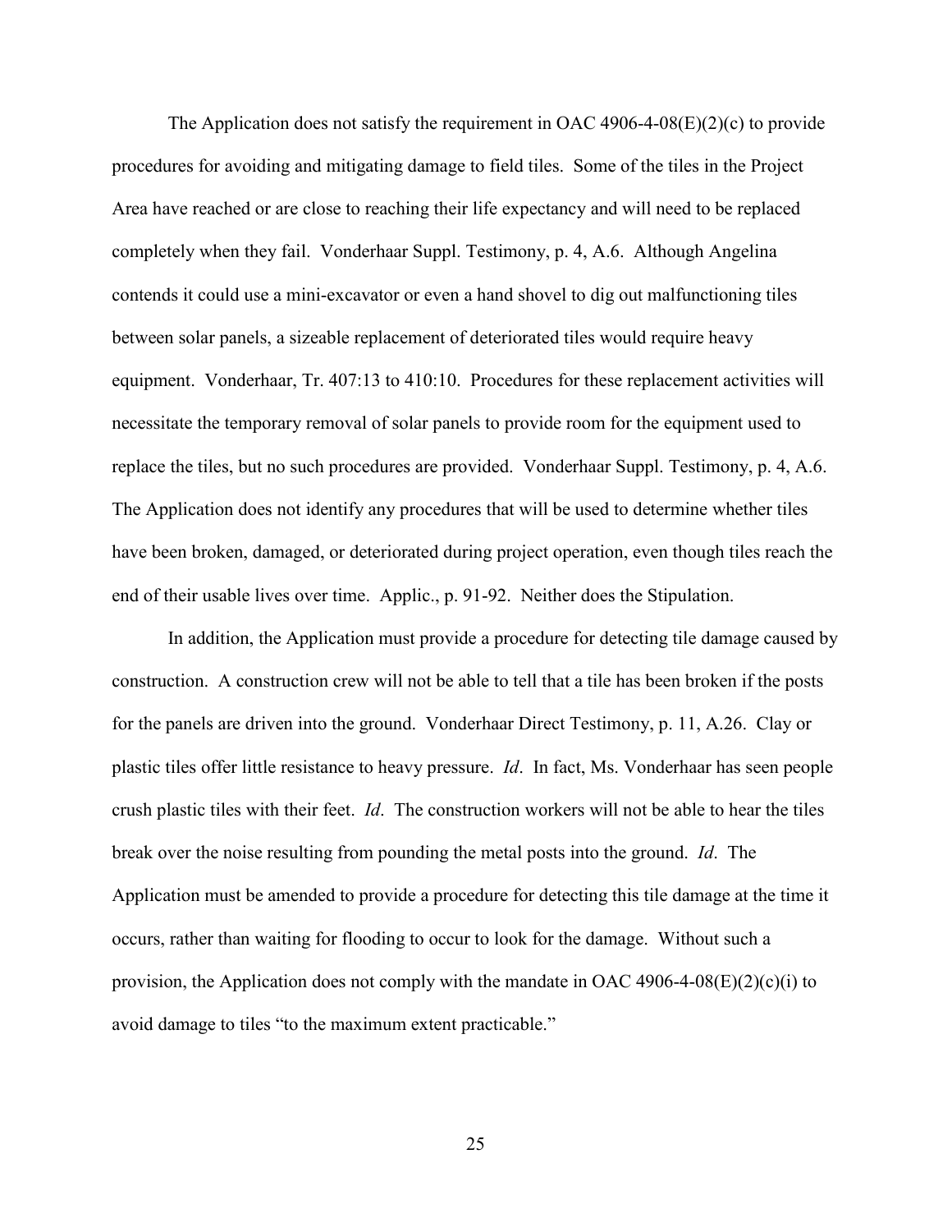The Application does not satisfy the requirement in OAC 4906-4-08(E)(2)(c) to provide procedures for avoiding and mitigating damage to field tiles. Some of the tiles in the Project Area have reached or are close to reaching their life expectancy and will need to be replaced completely when they fail. Vonderhaar Suppl. Testimony, p. 4, A.6. Although Angelina contends it could use a mini-excavator or even a hand shovel to dig out malfunctioning tiles between solar panels, a sizeable replacement of deteriorated tiles would require heavy equipment. Vonderhaar, Tr. 407:13 to 410:10. Procedures for these replacement activities will necessitate the temporary removal of solar panels to provide room for the equipment used to replace the tiles, but no such procedures are provided. Vonderhaar Suppl. Testimony, p. 4, A.6. The Application does not identify any procedures that will be used to determine whether tiles have been broken, damaged, or deteriorated during project operation, even though tiles reach the end of their usable lives over time. Applic., p. 91-92. Neither does the Stipulation.

In addition, the Application must provide a procedure for detecting tile damage caused by construction. A construction crew will not be able to tell that a tile has been broken if the posts for the panels are driven into the ground. Vonderhaar Direct Testimony, p. 11, A.26. Clay or plastic tiles offer little resistance to heavy pressure. *Id*. In fact, Ms. Vonderhaar has seen people crush plastic tiles with their feet. *Id*. The construction workers will not be able to hear the tiles break over the noise resulting from pounding the metal posts into the ground. *Id*. The Application must be amended to provide a procedure for detecting this tile damage at the time it occurs, rather than waiting for flooding to occur to look for the damage. Without such a provision, the Application does not comply with the mandate in OAC 4906-4-08(E)(2)(c)(i) to avoid damage to tiles "to the maximum extent practicable."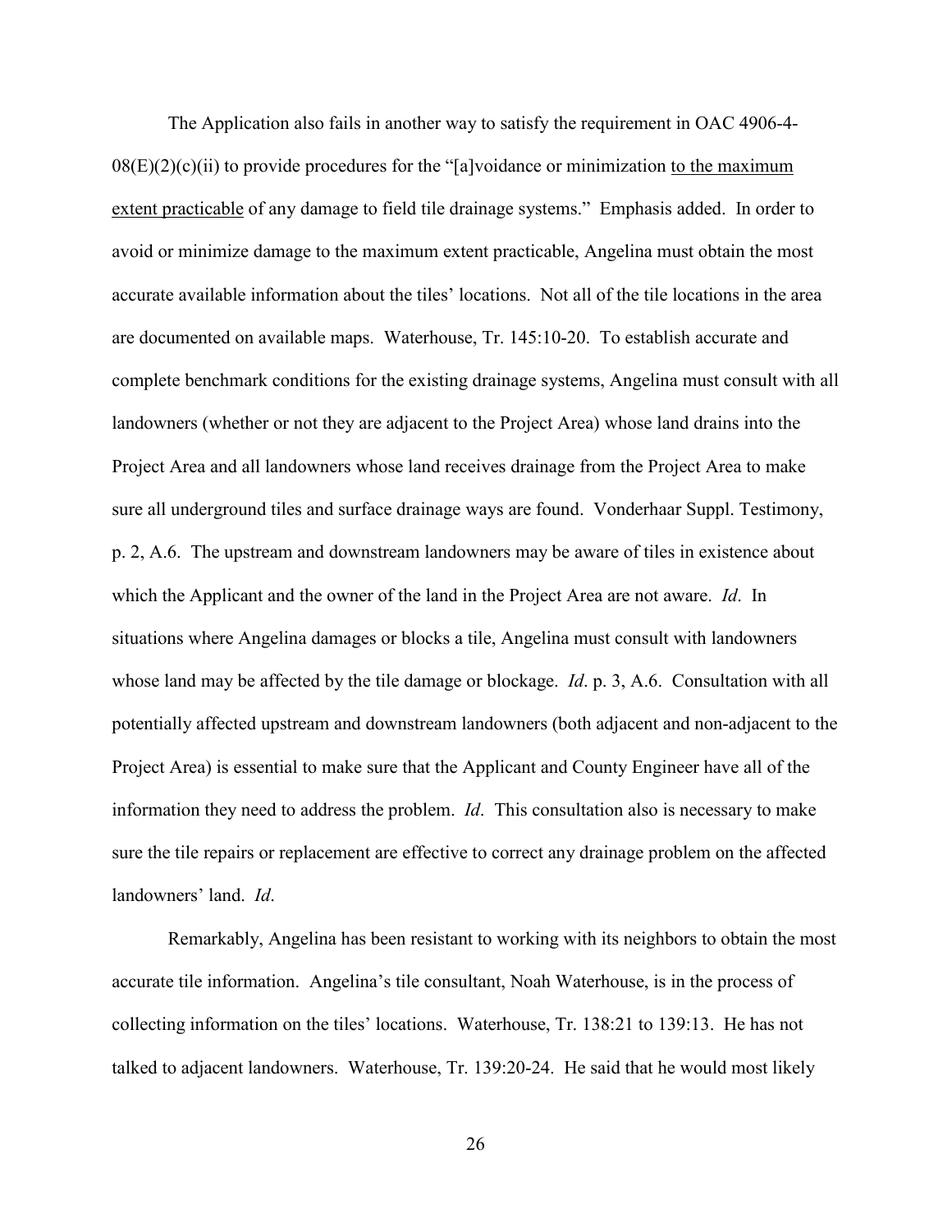The Application also fails in another way to satisfy the requirement in OAC 4906-4-08(E)(2)(c)(ii) to provide procedures for the "[a]voidance or minimization to the maximum extent practicable of any damage to field tile drainage systems." Emphasis added. In order to avoid or minimize damage to the maximum extent practicable, Angelina must obtain the most accurate available information about the tiles' locations. Not all of the tile locations in the area are documented on available maps. Waterhouse, Tr. 145:10-20. To establish accurate and complete benchmark conditions for the existing drainage systems, Angelina must consult with all landowners (whether or not they are adjacent to the Project Area) whose land drains into the Project Area and all landowners whose land receives drainage from the Project Area to make sure all underground tiles and surface drainage ways are found. Vonderhaar Suppl. Testimony, p. 2, A.6. The upstream and downstream landowners may be aware of tiles in existence about which the Applicant and the owner of the land in the Project Area are not aware. *Id*. In situations where Angelina damages or blocks a tile, Angelina must consult with landowners whose land may be affected by the tile damage or blockage. *Id*. p. 3, A.6. Consultation with all potentially affected upstream and downstream landowners (both adjacent and non-adjacent to the Project Area) is essential to make sure that the Applicant and County Engineer have all of the information they need to address the problem. *Id*. This consultation also is necessary to make sure the tile repairs or replacement are effective to correct any drainage problem on the affected landowners' land. *Id*.

Remarkably, Angelina has been resistant to working with its neighbors to obtain the most accurate tile information. Angelina's tile consultant, Noah Waterhouse, is in the process of collecting information on the tiles' locations. Waterhouse, Tr. 138:21 to 139:13. He has not talked to adjacent landowners. Waterhouse, Tr. 139:20-24. He said that he would most likely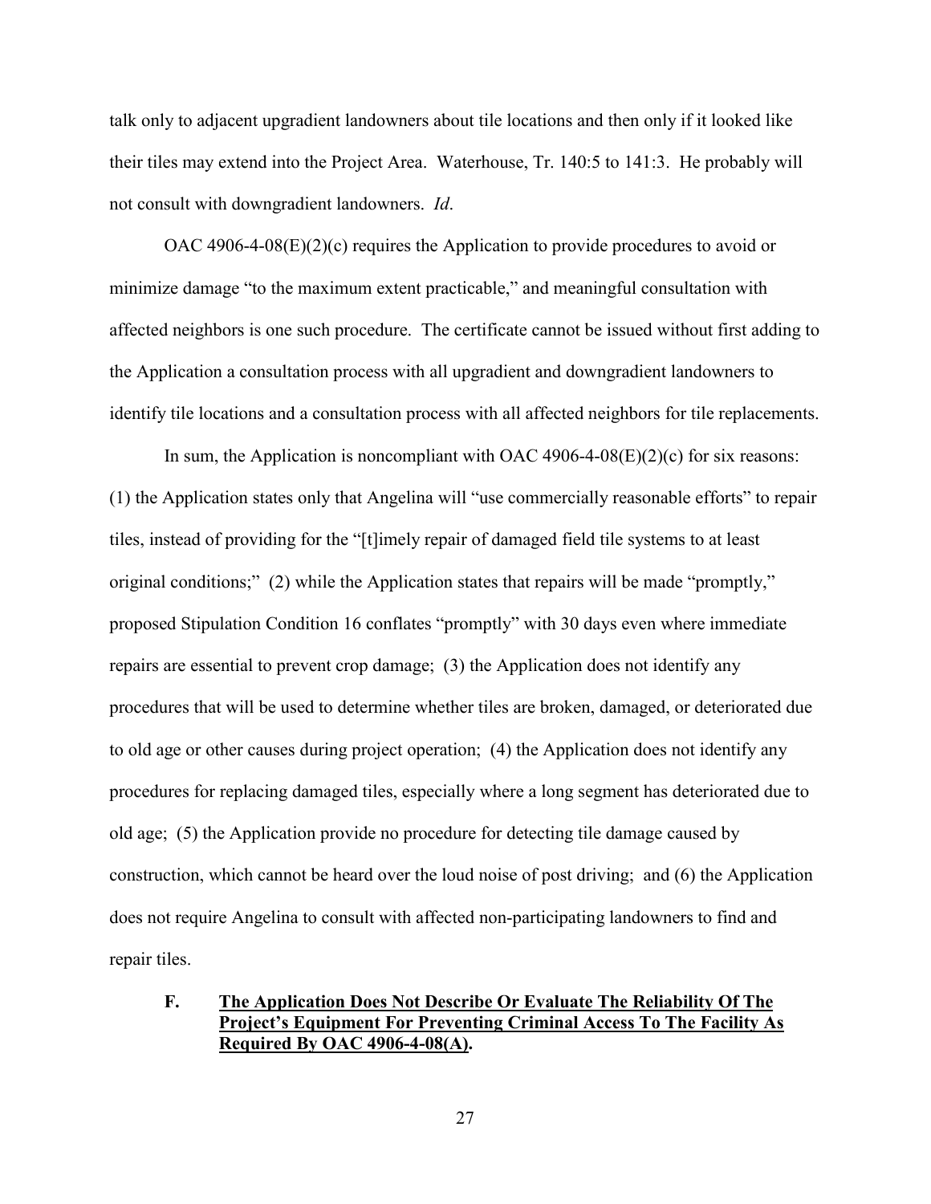talk only to adjacent upgradient landowners about tile locations and then only if it looked like their tiles may extend into the Project Area. Waterhouse, Tr. 140:5 to 141:3. He probably will not consult with downgradient landowners. *Id*.

OAC 4906-4-08(E)(2)(c) requires the Application to provide procedures to avoid or minimize damage "to the maximum extent practicable," and meaningful consultation with affected neighbors is one such procedure. The certificate cannot be issued without first adding to the Application a consultation process with all upgradient and downgradient landowners to identify tile locations and a consultation process with all affected neighbors for tile replacements.

In sum, the Application is noncompliant with OAC 4906-4-08(E)(2)(c) for six reasons: (1) the Application states only that Angelina will "use commercially reasonable efforts" to repair tiles, instead of providing for the "[t]imely repair of damaged field tile systems to at least original conditions;" (2) while the Application states that repairs will be made "promptly," proposed Stipulation Condition 16 conflates "promptly" with 30 days even where immediate repairs are essential to prevent crop damage; (3) the Application does not identify any procedures that will be used to determine whether tiles are broken, damaged, or deteriorated due to old age or other causes during project operation; (4) the Application does not identify any procedures for replacing damaged tiles, especially where a long segment has deteriorated due to old age; (5) the Application provide no procedure for detecting tile damage caused by construction, which cannot be heard over the loud noise of post driving; and (6) the Application does not require Angelina to consult with affected non-participating landowners to find and repair tiles.

## F. <u>The Application Does Not Describe Or Evaluate The Reliability Of The Project's Equipment For Preventing Criminal Access To The Facility As Required By OAC 4906-4-08(A).</u>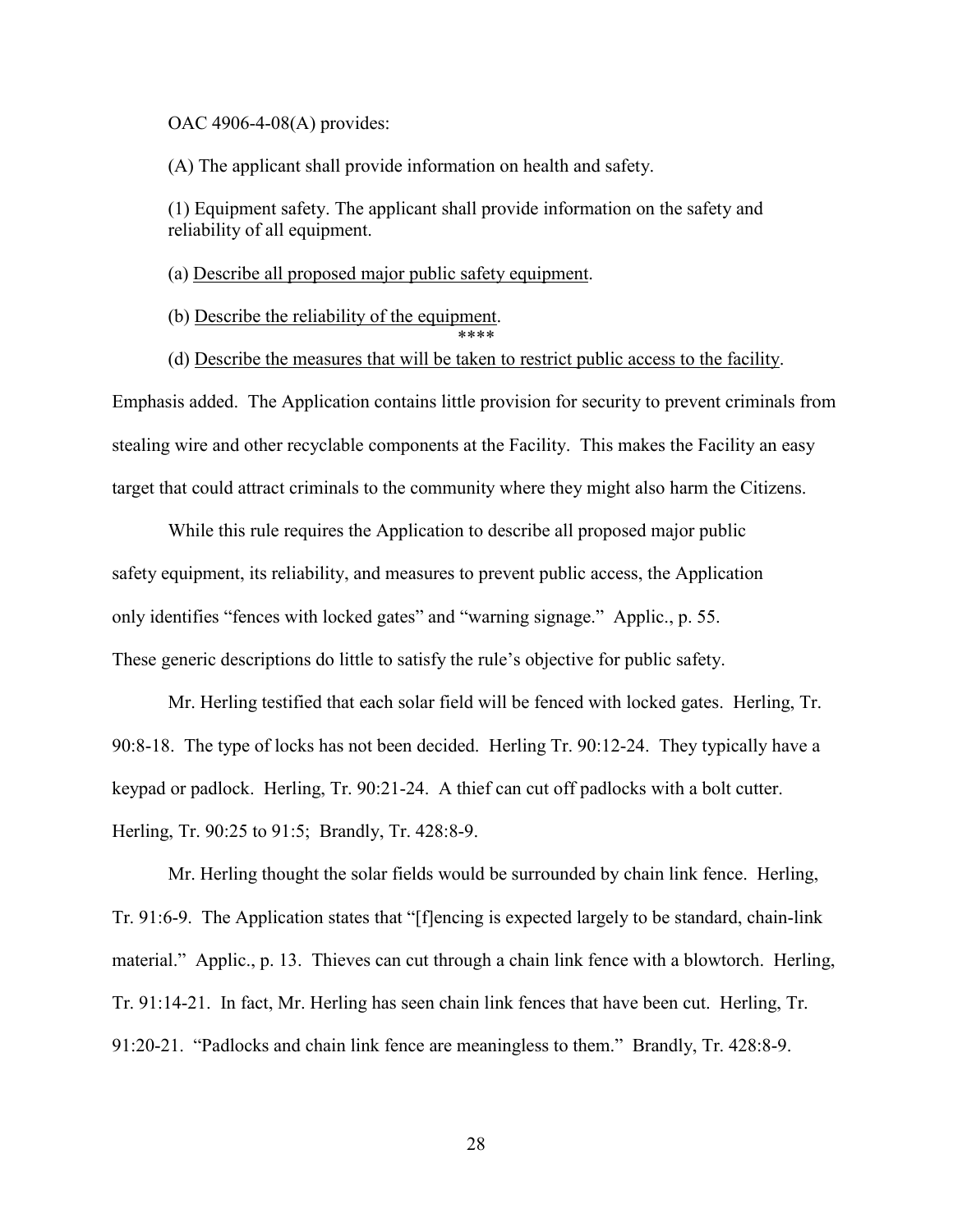OAC 4906-4-08(A) provides:

(A) The applicant shall provide information on health and safety.

(1) Equipment safety. The applicant shall provide information on the safety and reliability of all equipment.

(a) <u>Describe all proposed major public safety equipment</u>.

(b) <u>Describe the reliability of the equipment</u>.

****

(d) <u>Describe the measures that will be taken to restrict public access to the facility</u>.

Emphasis added. The Application contains little provision for security to prevent criminals from stealing wire and other recyclable components at the Facility. This makes the Facility an easy target that could attract criminals to the community where they might also harm the Citizens.

While this rule requires the Application to describe all proposed major public safety equipment, its reliability, and measures to prevent public access, the Application only identifies "fences with locked gates" and "warning signage." Applic., p. 55. These generic descriptions do little to satisfy the rule's objective for public safety.

Mr. Herling testified that each solar field will be fenced with locked gates. Herling, Tr. 90:8-18. The type of locks has not been decided. Herling Tr. 90:12-24. They typically have a keypad or padlock. Herling, Tr. 90:21-24. A thief can cut off padlocks with a bolt cutter. Herling, Tr. 90:25 to 91:5; Brandly, Tr. 428:8-9.

Mr. Herling thought the solar fields would be surrounded by chain link fence. Herling, Tr. 91:6-9. The Application states that "[f]encing is expected largely to be standard, chain-link material." Applic., p. 13. Thieves can cut through a chain link fence with a blowtorch. Herling, Tr. 91:14-21. In fact, Mr. Herling has seen chain link fences that have been cut. Herling, Tr. 91:20-21. "Padlocks and chain link fence are meaningless to them." Brandly, Tr. 428:8-9.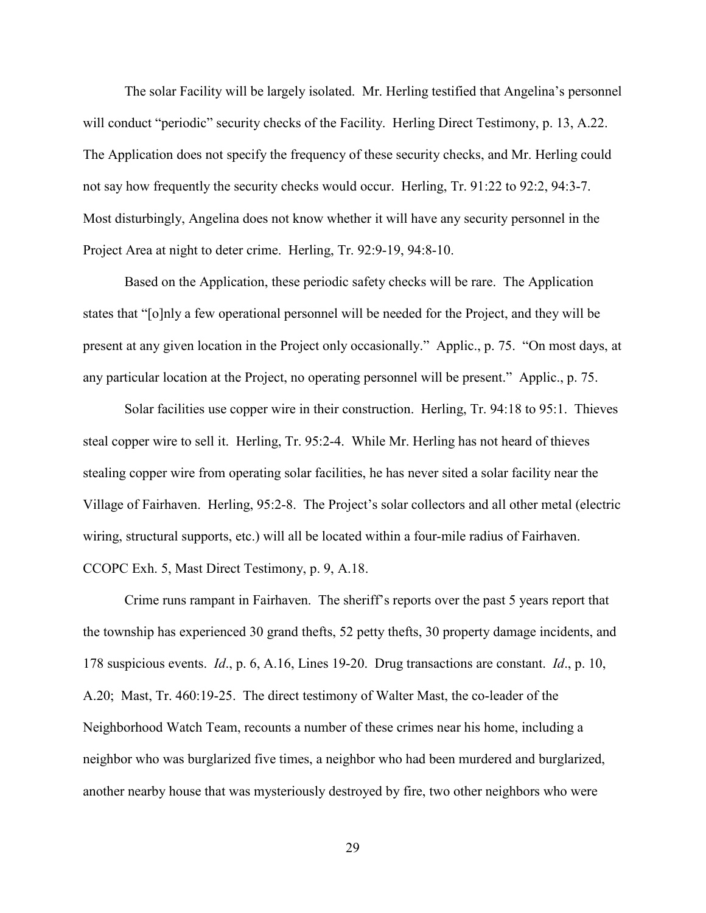The solar Facility will be largely isolated. Mr. Herling testified that Angelina's personnel will conduct "periodic" security checks of the Facility. Herling Direct Testimony, p. 13, A.22. The Application does not specify the frequency of these security checks, and Mr. Herling could not say how frequently the security checks would occur. Herling, Tr. 91:22 to 92:2, 94:3-7. Most disturbingly, Angelina does not know whether it will have any security personnel in the Project Area at night to deter crime. Herling, Tr. 92:9-19, 94:8-10.

Based on the Application, these periodic safety checks will be rare. The Application states that "[o]nly a few operational personnel will be needed for the Project, and they will be present at any given location in the Project only occasionally." Applic., p. 75. "On most days, at any particular location at the Project, no operating personnel will be present." Applic., p. 75.

Solar facilities use copper wire in their construction. Herling, Tr. 94:18 to 95:1. Thieves steal copper wire to sell it. Herling, Tr. 95:2-4. While Mr. Herling has not heard of thieves stealing copper wire from operating solar facilities, he has never sited a solar facility near the Village of Fairhaven. Herling, 95:2-8. The Project's solar collectors and all other metal (electric wiring, structural supports, etc.) will all be located within a four-mile radius of Fairhaven. CCOPC Exh. 5, Mast Direct Testimony, p. 9, A.18.

Crime runs rampant in Fairhaven. The sheriff's reports over the past 5 years report that the township has experienced 30 grand thefts, 52 petty thefts, 30 property damage incidents, and 178 suspicious events. *Id*., p. 6, A.16, Lines 19-20. Drug transactions are constant. *Id*., p. 10, A.20; Mast, Tr. 460:19-25. The direct testimony of Walter Mast, the co-leader of the Neighborhood Watch Team, recounts a number of these crimes near his home, including a neighbor who was burglarized five times, a neighbor who had been murdered and burglarized, another nearby house that was mysteriously destroyed by fire, two other neighbors who were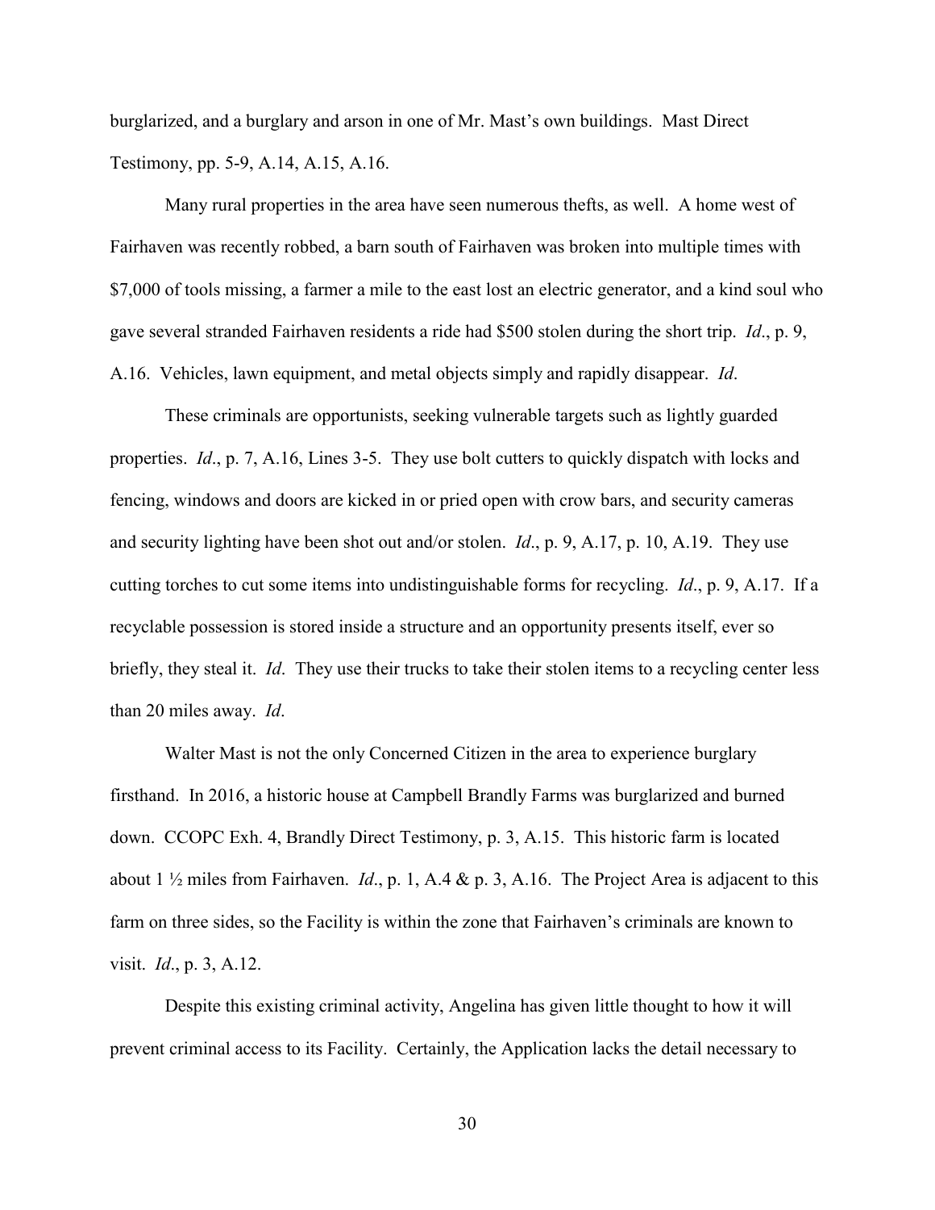burglarized, and a burglary and arson in one of Mr. Mast's own buildings. Mast Direct Testimony, pp. 5-9, A.14, A.15, A.16.

Many rural properties in the area have seen numerous thefts, as well. A home west of Fairhaven was recently robbed, a barn south of Fairhaven was broken into multiple times with $7,000 of tools missing, a farmer a mile to the east lost an electric generator, and a kind soul who gave several stranded Fairhaven residents a ride had $500 stolen during the short trip. *Id*., p. 9, A.16. Vehicles, lawn equipment, and metal objects simply and rapidly disappear. *Id*.

These criminals are opportunists, seeking vulnerable targets such as lightly guarded properties. *Id*., p. 7, A.16, Lines 3-5. They use bolt cutters to quickly dispatch with locks and fencing, windows and doors are kicked in or pried open with crow bars, and security cameras and security lighting have been shot out and/or stolen. *Id*., p. 9, A.17, p. 10, A.19. They use cutting torches to cut some items into undistinguishable forms for recycling. *Id*., p. 9, A.17. If a recyclable possession is stored inside a structure and an opportunity presents itself, ever so briefly, they steal it. *Id*. They use their trucks to take their stolen items to a recycling center less than 20 miles away. *Id*.

Walter Mast is not the only Concerned Citizen in the area to experience burglary firsthand. In 2016, a historic house at Campbell Brandly Farms was burglarized and burned down. CCOPC Exh. 4, Brandly Direct Testimony, p. 3, A.15. This historic farm is located about 1 ½ miles from Fairhaven. *Id*., p. 1, A.4 & p. 3, A.16. The Project Area is adjacent to this farm on three sides, so the Facility is within the zone that Fairhaven's criminals are known to visit. *Id*., p. 3, A.12.

Despite this existing criminal activity, Angelina has given little thought to how it will prevent criminal access to its Facility. Certainly, the Application lacks the detail necessary to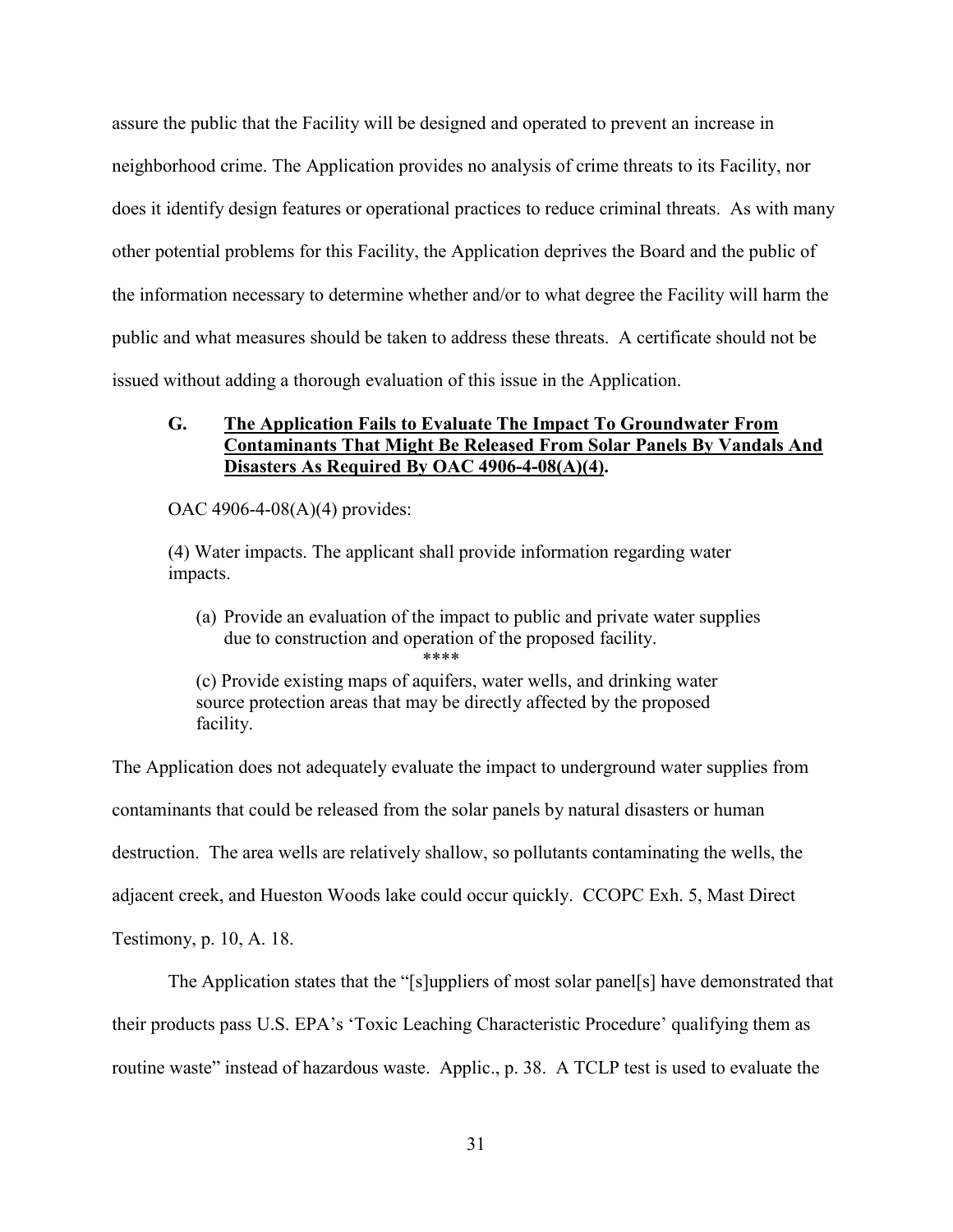assure the public that the Facility will be designed and operated to prevent an increase in neighborhood crime. The Application provides no analysis of crime threats to its Facility, nor does it identify design features or operational practices to reduce criminal threats. As with many other potential problems for this Facility, the Application deprives the Board and the public of the information necessary to determine whether and/or to what degree the Facility will harm the public and what measures should be taken to address these threats. A certificate should not be issued without adding a thorough evaluation of this issue in the Application.

### G. **The Application Fails to Evaluate The Impact To Groundwater From Contaminants That Might Be Released From Solar Panels By Vandals And Disasters As Required By OAC 4906-4-08(A)(4).**

OAC 4906-4-08(A)(4) provides:

> (4) Water impacts. The applicant shall provide information regarding water impacts.
>
> (a) Provide an evaluation of the impact to public and private water supplies due to construction and operation of the proposed facility.
>
> ****
>
> (c) Provide existing maps of aquifers, water wells, and drinking water source protection areas that may be directly affected by the proposed facility.

The Application does not adequately evaluate the impact to underground water supplies from contaminants that could be released from the solar panels by natural disasters or human destruction. The area wells are relatively shallow, so pollutants contaminating the wells, the adjacent creek, and Hueston Woods lake could occur quickly. CCOPC Exh. 5, Mast Direct Testimony, p. 10, A. 18.

The Application states that the "[s]uppliers of most solar panel[s] have demonstrated that their products pass U.S. EPA's 'Toxic Leaching Characteristic Procedure' qualifying them as routine waste" instead of hazardous waste. Applic., p. 38. A TCLP test is used to evaluate the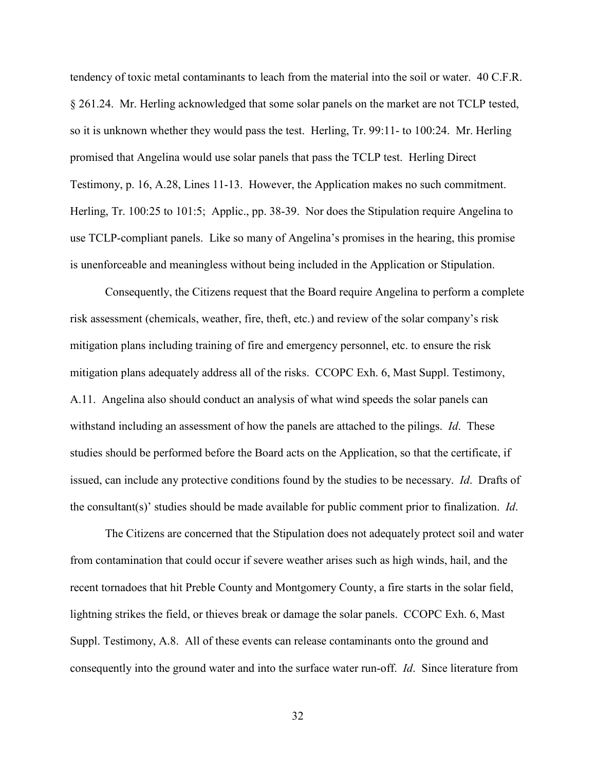tendency of toxic metal contaminants to leach from the material into the soil or water. 40 C.F.R. § 261.24. Mr. Herling acknowledged that some solar panels on the market are not TCLP tested, so it is unknown whether they would pass the test. Herling, Tr. 99:11- to 100:24. Mr. Herling promised that Angelina would use solar panels that pass the TCLP test. Herling Direct Testimony, p. 16, A.28, Lines 11-13. However, the Application makes no such commitment. Herling, Tr. 100:25 to 101:5; Applic., pp. 38-39. Nor does the Stipulation require Angelina to use TCLP-compliant panels. Like so many of Angelina's promises in the hearing, this promise is unenforceable and meaningless without being included in the Application or Stipulation.

Consequently, the Citizens request that the Board require Angelina to perform a complete risk assessment (chemicals, weather, fire, theft, etc.) and review of the solar company's risk mitigation plans including training of fire and emergency personnel, etc. to ensure the risk mitigation plans adequately address all of the risks. CCOPC Exh. 6, Mast Suppl. Testimony, A.11. Angelina also should conduct an analysis of what wind speeds the solar panels can withstand including an assessment of how the panels are attached to the pilings. *Id*. These studies should be performed before the Board acts on the Application, so that the certificate, if issued, can include any protective conditions found by the studies to be necessary. *Id*. Drafts of the consultant(s)' studies should be made available for public comment prior to finalization. *Id*.

The Citizens are concerned that the Stipulation does not adequately protect soil and water from contamination that could occur if severe weather arises such as high winds, hail, and the recent tornadoes that hit Preble County and Montgomery County, a fire starts in the solar field, lightning strikes the field, or thieves break or damage the solar panels. CCOPC Exh. 6, Mast Suppl. Testimony, A.8. All of these events can release contaminants onto the ground and consequently into the ground water and into the surface water run-off. *Id*. Since literature from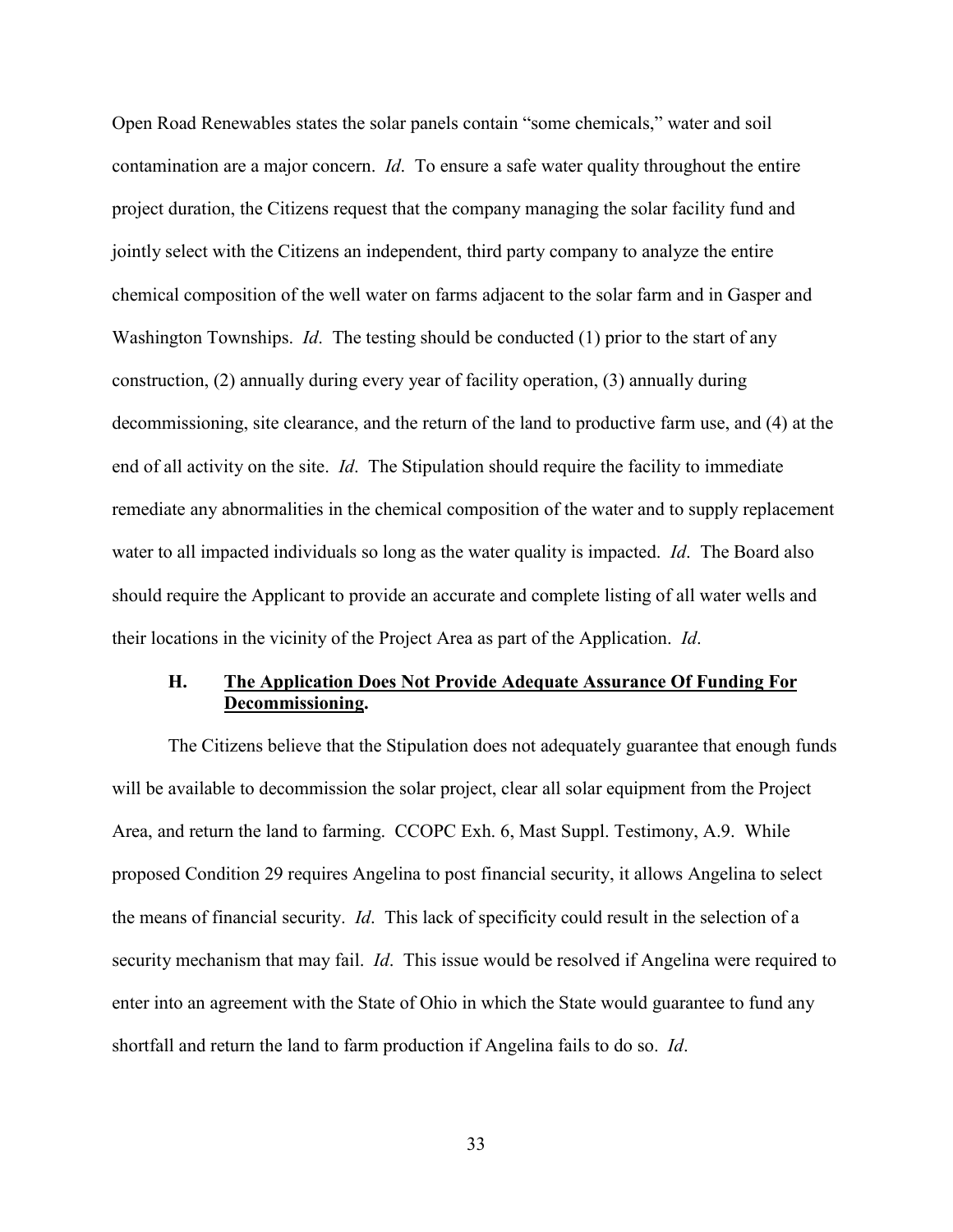Open Road Renewables states the solar panels contain "some chemicals," water and soil contamination are a major concern. *Id*. To ensure a safe water quality throughout the entire project duration, the Citizens request that the company managing the solar facility fund and jointly select with the Citizens an independent, third party company to analyze the entire chemical composition of the well water on farms adjacent to the solar farm and in Gasper and Washington Townships. *Id*. The testing should be conducted (1) prior to the start of any construction, (2) annually during every year of facility operation, (3) annually during decommissioning, site clearance, and the return of the land to productive farm use, and (4) at the end of all activity on the site. *Id*. The Stipulation should require the facility to immediate remediate any abnormalities in the chemical composition of the water and to supply replacement water to all impacted individuals so long as the water quality is impacted. *Id*. The Board also should require the Applicant to provide an accurate and complete listing of all water wells and their locations in the vicinity of the Project Area as part of the Application. *Id*.

### H. <u>The Application Does Not Provide Adequate Assurance Of Funding For Decommissioning</u>.

The Citizens believe that the Stipulation does not adequately guarantee that enough funds will be available to decommission the solar project, clear all solar equipment from the Project Area, and return the land to farming. CCOPC Exh. 6, Mast Suppl. Testimony, A.9. While proposed Condition 29 requires Angelina to post financial security, it allows Angelina to select the means of financial security. *Id*. This lack of specificity could result in the selection of a security mechanism that may fail. *Id*. This issue would be resolved if Angelina were required to enter into an agreement with the State of Ohio in which the State would guarantee to fund any shortfall and return the land to farm production if Angelina fails to do so. *Id*.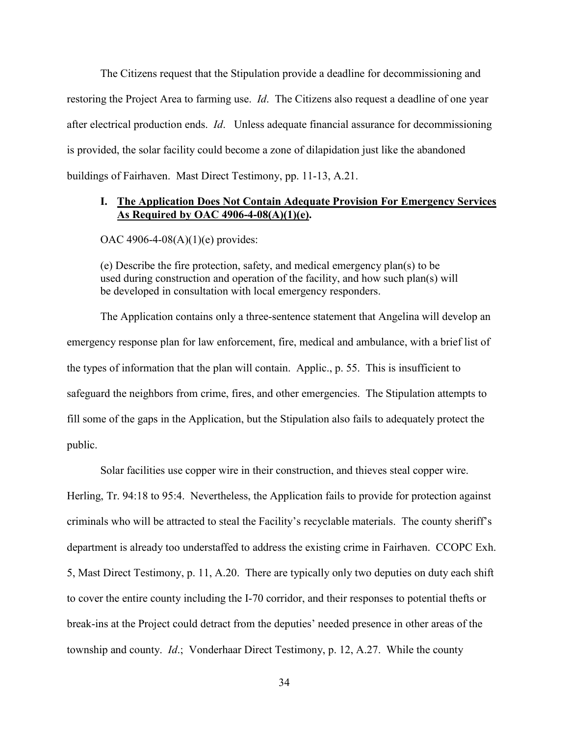The Citizens request that the Stipulation provide a deadline for decommissioning and restoring the Project Area to farming use. *Id*. The Citizens also request a deadline of one year after electrical production ends. *Id*. Unless adequate financial assurance for decommissioning is provided, the solar facility could become a zone of dilapidation just like the abandoned buildings of Fairhaven. Mast Direct Testimony, pp. 11-13, A.21.

### I. <u>The Application Does Not Contain Adequate Provision For Emergency Services As Required by OAC 4906-4-08(A)(1)(e).</u>

OAC 4906-4-08(A)(1)(e) provides:

> (e) Describe the fire protection, safety, and medical emergency plan(s) to be used during construction and operation of the facility, and how such plan(s) will be developed in consultation with local emergency responders.

The Application contains only a three-sentence statement that Angelina will develop an emergency response plan for law enforcement, fire, medical and ambulance, with a brief list of the types of information that the plan will contain. Applic., p. 55. This is insufficient to safeguard the neighbors from crime, fires, and other emergencies. The Stipulation attempts to fill some of the gaps in the Application, but the Stipulation also fails to adequately protect the public.

Solar facilities use copper wire in their construction, and thieves steal copper wire. Herling, Tr. 94:18 to 95:4. Nevertheless, the Application fails to provide for protection against criminals who will be attracted to steal the Facility's recyclable materials. The county sheriff's department is already too understaffed to address the existing crime in Fairhaven. CCOPC Exh. 5, Mast Direct Testimony, p. 11, A.20. There are typically only two deputies on duty each shift to cover the entire county including the I-70 corridor, and their responses to potential thefts or break-ins at the Project could detract from the deputies' needed presence in other areas of the township and county. *Id*.; Vonderhaar Direct Testimony, p. 12, A.27. While the county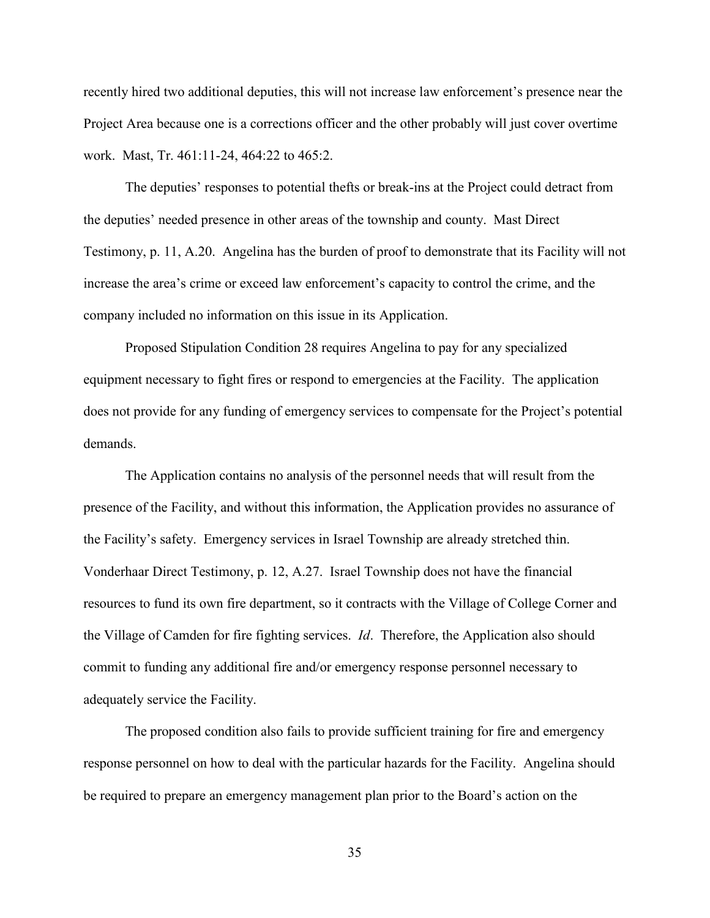recently hired two additional deputies, this will not increase law enforcement's presence near the Project Area because one is a corrections officer and the other probably will just cover overtime work. Mast, Tr. 461:11-24, 464:22 to 465:2.

The deputies' responses to potential thefts or break-ins at the Project could detract from the deputies' needed presence in other areas of the township and county. Mast Direct Testimony, p. 11, A.20. Angelina has the burden of proof to demonstrate that its Facility will not increase the area's crime or exceed law enforcement's capacity to control the crime, and the company included no information on this issue in its Application.

Proposed Stipulation Condition 28 requires Angelina to pay for any specialized equipment necessary to fight fires or respond to emergencies at the Facility. The application does not provide for any funding of emergency services to compensate for the Project's potential demands.

The Application contains no analysis of the personnel needs that will result from the presence of the Facility, and without this information, the Application provides no assurance of the Facility's safety. Emergency services in Israel Township are already stretched thin. Vonderhaar Direct Testimony, p. 12, A.27. Israel Township does not have the financial resources to fund its own fire department, so it contracts with the Village of College Corner and the Village of Camden for fire fighting services. *Id*. Therefore, the Application also should commit to funding any additional fire and/or emergency response personnel necessary to adequately service the Facility.

The proposed condition also fails to provide sufficient training for fire and emergency response personnel on how to deal with the particular hazards for the Facility. Angelina should be required to prepare an emergency management plan prior to the Board's action on the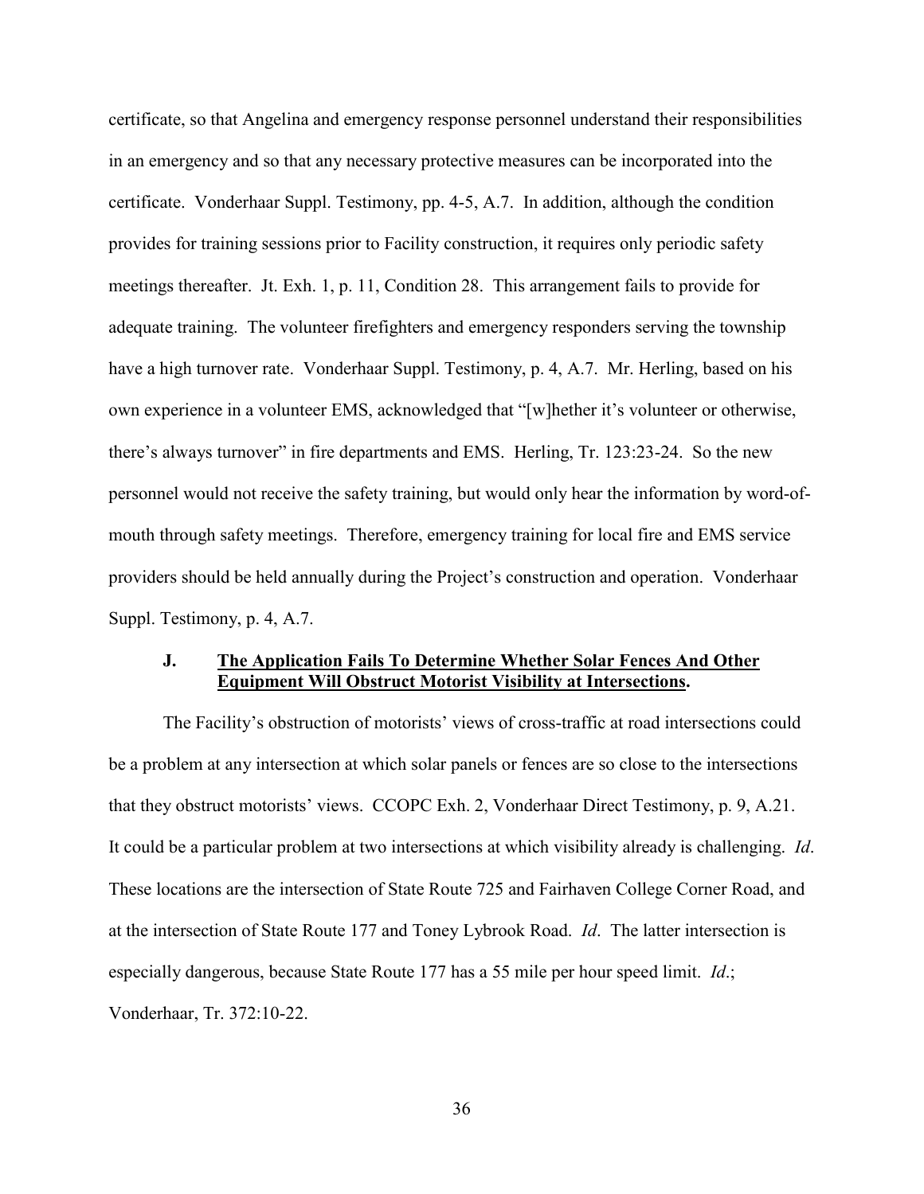certificate, so that Angelina and emergency response personnel understand their responsibilities in an emergency and so that any necessary protective measures can be incorporated into the certificate. Vonderhaar Suppl. Testimony, pp. 4-5, A.7. In addition, although the condition provides for training sessions prior to Facility construction, it requires only periodic safety meetings thereafter. Jt. Exh. 1, p. 11, Condition 28. This arrangement fails to provide for adequate training. The volunteer firefighters and emergency responders serving the township have a high turnover rate. Vonderhaar Suppl. Testimony, p. 4, A.7. Mr. Herling, based on his own experience in a volunteer EMS, acknowledged that "[w]hether it's volunteer or otherwise, there's always turnover" in fire departments and EMS. Herling, Tr. 123:23-24. So the new personnel would not receive the safety training, but would only hear the information by word-of-mouth through safety meetings. Therefore, emergency training for local fire and EMS service providers should be held annually during the Project's construction and operation. Vonderhaar Suppl. Testimony, p. 4, A.7.

### J. <u>The Application Fails To Determine Whether Solar Fences And Other Equipment Will Obstruct Motorist Visibility at Intersections</u>.

The Facility's obstruction of motorists' views of cross-traffic at road intersections could be a problem at any intersection at which solar panels or fences are so close to the intersections that they obstruct motorists' views. CCOPC Exh. 2, Vonderhaar Direct Testimony, p. 9, A.21. It could be a particular problem at two intersections at which visibility already is challenging. *Id*. These locations are the intersection of State Route 725 and Fairhaven College Corner Road, and at the intersection of State Route 177 and Toney Lybrook Road. *Id*. The latter intersection is especially dangerous, because State Route 177 has a 55 mile per hour speed limit. *Id*.; Vonderhaar, Tr. 372:10-22.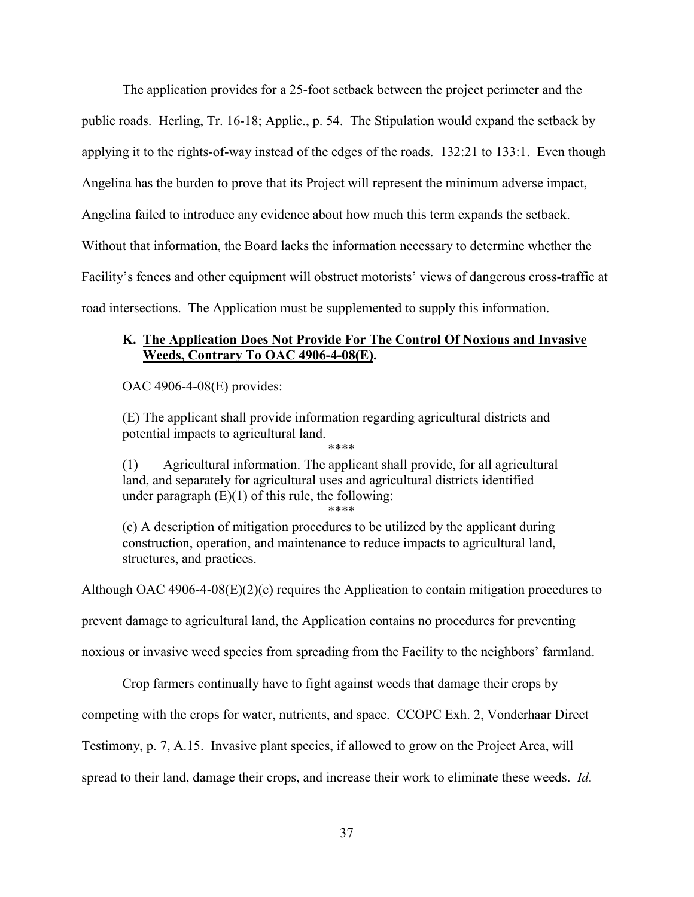The application provides for a 25-foot setback between the project perimeter and the public roads. Herling, Tr. 16-18; Applic., p. 54. The Stipulation would expand the setback by applying it to the rights-of-way instead of the edges of the roads. 132:21 to 133:1. Even though Angelina has the burden to prove that its Project will represent the minimum adverse impact, Angelina failed to introduce any evidence about how much this term expands the setback. Without that information, the Board lacks the information necessary to determine whether the Facility's fences and other equipment will obstruct motorists' views of dangerous cross-traffic at road intersections. The Application must be supplemented to supply this information.

### K. **The Application Does Not Provide For The Control Of Noxious and Invasive Weeds, Contrary To OAC 4906-4-08(E).**

OAC 4906-4-08(E) provides:

> (E) The applicant shall provide information regarding agricultural districts and potential impacts to agricultural land.
>
> ****
>
> (1) Agricultural information. The applicant shall provide, for all agricultural land, and separately for agricultural uses and agricultural districts identified under paragraph (E)(1) of this rule, the following:
>
> ****
>
> (c) A description of mitigation procedures to be utilized by the applicant during construction, operation, and maintenance to reduce impacts to agricultural land, structures, and practices.

Although OAC 4906-4-08(E)(2)(c) requires the Application to contain mitigation procedures to prevent damage to agricultural land, the Application contains no procedures for preventing noxious or invasive weed species from spreading from the Facility to the neighbors' farmland.

Crop farmers continually have to fight against weeds that damage their crops by competing with the crops for water, nutrients, and space. CCOPC Exh. 2, Vonderhaar Direct Testimony, p. 7, A.15. Invasive plant species, if allowed to grow on the Project Area, will spread to their land, damage their crops, and increase their work to eliminate these weeds. *Id*.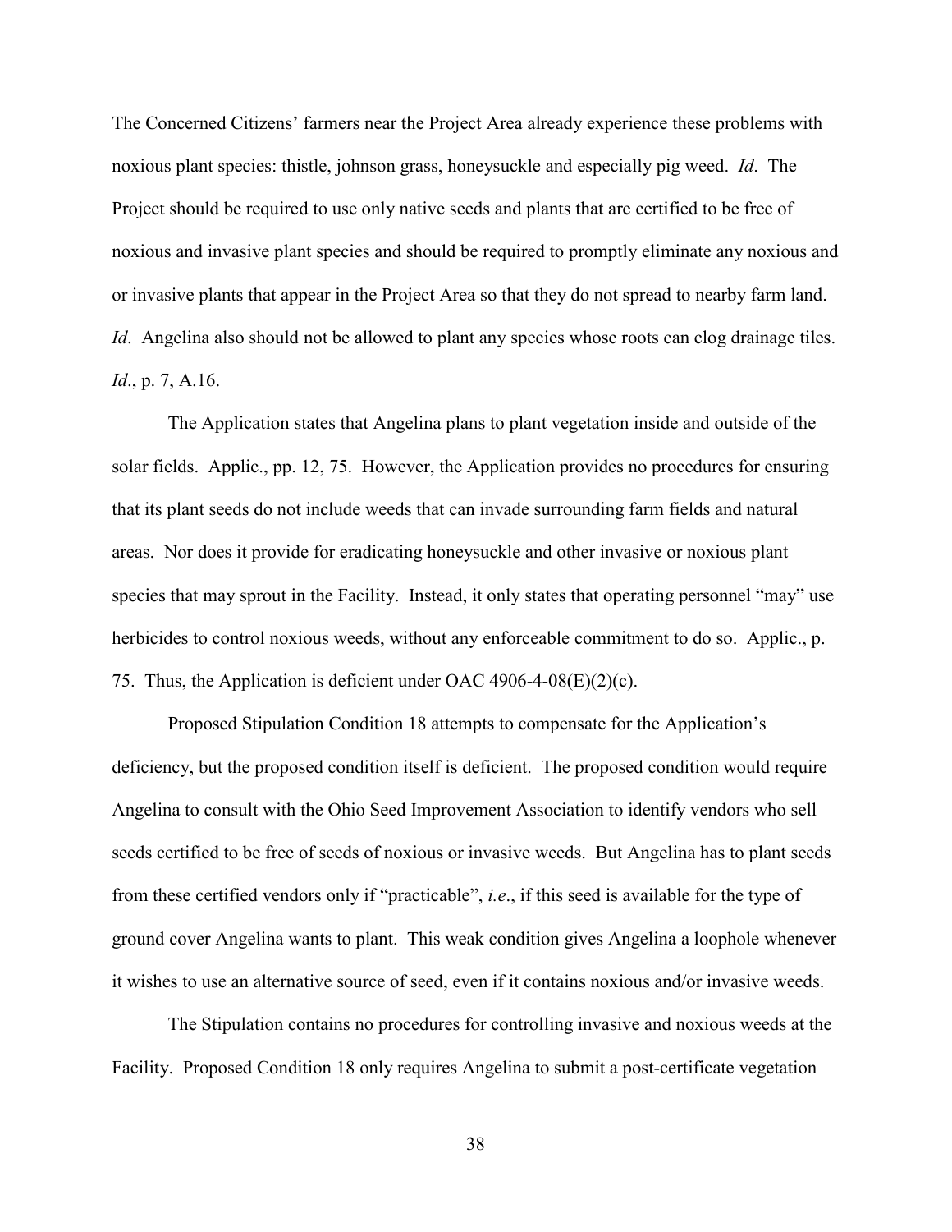The Concerned Citizens' farmers near the Project Area already experience these problems with noxious plant species: thistle, johnson grass, honeysuckle and especially pig weed. *Id*. The Project should be required to use only native seeds and plants that are certified to be free of noxious and invasive plant species and should be required to promptly eliminate any noxious and or invasive plants that appear in the Project Area so that they do not spread to nearby farm land. *Id*. Angelina also should not be allowed to plant any species whose roots can clog drainage tiles. *Id*., p. 7, A.16.

The Application states that Angelina plans to plant vegetation inside and outside of the solar fields. Applic., pp. 12, 75. However, the Application provides no procedures for ensuring that its plant seeds do not include weeds that can invade surrounding farm fields and natural areas. Nor does it provide for eradicating honeysuckle and other invasive or noxious plant species that may sprout in the Facility. Instead, it only states that operating personnel "may" use herbicides to control noxious weeds, without any enforceable commitment to do so. Applic., p. 75. Thus, the Application is deficient under OAC 4906-4-08(E)(2)(c).

Proposed Stipulation Condition 18 attempts to compensate for the Application's deficiency, but the proposed condition itself is deficient. The proposed condition would require Angelina to consult with the Ohio Seed Improvement Association to identify vendors who sell seeds certified to be free of seeds of noxious or invasive weeds. But Angelina has to plant seeds from these certified vendors only if "practicable", *i.e*., if this seed is available for the type of ground cover Angelina wants to plant. This weak condition gives Angelina a loophole whenever it wishes to use an alternative source of seed, even if it contains noxious and/or invasive weeds.

The Stipulation contains no procedures for controlling invasive and noxious weeds at the Facility. Proposed Condition 18 only requires Angelina to submit a post-certificate vegetation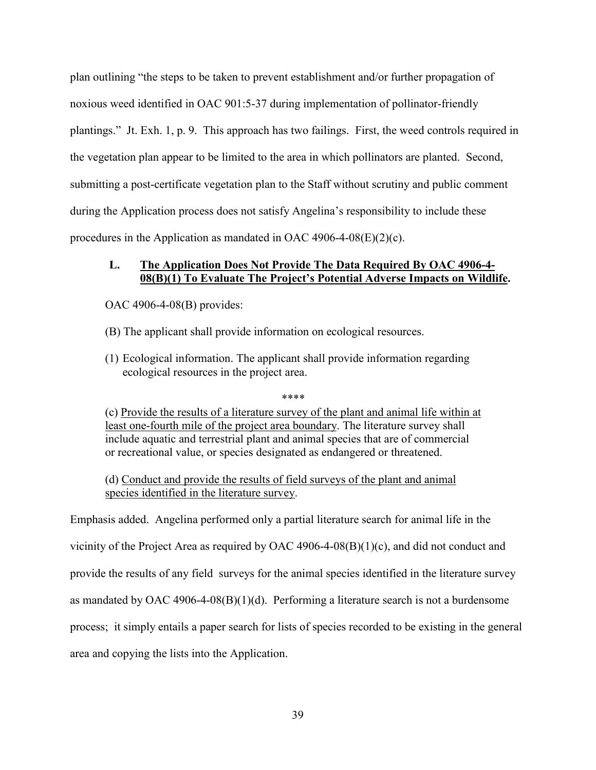plan outlining "the steps to be taken to prevent establishment and/or further propagation of noxious weed identified in OAC 901:5-37 during implementation of pollinator-friendly plantings." Jt. Exh. 1, p. 9. This approach has two failings. First, the weed controls required in the vegetation plan appear to be limited to the area in which pollinators are planted. Second, submitting a post-certificate vegetation plan to the Staff without scrutiny and public comment during the Application process does not satisfy Angelina's responsibility to include these procedures in the Application as mandated in OAC 4906-4-08(E)(2)(c).

### L. <u>The Application Does Not Provide The Data Required By OAC 4906-4-08(B)(1) To Evaluate The Project's Potential Adverse Impacts on Wildlife</u>.

OAC 4906-4-08(B) provides:

> (B) The applicant shall provide information on ecological resources.
>
> (1) Ecological information. The applicant shall provide information regarding ecological resources in the project area.
>
> \*\*\*\*
>
> (c) <u>Provide the results of a literature survey of the plant and animal life within at least one-fourth mile of the project area boundary</u>. The literature survey shall include aquatic and terrestrial plant and animal species that are of commercial or recreational value, or species designated as endangered or threatened.
>
> (d) <u>Conduct and provide the results of field surveys of the plant and animal species identified in the literature survey</u>.

Emphasis added. Angelina performed only a partial literature search for animal life in the vicinity of the Project Area as required by OAC 4906-4-08(B)(1)(c), and did not conduct and provide the results of any field surveys for the animal species identified in the literature survey as mandated by OAC 4906-4-08(B)(1)(d). Performing a literature search is not a burdensome process; it simply entails a paper search for lists of species recorded to be existing in the general area and copying the lists into the Application.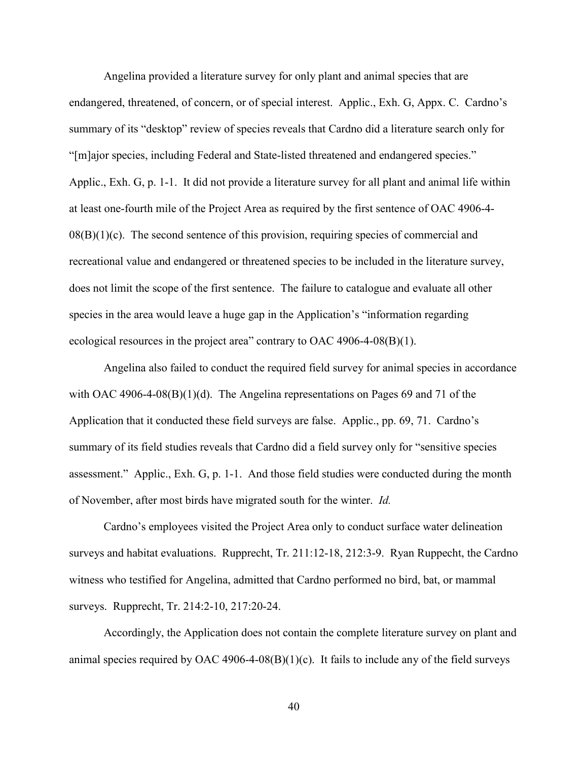Angelina provided a literature survey for only plant and animal species that are endangered, threatened, of concern, or of special interest. Applic., Exh. G, Appx. C. Cardno's summary of its "desktop" review of species reveals that Cardno did a literature search only for "[m]ajor species, including Federal and State-listed threatened and endangered species." Applic., Exh. G, p. 1-1. It did not provide a literature survey for all plant and animal life within at least one-fourth mile of the Project Area as required by the first sentence of OAC 4906-4-08(B)(1)(c). The second sentence of this provision, requiring species of commercial and recreational value and endangered or threatened species to be included in the literature survey, does not limit the scope of the first sentence. The failure to catalogue and evaluate all other species in the area would leave a huge gap in the Application's "information regarding ecological resources in the project area" contrary to OAC 4906-4-08(B)(1).

Angelina also failed to conduct the required field survey for animal species in accordance with OAC 4906-4-08(B)(1)(d). The Angelina representations on Pages 69 and 71 of the Application that it conducted these field surveys are false. Applic., pp. 69, 71. Cardno's summary of its field studies reveals that Cardno did a field survey only for "sensitive species assessment." Applic., Exh. G, p. 1-1. And those field studies were conducted during the month of November, after most birds have migrated south for the winter. *Id.*

Cardno's employees visited the Project Area only to conduct surface water delineation surveys and habitat evaluations. Rupprecht, Tr. 211:12-18, 212:3-9. Ryan Ruppecht, the Cardno witness who testified for Angelina, admitted that Cardno performed no bird, bat, or mammal surveys. Rupprecht, Tr. 214:2-10, 217:20-24.

Accordingly, the Application does not contain the complete literature survey on plant and animal species required by OAC 4906-4-08(B)(1)(c). It fails to include any of the field surveys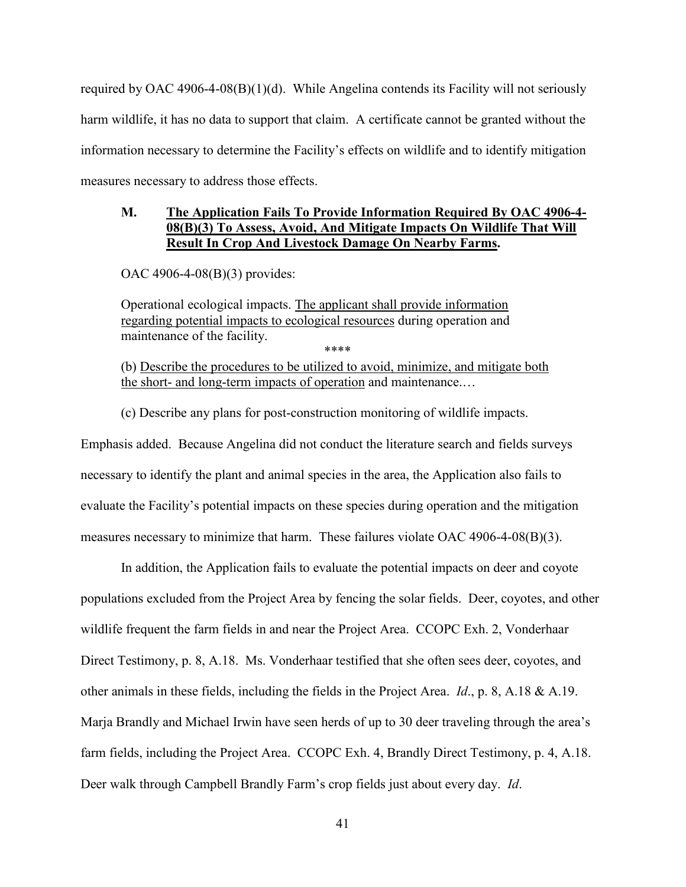required by OAC 4906-4-08(B)(1)(d). While Angelina contends its Facility will not seriously harm wildlife, it has no data to support that claim. A certificate cannot be granted without the information necessary to determine the Facility's effects on wildlife and to identify mitigation measures necessary to address those effects.

### M. <u>The Application Fails To Provide Information Required By OAC 4906-4-08(B)(3) To Assess, Avoid, And Mitigate Impacts On Wildlife That Will Result In Crop And Livestock Damage On Nearby Farms</u>.

OAC 4906-4-08(B)(3) provides:

> Operational ecological impacts. <u>The applicant shall provide information regarding potential impacts to ecological resources</u> during operation and maintenance of the facility.
>
> \*\*\*\*
>
> (b) <u>Describe the procedures to be utilized to avoid, minimize, and mitigate both the short- and long-term impacts of operation</u> and maintenance.…
>
> (c) Describe any plans for post-construction monitoring of wildlife impacts.

Emphasis added. Because Angelina did not conduct the literature search and fields surveys necessary to identify the plant and animal species in the area, the Application also fails to evaluate the Facility's potential impacts on these species during operation and the mitigation measures necessary to minimize that harm. These failures violate OAC 4906-4-08(B)(3).

In addition, the Application fails to evaluate the potential impacts on deer and coyote populations excluded from the Project Area by fencing the solar fields. Deer, coyotes, and other wildlife frequent the farm fields in and near the Project Area. CCOPC Exh. 2, Vonderhaar Direct Testimony, p. 8, A.18. Ms. Vonderhaar testified that she often sees deer, coyotes, and other animals in these fields, including the fields in the Project Area. *Id*., p. 8, A.18 & A.19. Marja Brandly and Michael Irwin have seen herds of up to 30 deer traveling through the area's farm fields, including the Project Area. CCOPC Exh. 4, Brandly Direct Testimony, p. 4, A.18. Deer walk through Campbell Brandly Farm's crop fields just about every day. *Id*.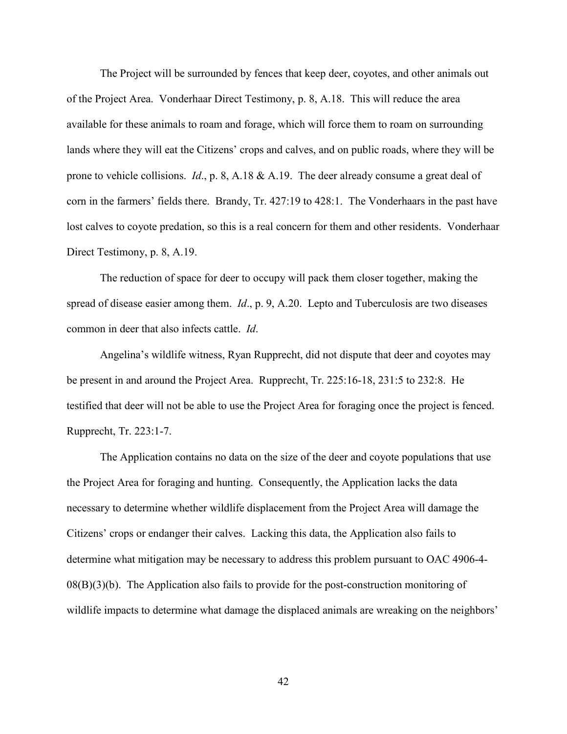The Project will be surrounded by fences that keep deer, coyotes, and other animals out of the Project Area. Vonderhaar Direct Testimony, p. 8, A.18. This will reduce the area available for these animals to roam and forage, which will force them to roam on surrounding lands where they will eat the Citizens' crops and calves, and on public roads, where they will be prone to vehicle collisions. *Id*., p. 8, A.18 & A.19. The deer already consume a great deal of corn in the farmers' fields there. Brandy, Tr. 427:19 to 428:1. The Vonderhaars in the past have lost calves to coyote predation, so this is a real concern for them and other residents. Vonderhaar Direct Testimony, p. 8, A.19.

The reduction of space for deer to occupy will pack them closer together, making the spread of disease easier among them. *Id*., p. 9, A.20. Lepto and Tuberculosis are two diseases common in deer that also infects cattle. *Id*.

Angelina's wildlife witness, Ryan Rupprecht, did not dispute that deer and coyotes may be present in and around the Project Area. Rupprecht, Tr. 225:16-18, 231:5 to 232:8. He testified that deer will not be able to use the Project Area for foraging once the project is fenced. Rupprecht, Tr. 223:1-7.

The Application contains no data on the size of the deer and coyote populations that use the Project Area for foraging and hunting. Consequently, the Application lacks the data necessary to determine whether wildlife displacement from the Project Area will damage the Citizens' crops or endanger their calves. Lacking this data, the Application also fails to determine what mitigation may be necessary to address this problem pursuant to OAC 4906-4-08(B)(3)(b). The Application also fails to provide for the post-construction monitoring of wildlife impacts to determine what damage the displaced animals are wreaking on the neighbors'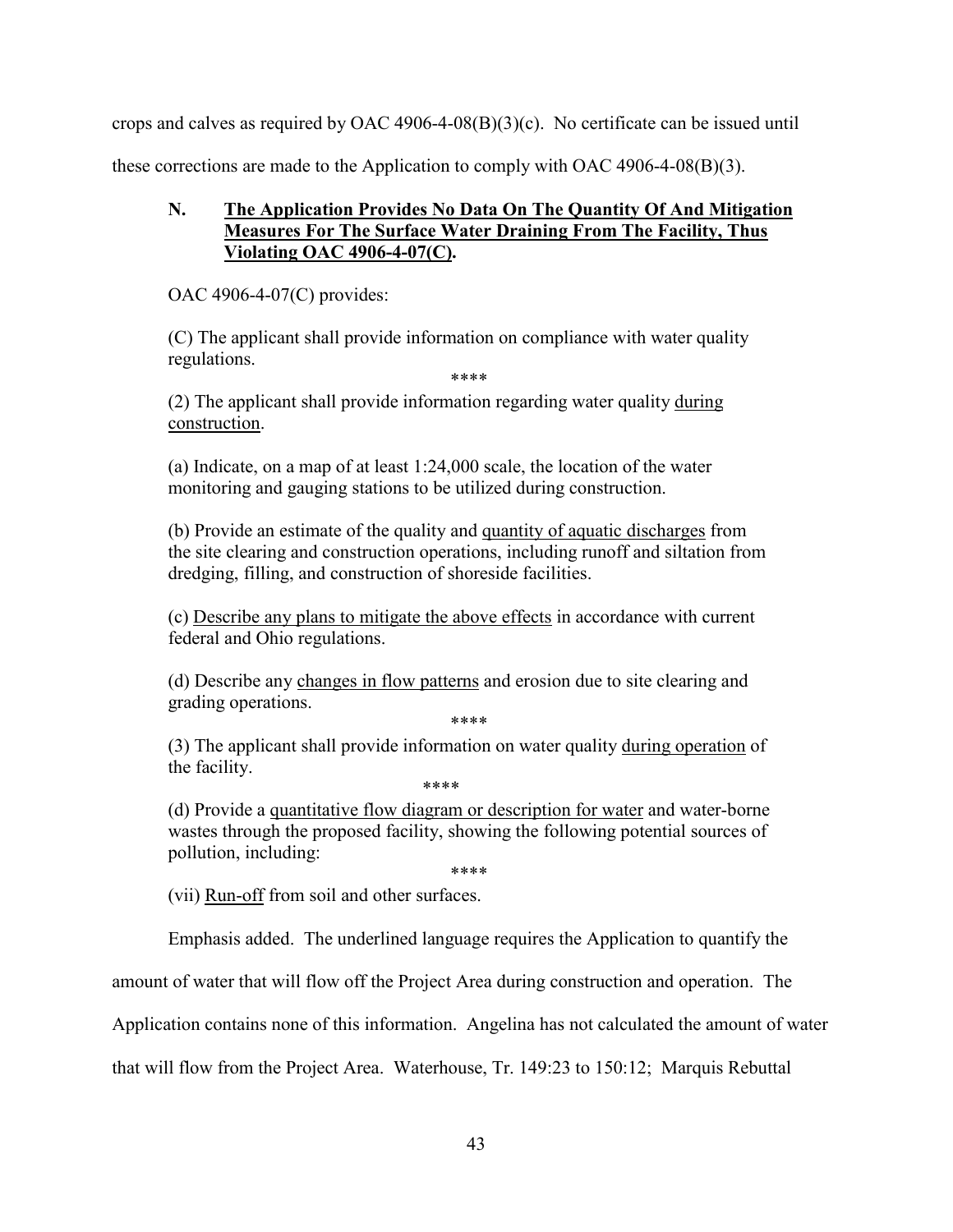crops and calves as required by OAC 4906-4-08(B)(3)(c). No certificate can be issued until these corrections are made to the Application to comply with OAC 4906-4-08(B)(3).

### N. <u>The Application Provides No Data On The Quantity Of And Mitigation Measures For The Surface Water Draining From The Facility, Thus Violating OAC 4906-4-07(C).</u>

OAC 4906-4-07(C) provides:

> (C) The applicant shall provide information on compliance with water quality regulations.
>
> ****
>
> (2) The applicant shall provide information regarding water quality <u>during construction</u>.
>
> (a) Indicate, on a map of at least 1:24,000 scale, the location of the water monitoring and gauging stations to be utilized during construction.
>
> (b) Provide an estimate of the quality and <u>quantity of aquatic discharges</u> from the site clearing and construction operations, including runoff and siltation from dredging, filling, and construction of shoreside facilities.
>
> (c) <u>Describe any plans to mitigate the above effects</u> in accordance with current federal and Ohio regulations.
>
> (d) Describe any <u>changes in flow patterns</u> and erosion due to site clearing and grading operations.
>
> ****
>
> (3) The applicant shall provide information on water quality <u>during operation</u> of the facility.
>
> ****
>
> (d) Provide a <u>quantitative flow diagram or description for water</u> and water-borne wastes through the proposed facility, showing the following potential sources of pollution, including:
>
> ****
>
> (vii) <u>Run-off</u> from soil and other surfaces.

Emphasis added. The underlined language requires the Application to quantify the amount of water that will flow off the Project Area during construction and operation. The Application contains none of this information. Angelina has not calculated the amount of water that will flow from the Project Area. Waterhouse, Tr. 149:23 to 150:12; Marquis Rebuttal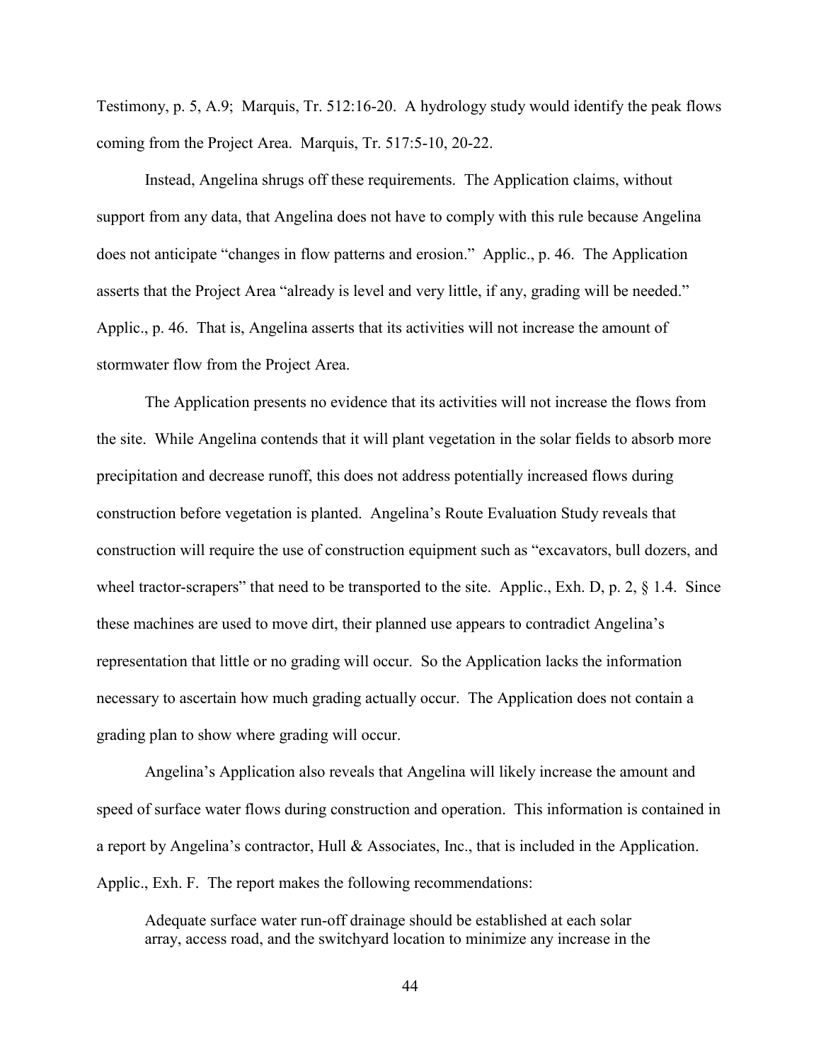Testimony, p. 5, A.9; Marquis, Tr. 512:16-20. A hydrology study would identify the peak flows coming from the Project Area. Marquis, Tr. 517:5-10, 20-22.

Instead, Angelina shrugs off these requirements. The Application claims, without support from any data, that Angelina does not have to comply with this rule because Angelina does not anticipate "changes in flow patterns and erosion." Applic., p. 46. The Application asserts that the Project Area "already is level and very little, if any, grading will be needed." Applic., p. 46. That is, Angelina asserts that its activities will not increase the amount of stormwater flow from the Project Area.

The Application presents no evidence that its activities will not increase the flows from the site. While Angelina contends that it will plant vegetation in the solar fields to absorb more precipitation and decrease runoff, this does not address potentially increased flows during construction before vegetation is planted. Angelina's Route Evaluation Study reveals that construction will require the use of construction equipment such as "excavators, bull dozers, and wheel tractor-scrapers" that need to be transported to the site. Applic., Exh. D, p. 2, § 1.4. Since these machines are used to move dirt, their planned use appears to contradict Angelina's representation that little or no grading will occur. So the Application lacks the information necessary to ascertain how much grading actually occur. The Application does not contain a grading plan to show where grading will occur.

Angelina's Application also reveals that Angelina will likely increase the amount and speed of surface water flows during construction and operation. This information is contained in a report by Angelina's contractor, Hull & Associates, Inc., that is included in the Application. Applic., Exh. F. The report makes the following recommendations:

> Adequate surface water run-off drainage should be established at each solar array, access road, and the switchyard location to minimize any increase in the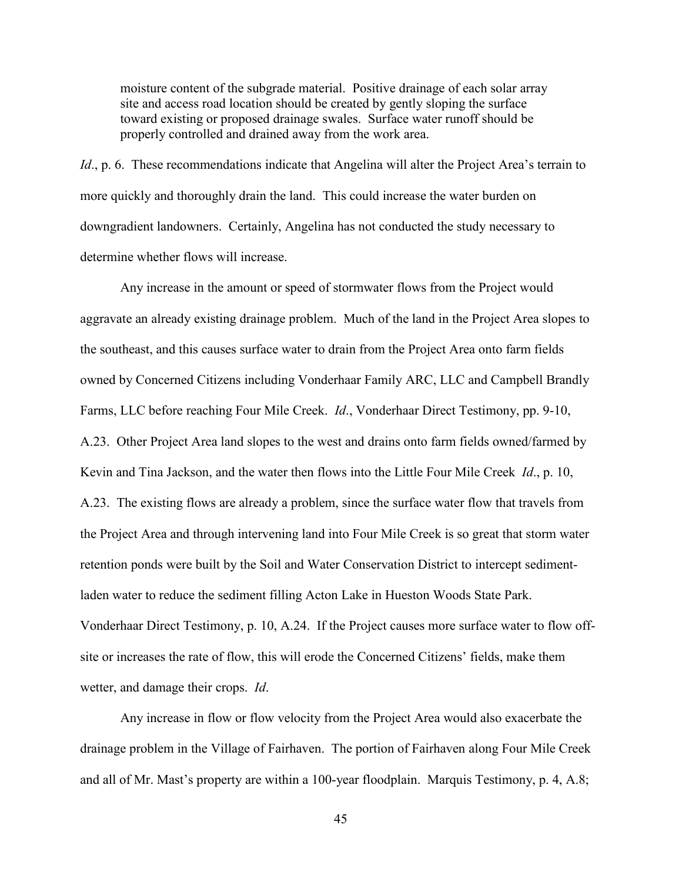> moisture content of the subgrade material. Positive drainage of each solar array site and access road location should be created by gently sloping the surface toward existing or proposed drainage swales. Surface water runoff should be properly controlled and drained away from the work area.

*Id*., p. 6. These recommendations indicate that Angelina will alter the Project Area's terrain to more quickly and thoroughly drain the land. This could increase the water burden on downgradient landowners. Certainly, Angelina has not conducted the study necessary to determine whether flows will increase.

Any increase in the amount or speed of stormwater flows from the Project would aggravate an already existing drainage problem. Much of the land in the Project Area slopes to the southeast, and this causes surface water to drain from the Project Area onto farm fields owned by Concerned Citizens including Vonderhaar Family ARC, LLC and Campbell Brandly Farms, LLC before reaching Four Mile Creek. *Id*., Vonderhaar Direct Testimony, pp. 9-10, A.23. Other Project Area land slopes to the west and drains onto farm fields owned/farmed by Kevin and Tina Jackson, and the water then flows into the Little Four Mile Creek *Id*., p. 10, A.23. The existing flows are already a problem, since the surface water flow that travels from the Project Area and through intervening land into Four Mile Creek is so great that storm water retention ponds were built by the Soil and Water Conservation District to intercept sediment-laden water to reduce the sediment filling Acton Lake in Hueston Woods State Park. Vonderhaar Direct Testimony, p. 10, A.24. If the Project causes more surface water to flow off-site or increases the rate of flow, this will erode the Concerned Citizens' fields, make them wetter, and damage their crops. *Id*.

Any increase in flow or flow velocity from the Project Area would also exacerbate the drainage problem in the Village of Fairhaven. The portion of Fairhaven along Four Mile Creek and all of Mr. Mast's property are within a 100-year floodplain. Marquis Testimony, p. 4, A.8;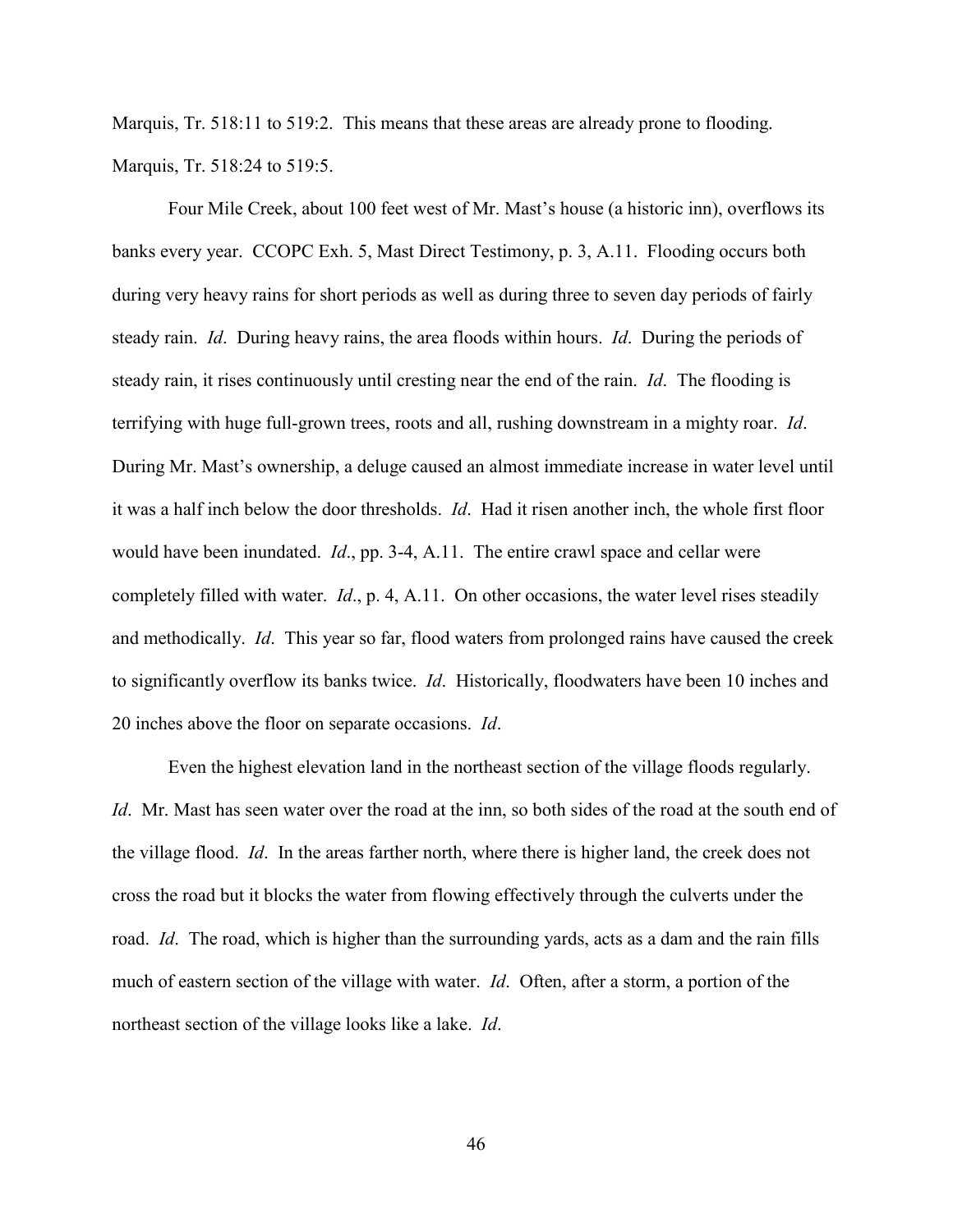Marquis, Tr. 518:11 to 519:2. This means that these areas are already prone to flooding. Marquis, Tr. 518:24 to 519:5.

Four Mile Creek, about 100 feet west of Mr. Mast's house (a historic inn), overflows its banks every year. CCOPC Exh. 5, Mast Direct Testimony, p. 3, A.11. Flooding occurs both during very heavy rains for short periods as well as during three to seven day periods of fairly steady rain. *Id*. During heavy rains, the area floods within hours. *Id*. During the periods of steady rain, it rises continuously until cresting near the end of the rain. *Id*. The flooding is terrifying with huge full-grown trees, roots and all, rushing downstream in a mighty roar. *Id*. During Mr. Mast's ownership, a deluge caused an almost immediate increase in water level until it was a half inch below the door thresholds. *Id*. Had it risen another inch, the whole first floor would have been inundated. *Id*., pp. 3-4, A.11. The entire crawl space and cellar were completely filled with water. *Id*., p. 4, A.11. On other occasions, the water level rises steadily and methodically. *Id*. This year so far, flood waters from prolonged rains have caused the creek to significantly overflow its banks twice. *Id*. Historically, floodwaters have been 10 inches and 20 inches above the floor on separate occasions. *Id*.

Even the highest elevation land in the northeast section of the village floods regularly. *Id*. Mr. Mast has seen water over the road at the inn, so both sides of the road at the south end of the village flood. *Id*. In the areas farther north, where there is higher land, the creek does not cross the road but it blocks the water from flowing effectively through the culverts under the road. *Id*. The road, which is higher than the surrounding yards, acts as a dam and the rain fills much of eastern section of the village with water. *Id*. Often, after a storm, a portion of the northeast section of the village looks like a lake. *Id*.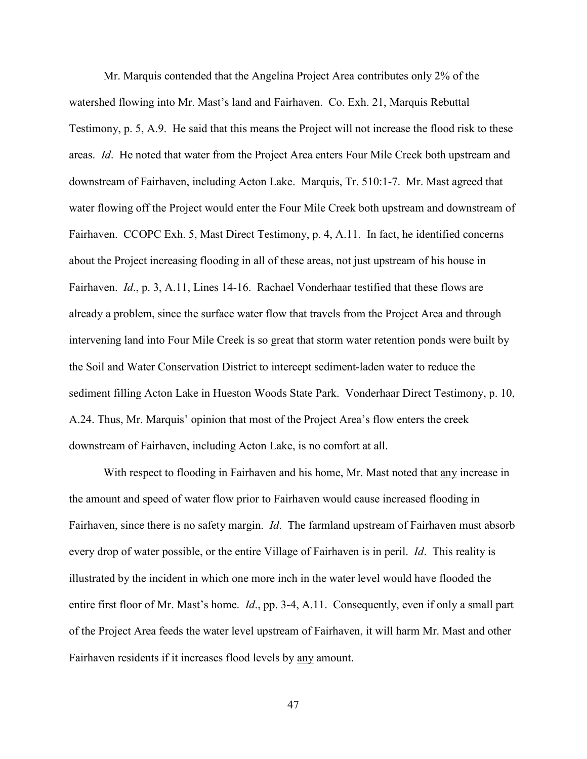Mr. Marquis contended that the Angelina Project Area contributes only 2% of the watershed flowing into Mr. Mast's land and Fairhaven. Co. Exh. 21, Marquis Rebuttal Testimony, p. 5, A.9. He said that this means the Project will not increase the flood risk to these areas. *Id*. He noted that water from the Project Area enters Four Mile Creek both upstream and downstream of Fairhaven, including Acton Lake. Marquis, Tr. 510:1-7. Mr. Mast agreed that water flowing off the Project would enter the Four Mile Creek both upstream and downstream of Fairhaven. CCOPC Exh. 5, Mast Direct Testimony, p. 4, A.11. In fact, he identified concerns about the Project increasing flooding in all of these areas, not just upstream of his house in Fairhaven. *Id*., p. 3, A.11, Lines 14-16. Rachael Vonderhaar testified that these flows are already a problem, since the surface water flow that travels from the Project Area and through intervening land into Four Mile Creek is so great that storm water retention ponds were built by the Soil and Water Conservation District to intercept sediment-laden water to reduce the sediment filling Acton Lake in Hueston Woods State Park. Vonderhaar Direct Testimony, p. 10, A.24. Thus, Mr. Marquis' opinion that most of the Project Area's flow enters the creek downstream of Fairhaven, including Acton Lake, is no comfort at all.

With respect to flooding in Fairhaven and his home, Mr. Mast noted that <u>any</u> increase in the amount and speed of water flow prior to Fairhaven would cause increased flooding in Fairhaven, since there is no safety margin. *Id*. The farmland upstream of Fairhaven must absorb every drop of water possible, or the entire Village of Fairhaven is in peril. *Id*. This reality is illustrated by the incident in which one more inch in the water level would have flooded the entire first floor of Mr. Mast's home. *Id*., pp. 3-4, A.11. Consequently, even if only a small part of the Project Area feeds the water level upstream of Fairhaven, it will harm Mr. Mast and other Fairhaven residents if it increases flood levels by <u>any</u> amount.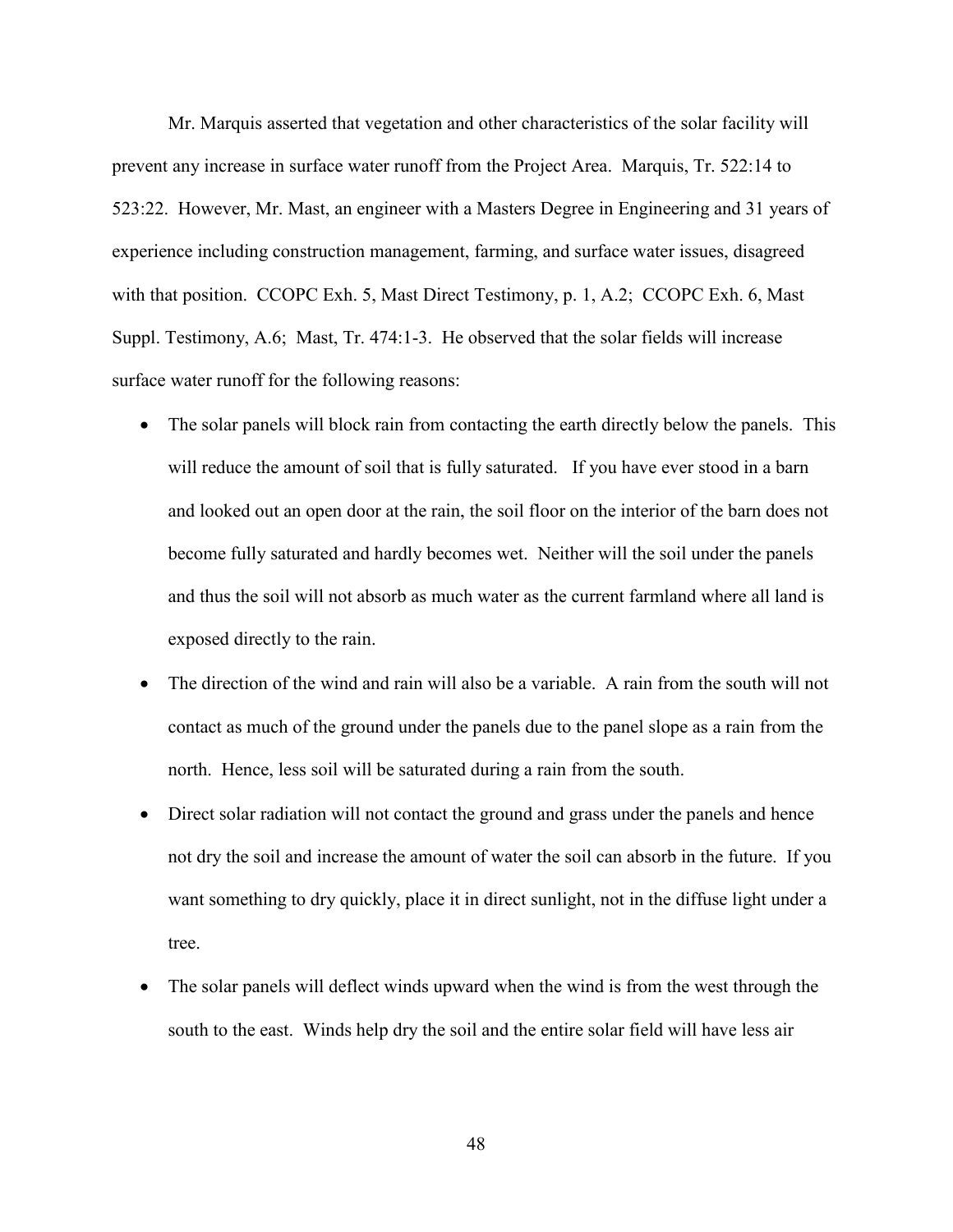Mr. Marquis asserted that vegetation and other characteristics of the solar facility will prevent any increase in surface water runoff from the Project Area. Marquis, Tr. 522:14 to 523:22. However, Mr. Mast, an engineer with a Masters Degree in Engineering and 31 years of experience including construction management, farming, and surface water issues, disagreed with that position. CCOPC Exh. 5, Mast Direct Testimony, p. 1, A.2; CCOPC Exh. 6, Mast Suppl. Testimony, A.6; Mast, Tr. 474:1-3. He observed that the solar fields will increase surface water runoff for the following reasons:

- The solar panels will block rain from contacting the earth directly below the panels. This will reduce the amount of soil that is fully saturated. If you have ever stood in a barn and looked out an open door at the rain, the soil floor on the interior of the barn does not become fully saturated and hardly becomes wet. Neither will the soil under the panels and thus the soil will not absorb as much water as the current farmland where all land is exposed directly to the rain.
- The direction of the wind and rain will also be a variable. A rain from the south will not contact as much of the ground under the panels due to the panel slope as a rain from the north. Hence, less soil will be saturated during a rain from the south.
- Direct solar radiation will not contact the ground and grass under the panels and hence not dry the soil and increase the amount of water the soil can absorb in the future. If you want something to dry quickly, place it in direct sunlight, not in the diffuse light under a tree.
- The solar panels will deflect winds upward when the wind is from the west through the south to the east. Winds help dry the soil and the entire solar field will have less air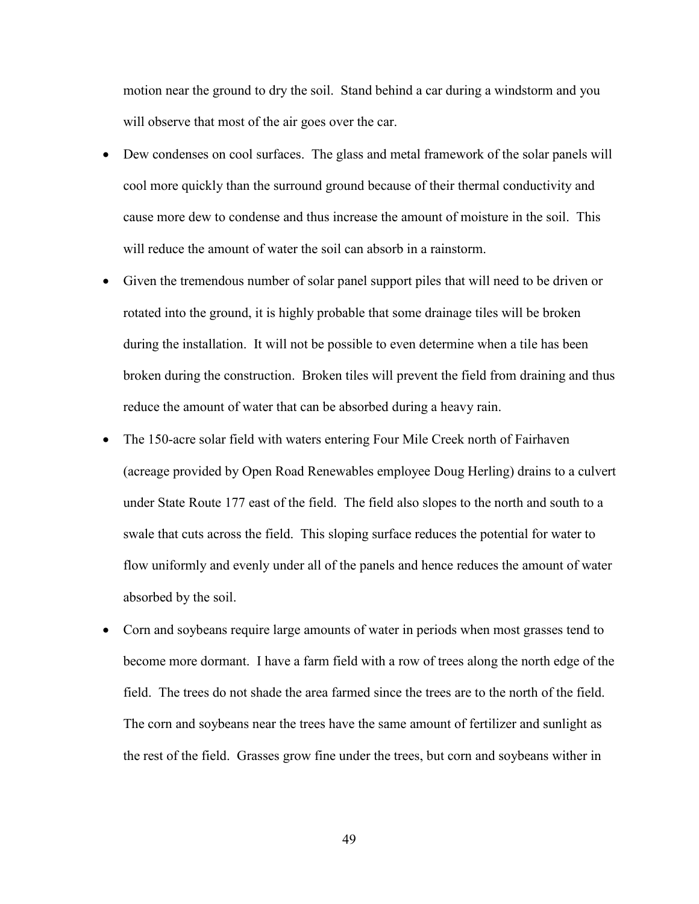motion near the ground to dry the soil. Stand behind a car during a windstorm and you will observe that most of the air goes over the car.

- Dew condenses on cool surfaces. The glass and metal framework of the solar panels will cool more quickly than the surround ground because of their thermal conductivity and cause more dew to condense and thus increase the amount of moisture in the soil. This will reduce the amount of water the soil can absorb in a rainstorm.
- Given the tremendous number of solar panel support piles that will need to be driven or rotated into the ground, it is highly probable that some drainage tiles will be broken during the installation. It will not be possible to even determine when a tile has been broken during the construction. Broken tiles will prevent the field from draining and thus reduce the amount of water that can be absorbed during a heavy rain.
- The 150-acre solar field with waters entering Four Mile Creek north of Fairhaven (acreage provided by Open Road Renewables employee Doug Herling) drains to a culvert under State Route 177 east of the field. The field also slopes to the north and south to a swale that cuts across the field. This sloping surface reduces the potential for water to flow uniformly and evenly under all of the panels and hence reduces the amount of water absorbed by the soil.
- Corn and soybeans require large amounts of water in periods when most grasses tend to become more dormant. I have a farm field with a row of trees along the north edge of the field. The trees do not shade the area farmed since the trees are to the north of the field. The corn and soybeans near the trees have the same amount of fertilizer and sunlight as the rest of the field. Grasses grow fine under the trees, but corn and soybeans wither in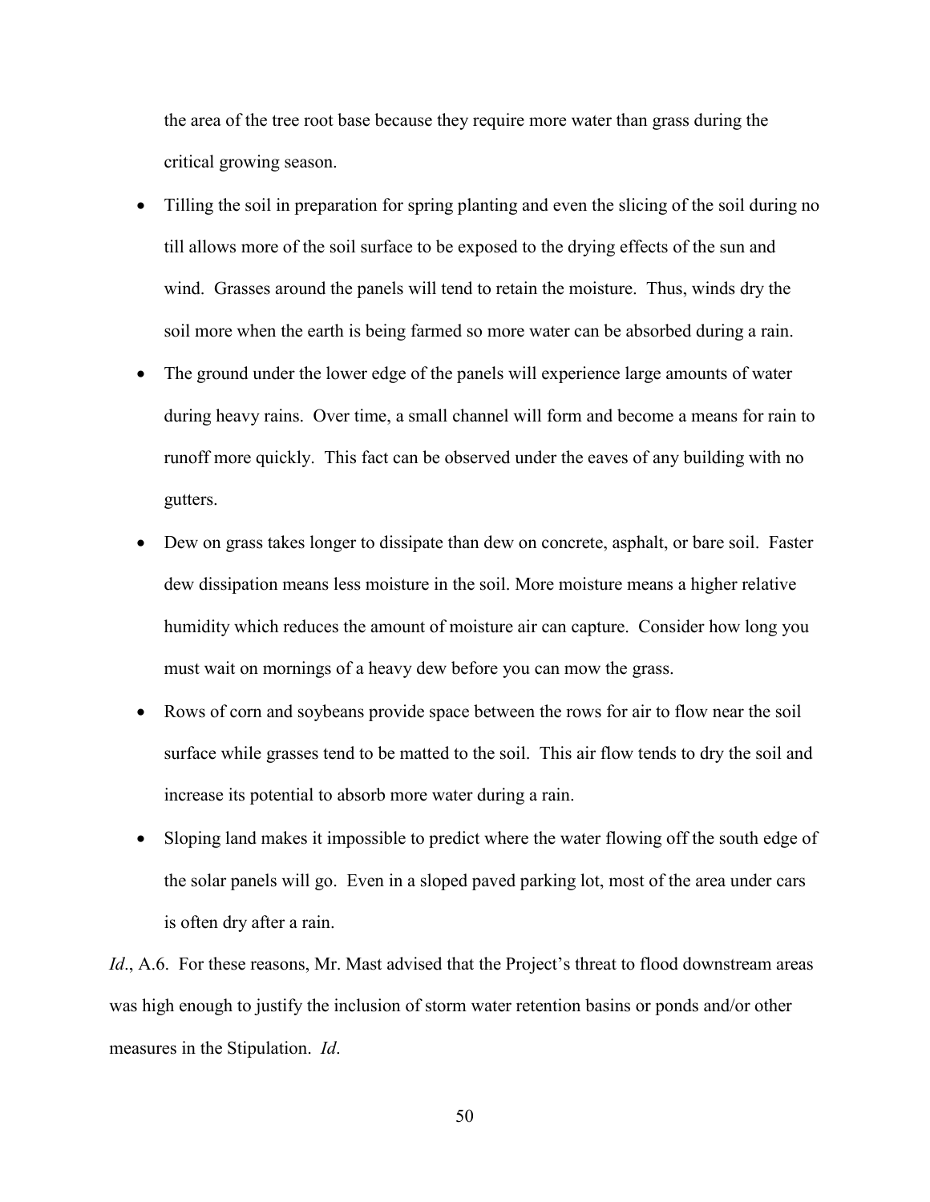the area of the tree root base because they require more water than grass during the critical growing season.

- Tilling the soil in preparation for spring planting and even the slicing of the soil during no till allows more of the soil surface to be exposed to the drying effects of the sun and wind. Grasses around the panels will tend to retain the moisture. Thus, winds dry the soil more when the earth is being farmed so more water can be absorbed during a rain.
- The ground under the lower edge of the panels will experience large amounts of water during heavy rains. Over time, a small channel will form and become a means for rain to runoff more quickly. This fact can be observed under the eaves of any building with no gutters.
- Dew on grass takes longer to dissipate than dew on concrete, asphalt, or bare soil. Faster dew dissipation means less moisture in the soil. More moisture means a higher relative humidity which reduces the amount of moisture air can capture. Consider how long you must wait on mornings of a heavy dew before you can mow the grass.
- Rows of corn and soybeans provide space between the rows for air to flow near the soil surface while grasses tend to be matted to the soil. This air flow tends to dry the soil and increase its potential to absorb more water during a rain.
- Sloping land makes it impossible to predict where the water flowing off the south edge of the solar panels will go. Even in a sloped paved parking lot, most of the area under cars is often dry after a rain.

*Id*., A.6. For these reasons, Mr. Mast advised that the Project's threat to flood downstream areas was high enough to justify the inclusion of storm water retention basins or ponds and/or other measures in the Stipulation. *Id*.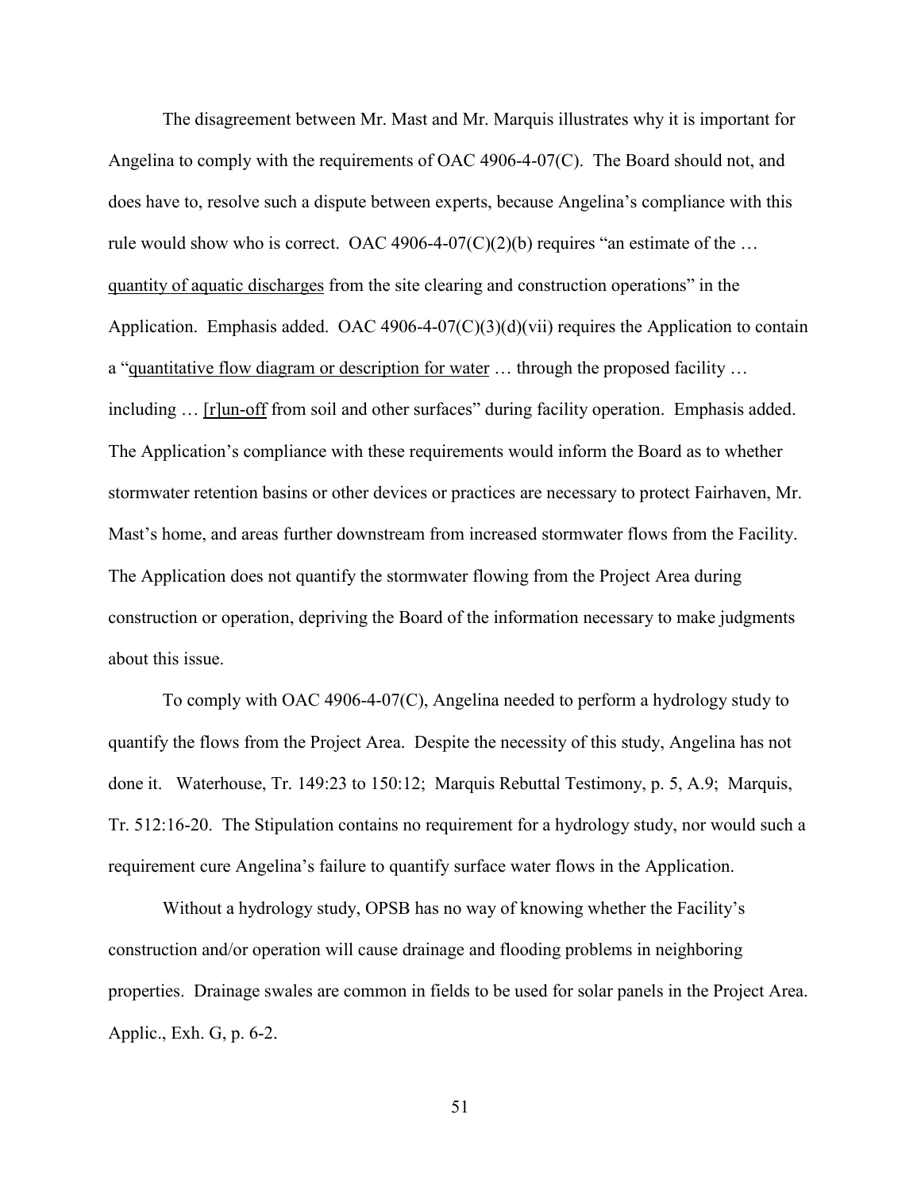The disagreement between Mr. Mast and Mr. Marquis illustrates why it is important for Angelina to comply with the requirements of OAC 4906-4-07(C). The Board should not, and does have to, resolve such a dispute between experts, because Angelina's compliance with this rule would show who is correct. OAC 4906-4-07(C)(2)(b) requires "an estimate of the … <u>quantity of aquatic discharges</u> from the site clearing and construction operations" in the Application. Emphasis added. OAC 4906-4-07(C)(3)(d)(vii) requires the Application to contain a "<u>quantitative flow diagram or description for water</u> … through the proposed facility … including … <u>[r]un-off</u> from soil and other surfaces" during facility operation. Emphasis added. The Application's compliance with these requirements would inform the Board as to whether stormwater retention basins or other devices or practices are necessary to protect Fairhaven, Mr. Mast's home, and areas further downstream from increased stormwater flows from the Facility. The Application does not quantify the stormwater flowing from the Project Area during construction or operation, depriving the Board of the information necessary to make judgments about this issue.

To comply with OAC 4906-4-07(C), Angelina needed to perform a hydrology study to quantify the flows from the Project Area. Despite the necessity of this study, Angelina has not done it. Waterhouse, Tr. 149:23 to 150:12; Marquis Rebuttal Testimony, p. 5, A.9; Marquis, Tr. 512:16-20. The Stipulation contains no requirement for a hydrology study, nor would such a requirement cure Angelina's failure to quantify surface water flows in the Application.

Without a hydrology study, OPSB has no way of knowing whether the Facility's construction and/or operation will cause drainage and flooding problems in neighboring properties. Drainage swales are common in fields to be used for solar panels in the Project Area. Applic., Exh. G, p. 6-2.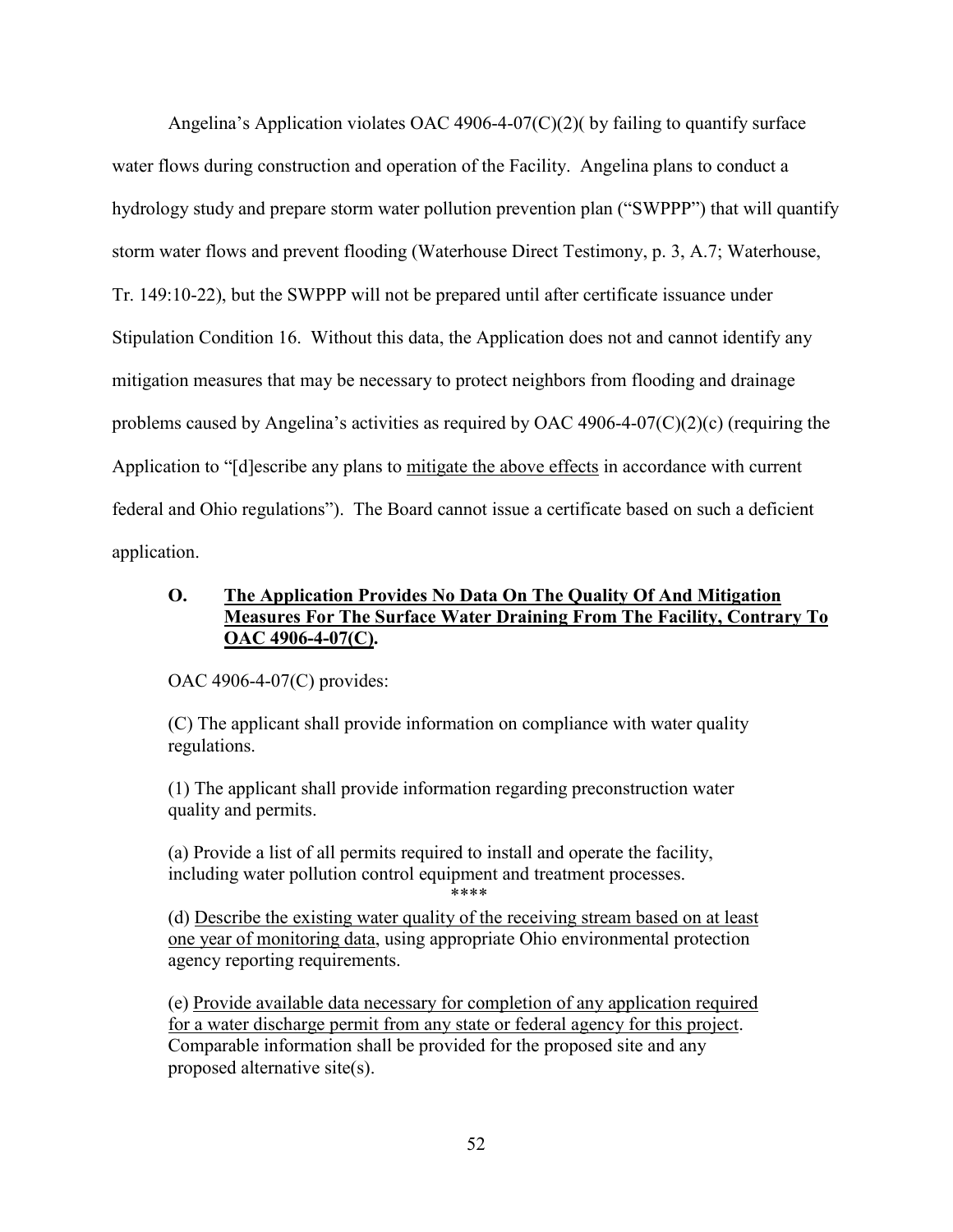Angelina's Application violates OAC 4906-4-07(C)(2)( by failing to quantify surface water flows during construction and operation of the Facility. Angelina plans to conduct a hydrology study and prepare storm water pollution prevention plan ("SWPPP") that will quantify storm water flows and prevent flooding (Waterhouse Direct Testimony, p. 3, A.7; Waterhouse, Tr. 149:10-22), but the SWPPP will not be prepared until after certificate issuance under Stipulation Condition 16. Without this data, the Application does not and cannot identify any mitigation measures that may be necessary to protect neighbors from flooding and drainage problems caused by Angelina's activities as required by OAC 4906-4-07(C)(2)(c) (requiring the Application to "[d]escribe any plans to <u>mitigate the above effects</u> in accordance with current federal and Ohio regulations"). The Board cannot issue a certificate based on such a deficient application.

### O. <u>The Application Provides No Data On The Quality Of And Mitigation Measures For The Surface Water Draining From The Facility, Contrary To OAC 4906-4-07(C).</u>

OAC 4906-4-07(C) provides:

> (C) The applicant shall provide information on compliance with water quality regulations.
>
> (1) The applicant shall provide information regarding preconstruction water quality and permits.
>
> (a) Provide a list of all permits required to install and operate the facility, including water pollution control equipment and treatment processes.
>
> \*\*\*\*
>
> (d) <u>Describe the existing water quality of the receiving stream based on at least one year of monitoring data</u>, using appropriate Ohio environmental protection agency reporting requirements.
>
> (e) <u>Provide available data necessary for completion of any application required for a water discharge permit from any state or federal agency for this project</u>. Comparable information shall be provided for the proposed site and any proposed alternative site(s).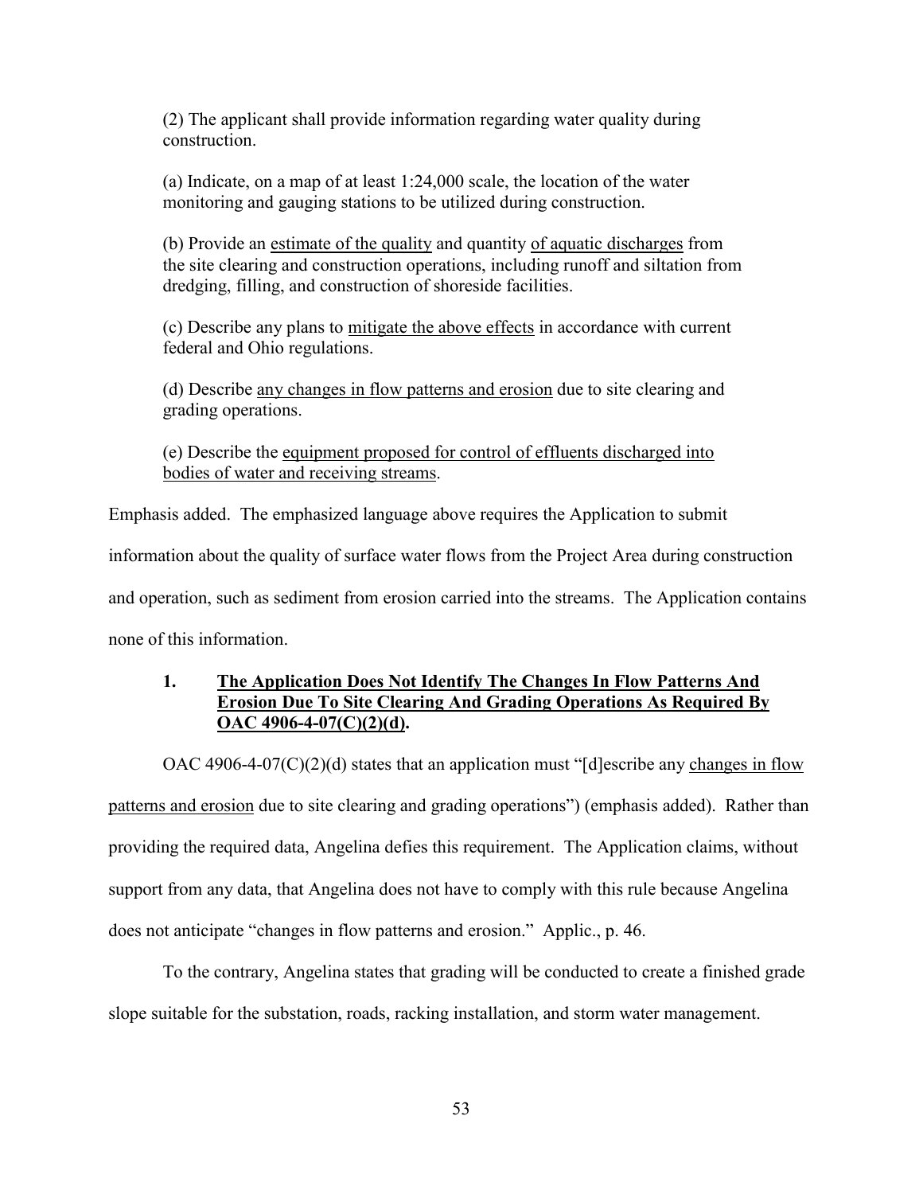(2) The applicant shall provide information regarding water quality during construction.

(a) Indicate, on a map of at least 1:24,000 scale, the location of the water monitoring and gauging stations to be utilized during construction.

(b) Provide an <u>estimate of the quality</u> and quantity <u>of aquatic discharges</u> from the site clearing and construction operations, including runoff and siltation from dredging, filling, and construction of shoreside facilities.

(c) Describe any plans to <u>mitigate the above effects</u> in accordance with current federal and Ohio regulations.

(d) Describe <u>any changes in flow patterns and erosion</u> due to site clearing and grading operations.

(e) Describe the <u>equipment proposed for control of effluents discharged into bodies of water and receiving streams</u>.

Emphasis added. The emphasized language above requires the Application to submit information about the quality of surface water flows from the Project Area during construction and operation, such as sediment from erosion carried into the streams. The Application contains none of this information.

### 1. The Application Does Not Identify The Changes In Flow Patterns And Erosion Due To Site Clearing And Grading Operations As Required By OAC 4906-4-07(C)(2)(d).

OAC 4906-4-07(C)(2)(d) states that an application must "[d]escribe any <u>changes in flow patterns and erosion</u> due to site clearing and grading operations") (emphasis added). Rather than providing the required data, Angelina defies this requirement. The Application claims, without support from any data, that Angelina does not have to comply with this rule because Angelina does not anticipate "changes in flow patterns and erosion." Applic., p. 46.

To the contrary, Angelina states that grading will be conducted to create a finished grade slope suitable for the substation, roads, racking installation, and storm water management.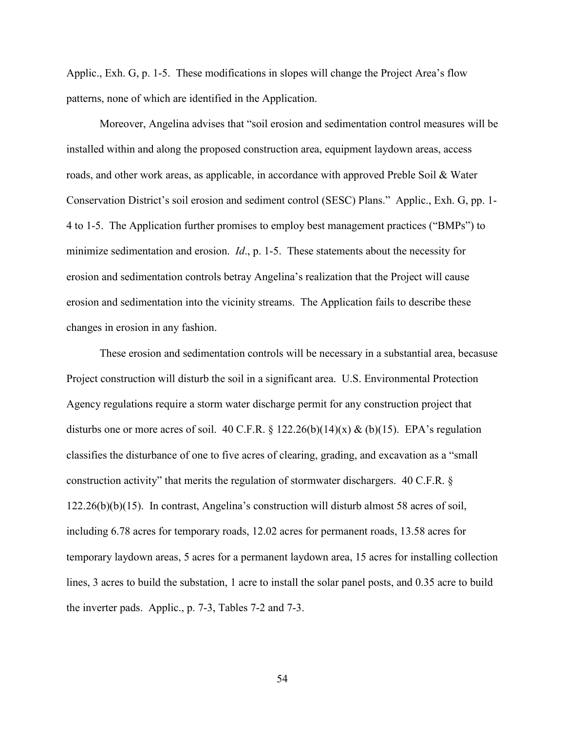Applic., Exh. G, p. 1-5. These modifications in slopes will change the Project Area's flow patterns, none of which are identified in the Application.

Moreover, Angelina advises that "soil erosion and sedimentation control measures will be installed within and along the proposed construction area, equipment laydown areas, access roads, and other work areas, as applicable, in accordance with approved Preble Soil & Water Conservation District's soil erosion and sediment control (SESC) Plans." Applic., Exh. G, pp. 1-4 to 1-5. The Application further promises to employ best management practices ("BMPs") to minimize sedimentation and erosion. *Id*., p. 1-5. These statements about the necessity for erosion and sedimentation controls betray Angelina's realization that the Project will cause erosion and sedimentation into the vicinity streams. The Application fails to describe these changes in erosion in any fashion.

These erosion and sedimentation controls will be necessary in a substantial area, becasuse Project construction will disturb the soil in a significant area. U.S. Environmental Protection Agency regulations require a storm water discharge permit for any construction project that disturbs one or more acres of soil. 40 C.F.R. § 122.26(b)(14)(x) & (b)(15). EPA's regulation classifies the disturbance of one to five acres of clearing, grading, and excavation as a "small construction activity" that merits the regulation of stormwater dischargers. 40 C.F.R. § 122.26(b)(b)(15). In contrast, Angelina's construction will disturb almost 58 acres of soil, including 6.78 acres for temporary roads, 12.02 acres for permanent roads, 13.58 acres for temporary laydown areas, 5 acres for a permanent laydown area, 15 acres for installing collection lines, 3 acres to build the substation, 1 acre to install the solar panel posts, and 0.35 acre to build the inverter pads. Applic., p. 7-3, Tables 7-2 and 7-3.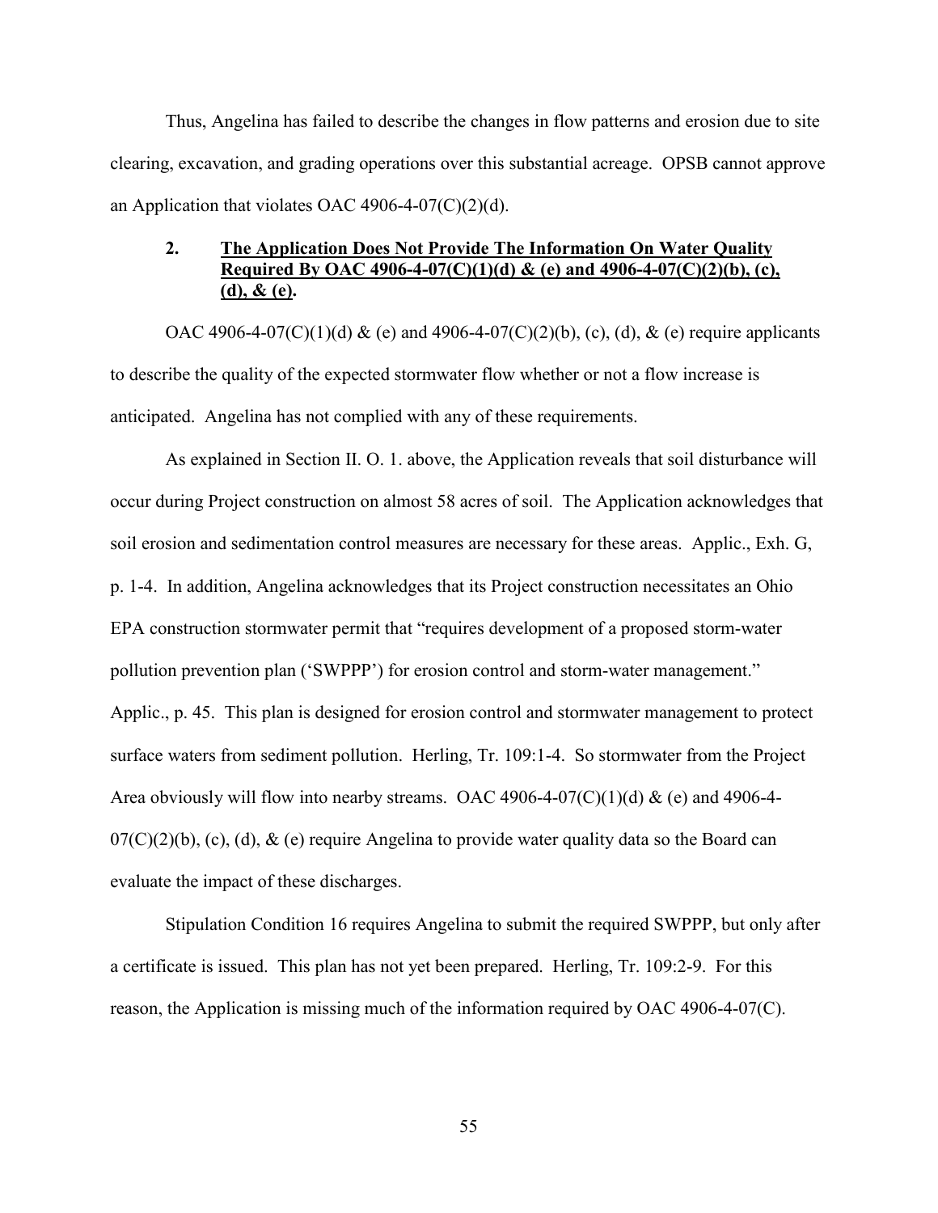Thus, Angelina has failed to describe the changes in flow patterns and erosion due to site clearing, excavation, and grading operations over this substantial acreage. OPSB cannot approve an Application that violates OAC 4906-4-07(C)(2)(d).

### 2. <u>The Application Does Not Provide The Information On Water Quality Required By OAC 4906-4-07(C)(1)(d) & (e) and 4906-4-07(C)(2)(b), (c), (d), & (e).</u>

OAC 4906-4-07(C)(1)(d) & (e) and 4906-4-07(C)(2)(b), (c), (d), & (e) require applicants to describe the quality of the expected stormwater flow whether or not a flow increase is anticipated. Angelina has not complied with any of these requirements.

As explained in Section II. O. 1. above, the Application reveals that soil disturbance will occur during Project construction on almost 58 acres of soil. The Application acknowledges that soil erosion and sedimentation control measures are necessary for these areas. Applic., Exh. G, p. 1-4. In addition, Angelina acknowledges that its Project construction necessitates an Ohio EPA construction stormwater permit that "requires development of a proposed storm-water pollution prevention plan ('SWPPP') for erosion control and storm-water management." Applic., p. 45. This plan is designed for erosion control and stormwater management to protect surface waters from sediment pollution. Herling, Tr. 109:1-4. So stormwater from the Project Area obviously will flow into nearby streams. OAC 4906-4-07(C)(1)(d) & (e) and 4906-4-07(C)(2)(b), (c), (d), & (e) require Angelina to provide water quality data so the Board can evaluate the impact of these discharges.

Stipulation Condition 16 requires Angelina to submit the required SWPPP, but only after a certificate is issued. This plan has not yet been prepared. Herling, Tr. 109:2-9. For this reason, the Application is missing much of the information required by OAC 4906-4-07(C).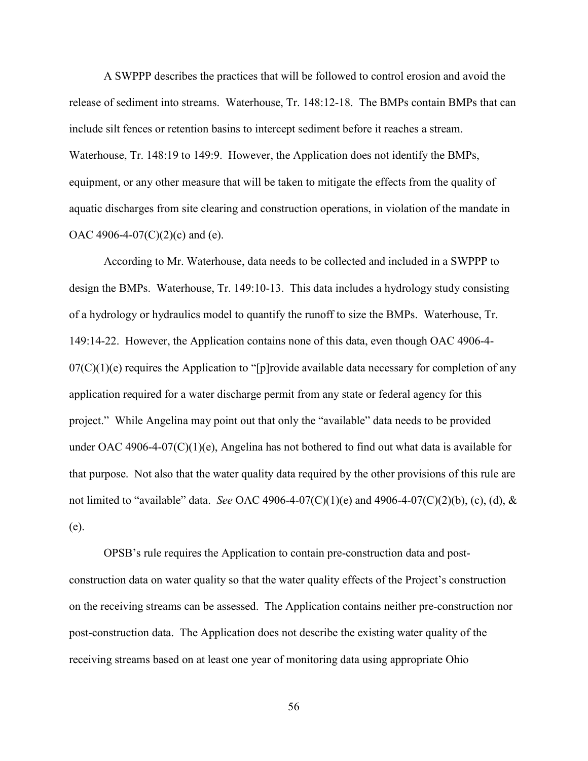A SWPPP describes the practices that will be followed to control erosion and avoid the release of sediment into streams. Waterhouse, Tr. 148:12-18. The BMPs contain BMPs that can include silt fences or retention basins to intercept sediment before it reaches a stream. Waterhouse, Tr. 148:19 to 149:9. However, the Application does not identify the BMPs, equipment, or any other measure that will be taken to mitigate the effects from the quality of aquatic discharges from site clearing and construction operations, in violation of the mandate in OAC 4906-4-07(C)(2)(c) and (e).

According to Mr. Waterhouse, data needs to be collected and included in a SWPPP to design the BMPs. Waterhouse, Tr. 149:10-13. This data includes a hydrology study consisting of a hydrology or hydraulics model to quantify the runoff to size the BMPs. Waterhouse, Tr. 149:14-22. However, the Application contains none of this data, even though OAC 4906-4-07(C)(1)(e) requires the Application to "[p]rovide available data necessary for completion of any application required for a water discharge permit from any state or federal agency for this project." While Angelina may point out that only the "available" data needs to be provided under OAC 4906-4-07(C)(1)(e), Angelina has not bothered to find out what data is available for that purpose. Not also that the water quality data required by the other provisions of this rule are not limited to "available" data. *See* OAC 4906-4-07(C)(1)(e) and 4906-4-07(C)(2)(b), (c), (d), & (e).

OPSB's rule requires the Application to contain pre-construction data and post-construction data on water quality so that the water quality effects of the Project's construction on the receiving streams can be assessed. The Application contains neither pre-construction nor post-construction data. The Application does not describe the existing water quality of the receiving streams based on at least one year of monitoring data using appropriate Ohio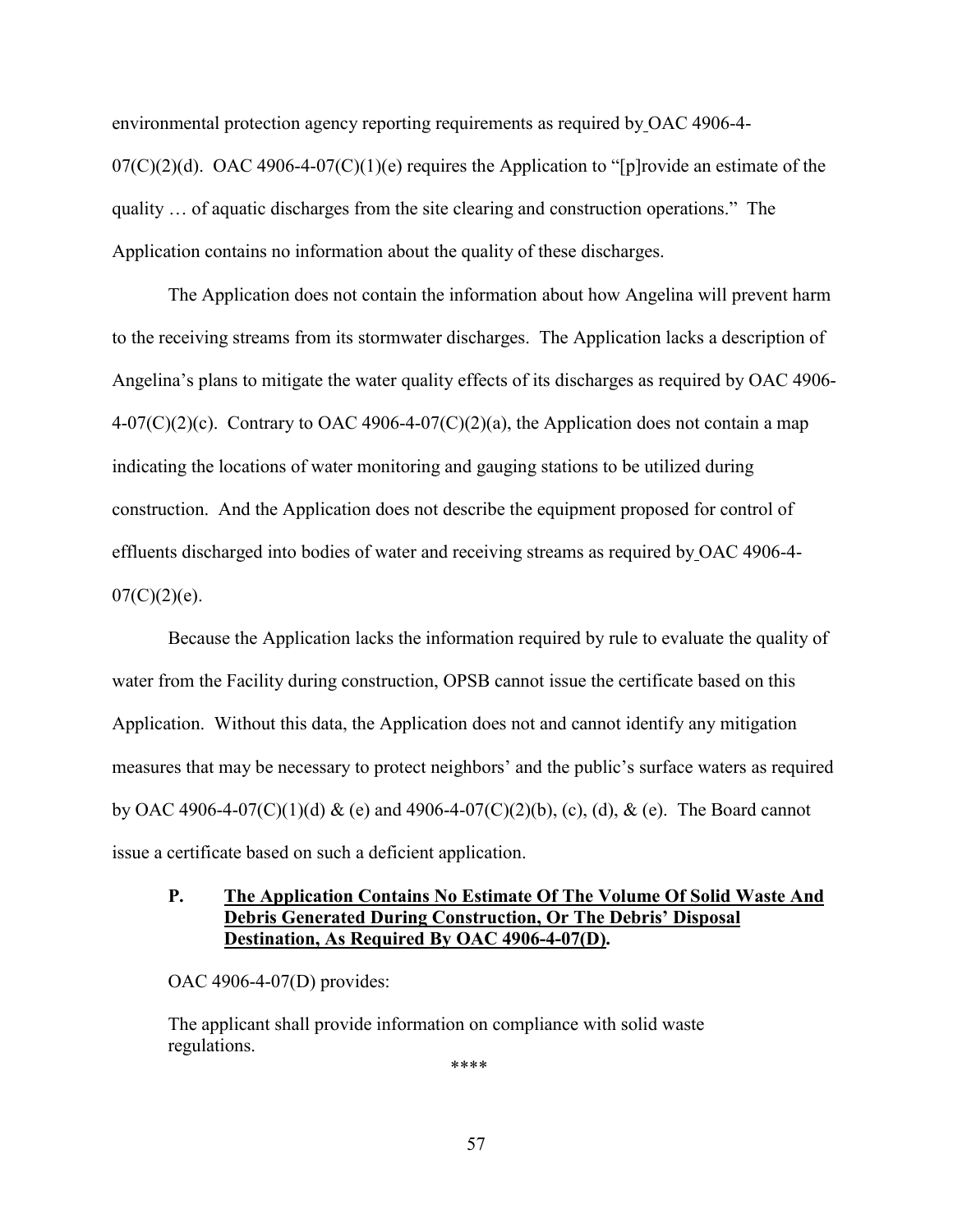environmental protection agency reporting requirements as required by OAC 4906-4-07(C)(2)(d). OAC 4906-4-07(C)(1)(e) requires the Application to "[p]rovide an estimate of the quality … of aquatic discharges from the site clearing and construction operations." The Application contains no information about the quality of these discharges.

The Application does not contain the information about how Angelina will prevent harm to the receiving streams from its stormwater discharges. The Application lacks a description of Angelina's plans to mitigate the water quality effects of its discharges as required by OAC 4906-4-07(C)(2)(c). Contrary to OAC 4906-4-07(C)(2)(a), the Application does not contain a map indicating the locations of water monitoring and gauging stations to be utilized during construction. And the Application does not describe the equipment proposed for control of effluents discharged into bodies of water and receiving streams as required by OAC 4906-4-07(C)(2)(e).

Because the Application lacks the information required by rule to evaluate the quality of water from the Facility during construction, OPSB cannot issue the certificate based on this Application. Without this data, the Application does not and cannot identify any mitigation measures that may be necessary to protect neighbors' and the public's surface waters as required by OAC 4906-4-07(C)(1)(d) & (e) and 4906-4-07(C)(2)(b), (c), (d), & (e). The Board cannot issue a certificate based on such a deficient application.

### P. <u>The Application Contains No Estimate Of The Volume Of Solid Waste And Debris Generated During Construction, Or The Debris' Disposal Destination, As Required By OAC 4906-4-07(D)</u>.

OAC 4906-4-07(D) provides:

> The applicant shall provide information on compliance with solid waste regulations.
>
> \*\*\*\*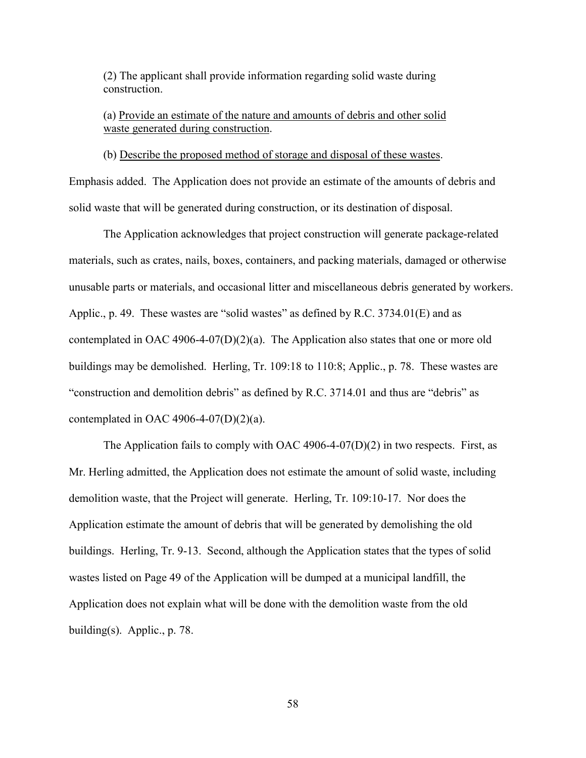(2) The applicant shall provide information regarding solid waste during construction.

(a) <u>Provide an estimate of the nature and amounts of debris and other solid waste generated during construction</u>.

(b) <u>Describe the proposed method of storage and disposal of these wastes</u>.

Emphasis added. The Application does not provide an estimate of the amounts of debris and solid waste that will be generated during construction, or its destination of disposal.

The Application acknowledges that project construction will generate package-related materials, such as crates, nails, boxes, containers, and packing materials, damaged or otherwise unusable parts or materials, and occasional litter and miscellaneous debris generated by workers. Applic., p. 49. These wastes are "solid wastes" as defined by R.C. 3734.01(E) and as contemplated in OAC 4906-4-07(D)(2)(a). The Application also states that one or more old buildings may be demolished. Herling, Tr. 109:18 to 110:8; Applic., p. 78. These wastes are "construction and demolition debris" as defined by R.C. 3714.01 and thus are "debris" as contemplated in OAC 4906-4-07(D)(2)(a).

The Application fails to comply with OAC 4906-4-07(D)(2) in two respects. First, as Mr. Herling admitted, the Application does not estimate the amount of solid waste, including demolition waste, that the Project will generate. Herling, Tr. 109:10-17. Nor does the Application estimate the amount of debris that will be generated by demolishing the old buildings. Herling, Tr. 9-13. Second, although the Application states that the types of solid wastes listed on Page 49 of the Application will be dumped at a municipal landfill, the Application does not explain what will be done with the demolition waste from the old building(s). Applic., p. 78.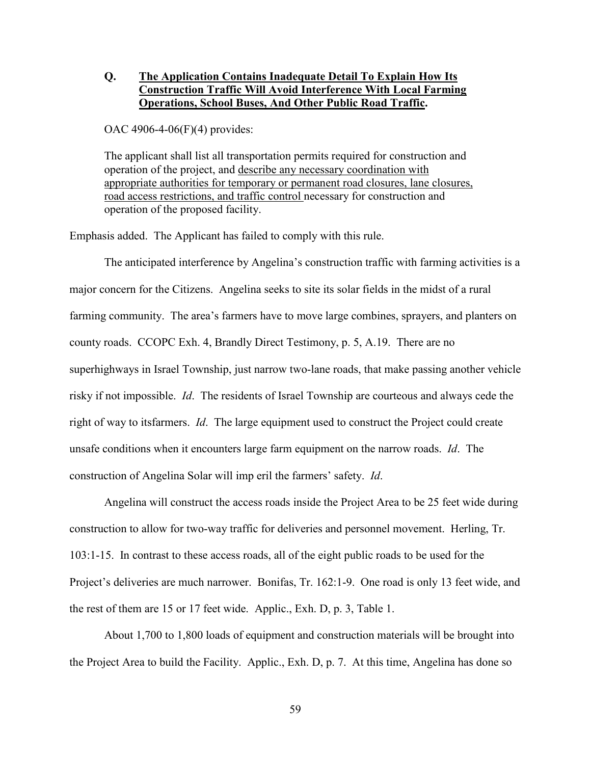### Q. <u>**The Application Contains Inadequate Detail To Explain How Its Construction Traffic Will Avoid Interference With Local Farming Operations, School Buses, And Other Public Road Traffic**</u>.

OAC 4906-4-06(F)(4) provides:

> The applicant shall list all transportation permits required for construction and operation of the project, and <u>describe any necessary coordination with appropriate authorities for temporary or permanent road closures, lane closures, road access restrictions, and traffic control</u> necessary for construction and operation of the proposed facility.

Emphasis added. The Applicant has failed to comply with this rule.

The anticipated interference by Angelina's construction traffic with farming activities is a major concern for the Citizens. Angelina seeks to site its solar fields in the midst of a rural farming community. The area's farmers have to move large combines, sprayers, and planters on county roads. CCOPC Exh. 4, Brandly Direct Testimony, p. 5, A.19. There are no superhighways in Israel Township, just narrow two-lane roads, that make passing another vehicle risky if not impossible. *Id*. The residents of Israel Township are courteous and always cede the right of way to itsfarmers. *Id*. The large equipment used to construct the Project could create unsafe conditions when it encounters large farm equipment on the narrow roads. *Id*. The construction of Angelina Solar will imp eril the farmers' safety. *Id*.

Angelina will construct the access roads inside the Project Area to be 25 feet wide during construction to allow for two-way traffic for deliveries and personnel movement. Herling, Tr. 103:1-15. In contrast to these access roads, all of the eight public roads to be used for the Project's deliveries are much narrower. Bonifas, Tr. 162:1-9. One road is only 13 feet wide, and the rest of them are 15 or 17 feet wide. Applic., Exh. D, p. 3, Table 1.

About 1,700 to 1,800 loads of equipment and construction materials will be brought into the Project Area to build the Facility. Applic., Exh. D, p. 7. At this time, Angelina has done so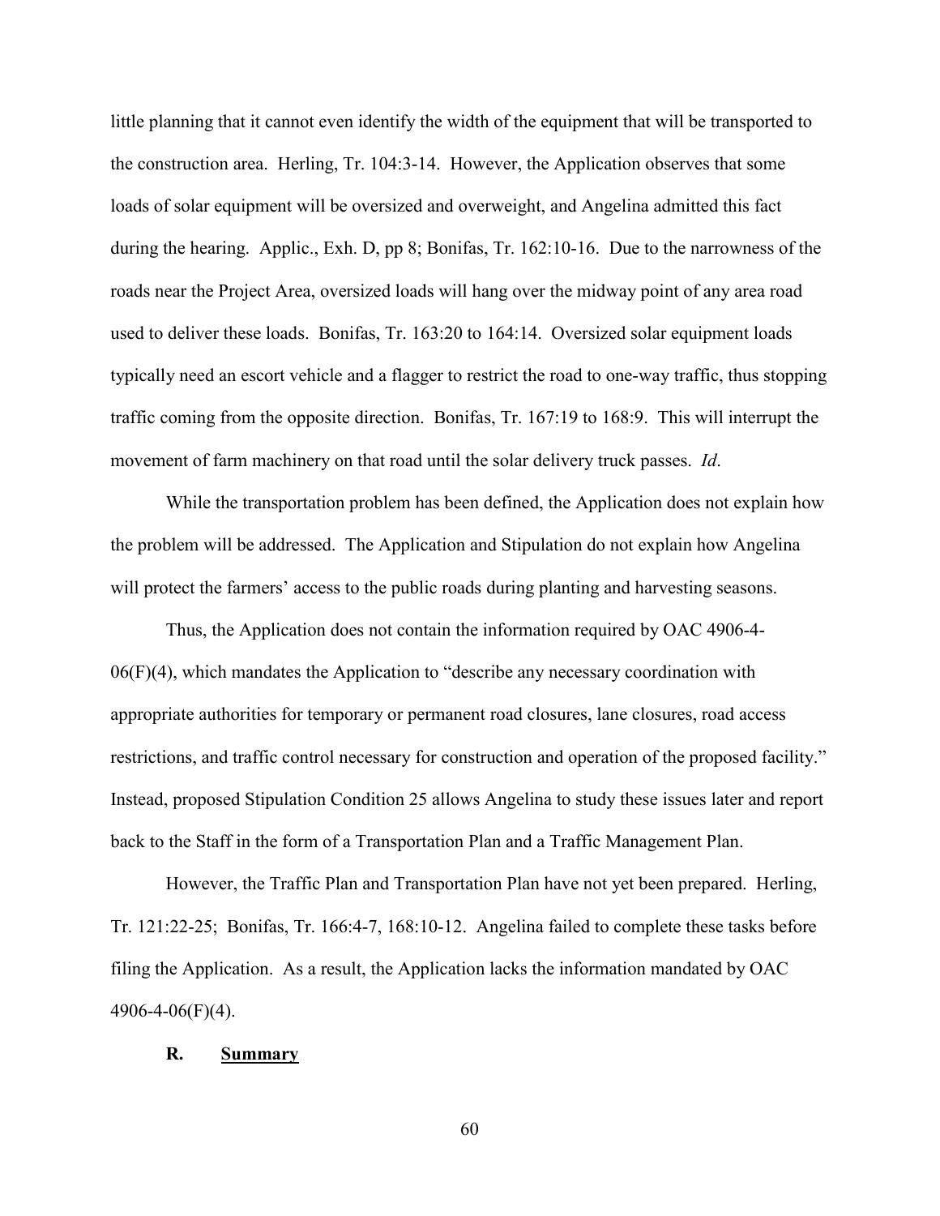little planning that it cannot even identify the width of the equipment that will be transported to the construction area. Herling, Tr. 104:3-14. However, the Application observes that some loads of solar equipment will be oversized and overweight, and Angelina admitted this fact during the hearing. Applic., Exh. D, pp 8; Bonifas, Tr. 162:10-16. Due to the narrowness of the roads near the Project Area, oversized loads will hang over the midway point of any area road used to deliver these loads. Bonifas, Tr. 163:20 to 164:14. Oversized solar equipment loads typically need an escort vehicle and a flagger to restrict the road to one-way traffic, thus stopping traffic coming from the opposite direction. Bonifas, Tr. 167:19 to 168:9. This will interrupt the movement of farm machinery on that road until the solar delivery truck passes. *Id*.

While the transportation problem has been defined, the Application does not explain how the problem will be addressed. The Application and Stipulation do not explain how Angelina will protect the farmers' access to the public roads during planting and harvesting seasons.

Thus, the Application does not contain the information required by OAC 4906-4-06(F)(4), which mandates the Application to "describe any necessary coordination with appropriate authorities for temporary or permanent road closures, lane closures, road access restrictions, and traffic control necessary for construction and operation of the proposed facility." Instead, proposed Stipulation Condition 25 allows Angelina to study these issues later and report back to the Staff in the form of a Transportation Plan and a Traffic Management Plan.

However, the Traffic Plan and Transportation Plan have not yet been prepared. Herling, Tr. 121:22-25; Bonifas, Tr. 166:4-7, 168:10-12. Angelina failed to complete these tasks before filing the Application. As a result, the Application lacks the information mandated by OAC 4906-4-06(F)(4).

### R. Summary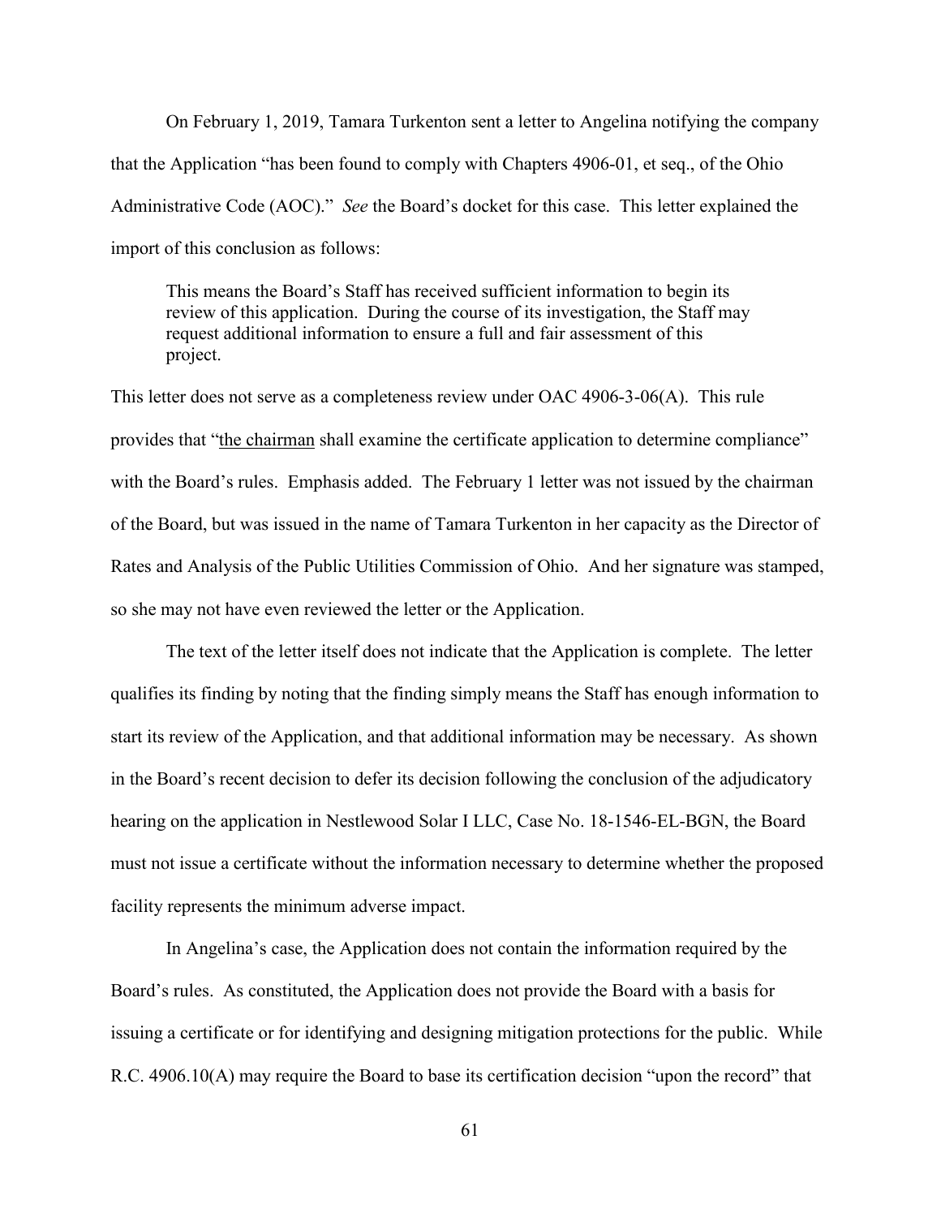On February 1, 2019, Tamara Turkenton sent a letter to Angelina notifying the company that the Application "has been found to comply with Chapters 4906-01, et seq., of the Ohio Administrative Code (AOC)." *See* the Board's docket for this case. This letter explained the import of this conclusion as follows:

> This means the Board's Staff has received sufficient information to begin its review of this application. During the course of its investigation, the Staff may request additional information to ensure a full and fair assessment of this project.

This letter does not serve as a completeness review under OAC 4906-3-06(A). This rule provides that "<u>the chairman</u> shall examine the certificate application to determine compliance" with the Board's rules. Emphasis added. The February 1 letter was not issued by the chairman of the Board, but was issued in the name of Tamara Turkenton in her capacity as the Director of Rates and Analysis of the Public Utilities Commission of Ohio. And her signature was stamped, so she may not have even reviewed the letter or the Application.

The text of the letter itself does not indicate that the Application is complete. The letter qualifies its finding by noting that the finding simply means the Staff has enough information to start its review of the Application, and that additional information may be necessary. As shown in the Board's recent decision to defer its decision following the conclusion of the adjudicatory hearing on the application in Nestlewood Solar I LLC, Case No. 18-1546-EL-BGN, the Board must not issue a certificate without the information necessary to determine whether the proposed facility represents the minimum adverse impact.

In Angelina's case, the Application does not contain the information required by the Board's rules. As constituted, the Application does not provide the Board with a basis for issuing a certificate or for identifying and designing mitigation protections for the public. While R.C. 4906.10(A) may require the Board to base its certification decision "upon the record" that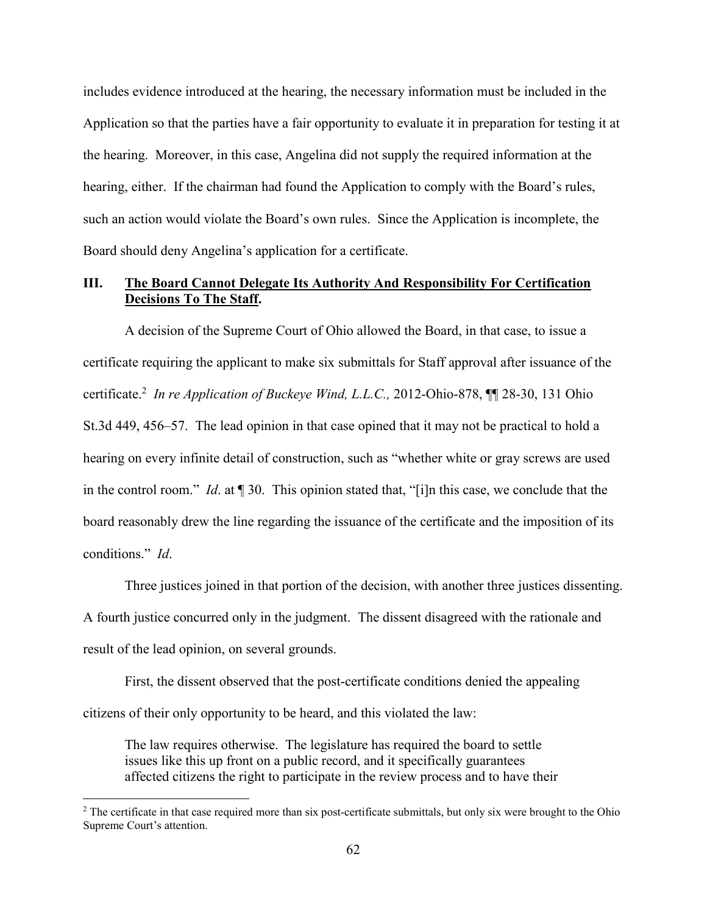includes evidence introduced at the hearing, the necessary information must be included in the Application so that the parties have a fair opportunity to evaluate it in preparation for testing it at the hearing. Moreover, in this case, Angelina did not supply the required information at the hearing, either. If the chairman had found the Application to comply with the Board's rules, such an action would violate the Board's own rules. Since the Application is incomplete, the Board should deny Angelina's application for a certificate.

## III. <u>The Board Cannot Delegate Its Authority And Responsibility For Certification Decisions To The Staff.</u>

A decision of the Supreme Court of Ohio allowed the Board, in that case, to issue a certificate requiring the applicant to make six submittals for Staff approval after issuance of the certificate.[2] *In re Application of Buckeye Wind, L.L.C.,* 2012-Ohio-878, ¶¶ 28-30, 131 Ohio St.3d 449, 456–57. The lead opinion in that case opined that it may not be practical to hold a hearing on every infinite detail of construction, such as "whether white or gray screws are used in the control room." *Id*. at ¶ 30. This opinion stated that, "[i]n this case, we conclude that the board reasonably drew the line regarding the issuance of the certificate and the imposition of its conditions." *Id*.

Three justices joined in that portion of the decision, with another three justices dissenting. A fourth justice concurred only in the judgment. The dissent disagreed with the rationale and result of the lead opinion, on several grounds.

First, the dissent observed that the post-certificate conditions denied the appealing citizens of their only opportunity to be heard, and this violated the law:

> The law requires otherwise. The legislature has required the board to settle issues like this up front on a public record, and it specifically guarantees affected citizens the right to participate in the review process and to have their

[2] The certificate in that case required more than six post-certificate submittals, but only six were brought to the Ohio Supreme Court's attention.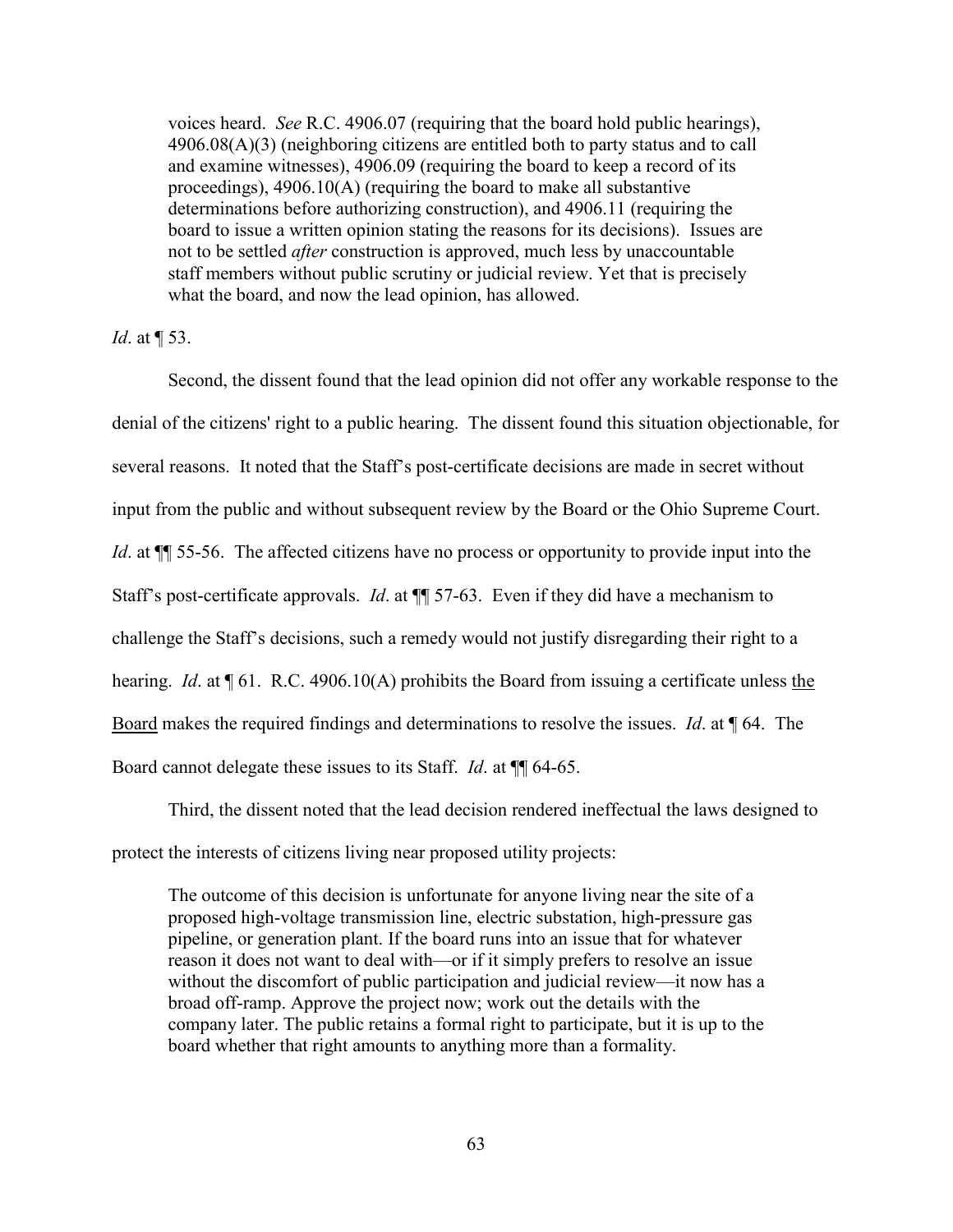> voices heard. *See* R.C. 4906.07 (requiring that the board hold public hearings), 4906.08(A)(3) (neighboring citizens are entitled both to party status and to call and examine witnesses), 4906.09 (requiring the board to keep a record of its proceedings), 4906.10(A) (requiring the board to make all substantive determinations before authorizing construction), and 4906.11 (requiring the board to issue a written opinion stating the reasons for its decisions). Issues are not to be settled *after* construction is approved, much less by unaccountable staff members without public scrutiny or judicial review. Yet that is precisely what the board, and now the lead opinion, has allowed.

*Id*. at ¶ 53.

Second, the dissent found that the lead opinion did not offer any workable response to the denial of the citizens' right to a public hearing. The dissent found this situation objectionable, for several reasons. It noted that the Staff's post-certificate decisions are made in secret without input from the public and without subsequent review by the Board or the Ohio Supreme Court. *Id*. at ¶¶ 55-56. The affected citizens have no process or opportunity to provide input into the Staff's post-certificate approvals. *Id*. at ¶¶ 57-63. Even if they did have a mechanism to challenge the Staff's decisions, such a remedy would not justify disregarding their right to a hearing. *Id*. at ¶ 61. R.C. 4906.10(A) prohibits the Board from issuing a certificate unless <u>the Board</u> makes the required findings and determinations to resolve the issues. *Id*. at ¶ 64. The Board cannot delegate these issues to its Staff. *Id*. at ¶¶ 64-65.

Third, the dissent noted that the lead decision rendered ineffectual the laws designed to protect the interests of citizens living near proposed utility projects:

> The outcome of this decision is unfortunate for anyone living near the site of a proposed high-voltage transmission line, electric substation, high-pressure gas pipeline, or generation plant. If the board runs into an issue that for whatever reason it does not want to deal with—or if it simply prefers to resolve an issue without the discomfort of public participation and judicial review—it now has a broad off-ramp. Approve the project now; work out the details with the company later. The public retains a formal right to participate, but it is up to the board whether that right amounts to anything more than a formality.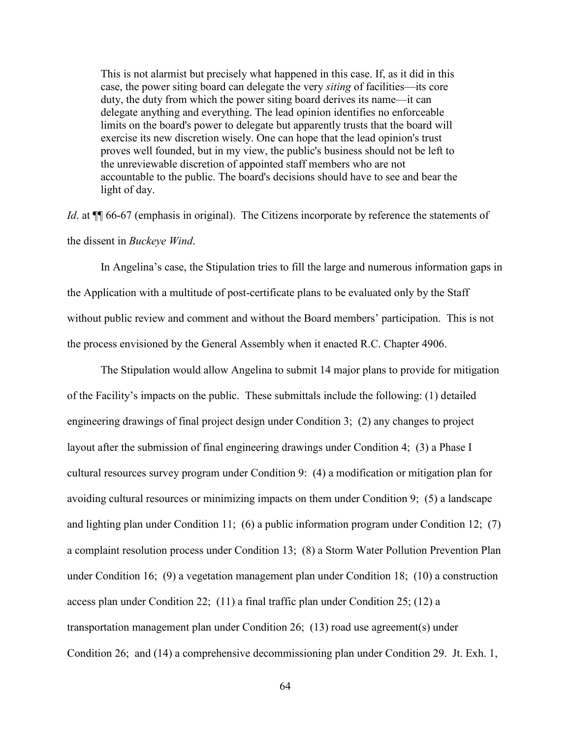> This is not alarmist but precisely what happened in this case. If, as it did in this case, the power siting board can delegate the very *siting* of facilities—its core duty, the duty from which the power siting board derives its name—it can delegate anything and everything. The lead opinion identifies no enforceable limits on the board's power to delegate but apparently trusts that the board will exercise its new discretion wisely. One can hope that the lead opinion's trust proves well founded, but in my view, the public's business should not be left to the unreviewable discretion of appointed staff members who are not accountable to the public. The board's decisions should have to see and bear the light of day.

*Id*. at ¶¶ 66-67 (emphasis in original). The Citizens incorporate by reference the statements of the dissent in *Buckeye Wind*.

In Angelina's case, the Stipulation tries to fill the large and numerous information gaps in the Application with a multitude of post-certificate plans to be evaluated only by the Staff without public review and comment and without the Board members' participation. This is not the process envisioned by the General Assembly when it enacted R.C. Chapter 4906.

The Stipulation would allow Angelina to submit 14 major plans to provide for mitigation of the Facility's impacts on the public. These submittals include the following: (1) detailed engineering drawings of final project design under Condition 3; (2) any changes to project layout after the submission of final engineering drawings under Condition 4; (3) a Phase I cultural resources survey program under Condition 9: (4) a modification or mitigation plan for avoiding cultural resources or minimizing impacts on them under Condition 9; (5) a landscape and lighting plan under Condition 11; (6) a public information program under Condition 12; (7) a complaint resolution process under Condition 13; (8) a Storm Water Pollution Prevention Plan under Condition 16; (9) a vegetation management plan under Condition 18; (10) a construction access plan under Condition 22; (11) a final traffic plan under Condition 25; (12) a transportation management plan under Condition 26; (13) road use agreement(s) under Condition 26; and (14) a comprehensive decommissioning plan under Condition 29. Jt. Exh. 1,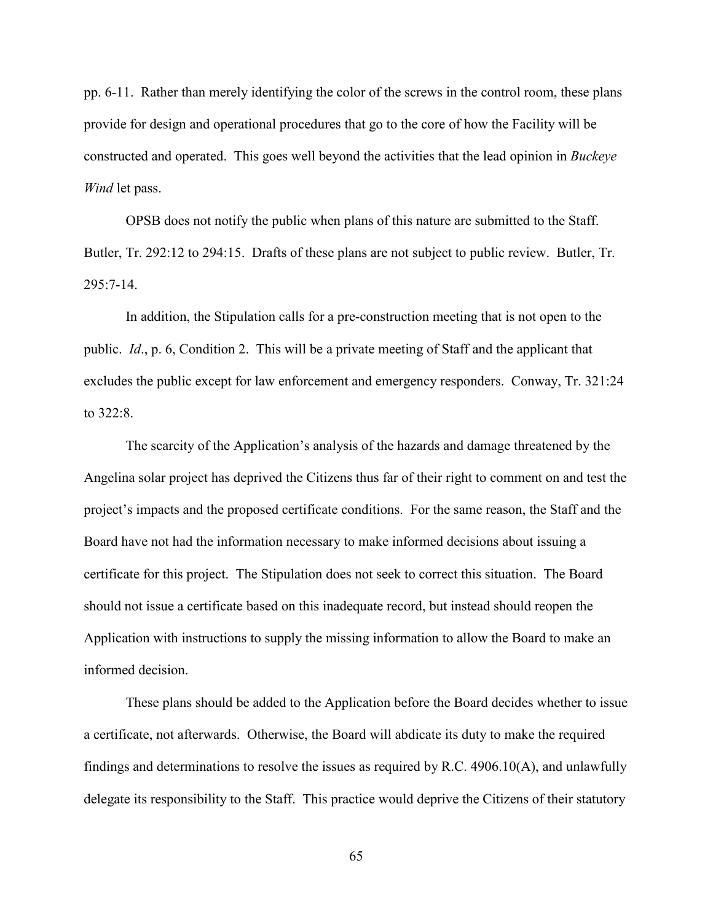pp. 6-11. Rather than merely identifying the color of the screws in the control room, these plans provide for design and operational procedures that go to the core of how the Facility will be constructed and operated. This goes well beyond the activities that the lead opinion in *Buckeye Wind* let pass.

OPSB does not notify the public when plans of this nature are submitted to the Staff. Butler, Tr. 292:12 to 294:15. Drafts of these plans are not subject to public review. Butler, Tr. 295:7-14.

In addition, the Stipulation calls for a pre-construction meeting that is not open to the public. *Id*., p. 6, Condition 2. This will be a private meeting of Staff and the applicant that excludes the public except for law enforcement and emergency responders. Conway, Tr. 321:24 to 322:8.

The scarcity of the Application's analysis of the hazards and damage threatened by the Angelina solar project has deprived the Citizens thus far of their right to comment on and test the project's impacts and the proposed certificate conditions. For the same reason, the Staff and the Board have not had the information necessary to make informed decisions about issuing a certificate for this project. The Stipulation does not seek to correct this situation. The Board should not issue a certificate based on this inadequate record, but instead should reopen the Application with instructions to supply the missing information to allow the Board to make an informed decision.

These plans should be added to the Application before the Board decides whether to issue a certificate, not afterwards. Otherwise, the Board will abdicate its duty to make the required findings and determinations to resolve the issues as required by R.C. 4906.10(A), and unlawfully delegate its responsibility to the Staff. This practice would deprive the Citizens of their statutory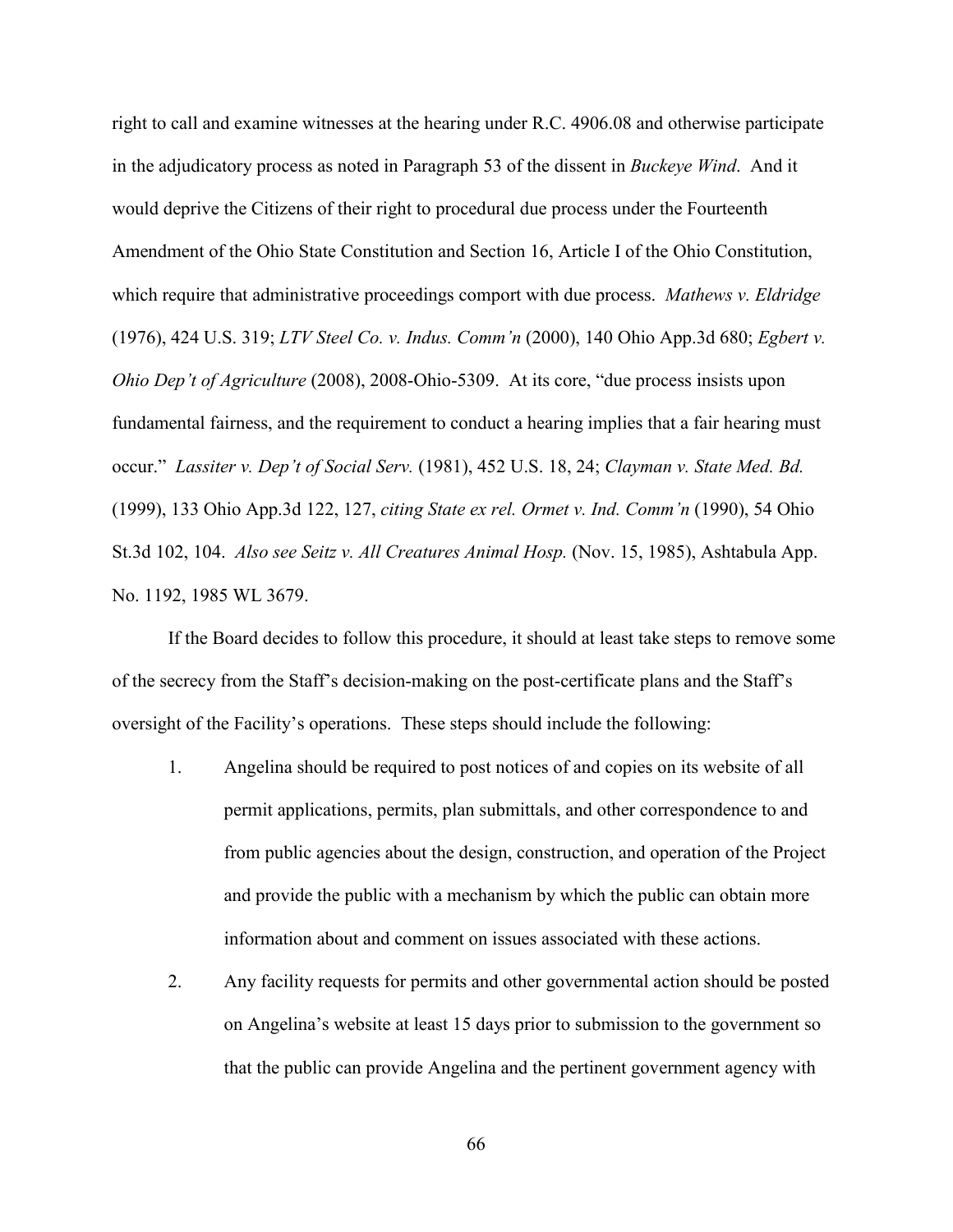right to call and examine witnesses at the hearing under R.C. 4906.08 and otherwise participate in the adjudicatory process as noted in Paragraph 53 of the dissent in *Buckeye Wind*. And it would deprive the Citizens of their right to procedural due process under the Fourteenth Amendment of the Ohio State Constitution and Section 16, Article I of the Ohio Constitution, which require that administrative proceedings comport with due process. *Mathews v. Eldridge* (1976), 424 U.S. 319; *LTV Steel Co. v. Indus. Comm'n* (2000), 140 Ohio App.3d 680; *Egbert v. Ohio Dep't of Agriculture* (2008), 2008-Ohio-5309. At its core, "due process insists upon fundamental fairness, and the requirement to conduct a hearing implies that a fair hearing must occur." *Lassiter v. Dep't of Social Serv.* (1981), 452 U.S. 18, 24; *Clayman v. State Med. Bd.* (1999), 133 Ohio App.3d 122, 127, *citing State ex rel. Ormet v. Ind. Comm'n* (1990), 54 Ohio St.3d 102, 104. *Also see Seitz v. All Creatures Animal Hosp.* (Nov. 15, 1985), Ashtabula App. No. 1192, 1985 WL 3679.

If the Board decides to follow this procedure, it should at least take steps to remove some of the secrecy from the Staff's decision-making on the post-certificate plans and the Staff's oversight of the Facility's operations. These steps should include the following:

1. Angelina should be required to post notices of and copies on its website of all permit applications, permits, plan submittals, and other correspondence to and from public agencies about the design, construction, and operation of the Project and provide the public with a mechanism by which the public can obtain more information about and comment on issues associated with these actions.

2. Any facility requests for permits and other governmental action should be posted on Angelina's website at least 15 days prior to submission to the government so that the public can provide Angelina and the pertinent government agency with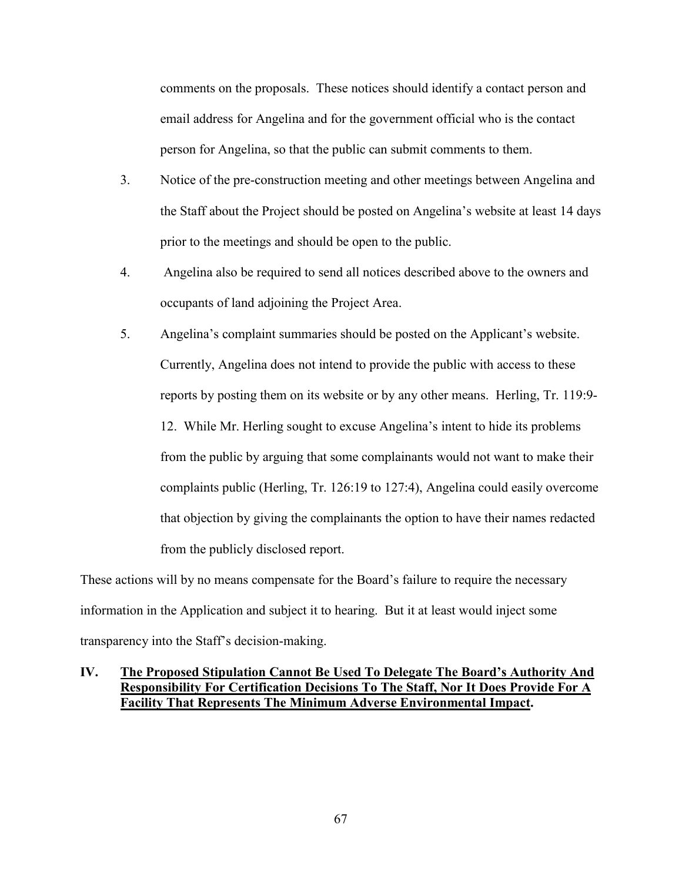comments on the proposals. These notices should identify a contact person and email address for Angelina and for the government official who is the contact person for Angelina, so that the public can submit comments to them.

3. Notice of the pre-construction meeting and other meetings between Angelina and the Staff about the Project should be posted on Angelina's website at least 14 days prior to the meetings and should be open to the public.

4. Angelina also be required to send all notices described above to the owners and occupants of land adjoining the Project Area.

5. Angelina's complaint summaries should be posted on the Applicant's website. Currently, Angelina does not intend to provide the public with access to these reports by posting them on its website or by any other means. Herling, Tr. 119:9-12. While Mr. Herling sought to excuse Angelina's intent to hide its problems from the public by arguing that some complainants would not want to make their complaints public (Herling, Tr. 126:19 to 127:4), Angelina could easily overcome that objection by giving the complainants the option to have their names redacted from the publicly disclosed report.

These actions will by no means compensate for the Board's failure to require the necessary information in the Application and subject it to hearing. But it at least would inject some transparency into the Staff's decision-making.

## IV. The Proposed Stipulation Cannot Be Used To Delegate The Board's Authority And Responsibility For Certification Decisions To The Staff, Nor It Does Provide For A Facility That Represents The Minimum Adverse Environmental Impact.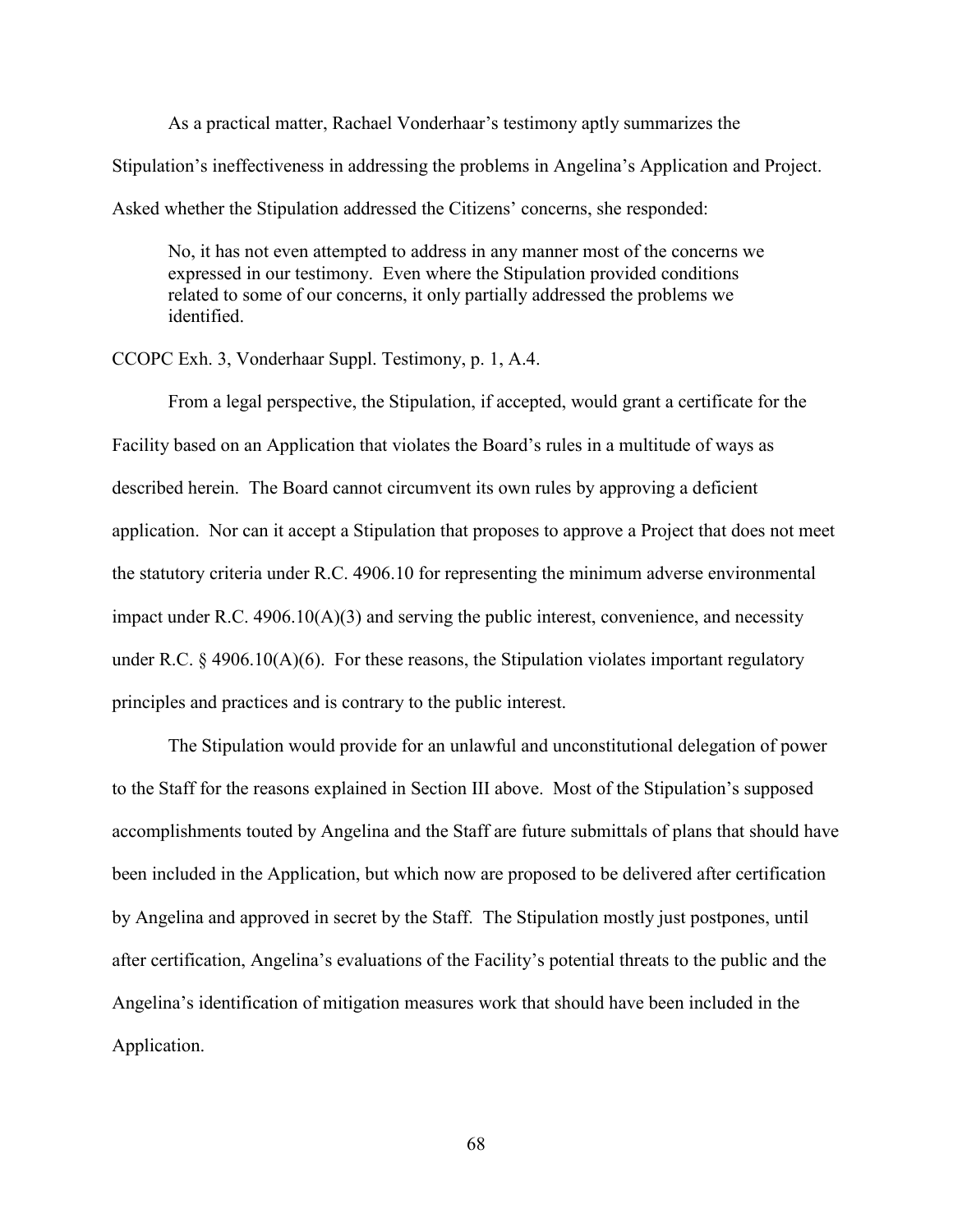As a practical matter, Rachael Vonderhaar's testimony aptly summarizes the Stipulation's ineffectiveness in addressing the problems in Angelina's Application and Project. Asked whether the Stipulation addressed the Citizens' concerns, she responded:

> No, it has not even attempted to address in any manner most of the concerns we expressed in our testimony. Even where the Stipulation provided conditions related to some of our concerns, it only partially addressed the problems we identified.

CCOPC Exh. 3, Vonderhaar Suppl. Testimony, p. 1, A.4.

From a legal perspective, the Stipulation, if accepted, would grant a certificate for the Facility based on an Application that violates the Board's rules in a multitude of ways as described herein. The Board cannot circumvent its own rules by approving a deficient application. Nor can it accept a Stipulation that proposes to approve a Project that does not meet the statutory criteria under R.C. 4906.10 for representing the minimum adverse environmental impact under R.C. 4906.10(A)(3) and serving the public interest, convenience, and necessity under R.C. § 4906.10(A)(6). For these reasons, the Stipulation violates important regulatory principles and practices and is contrary to the public interest.

The Stipulation would provide for an unlawful and unconstitutional delegation of power to the Staff for the reasons explained in Section III above. Most of the Stipulation's supposed accomplishments touted by Angelina and the Staff are future submittals of plans that should have been included in the Application, but which now are proposed to be delivered after certification by Angelina and approved in secret by the Staff. The Stipulation mostly just postpones, until after certification, Angelina's evaluations of the Facility's potential threats to the public and the Angelina's identification of mitigation measures work that should have been included in the Application.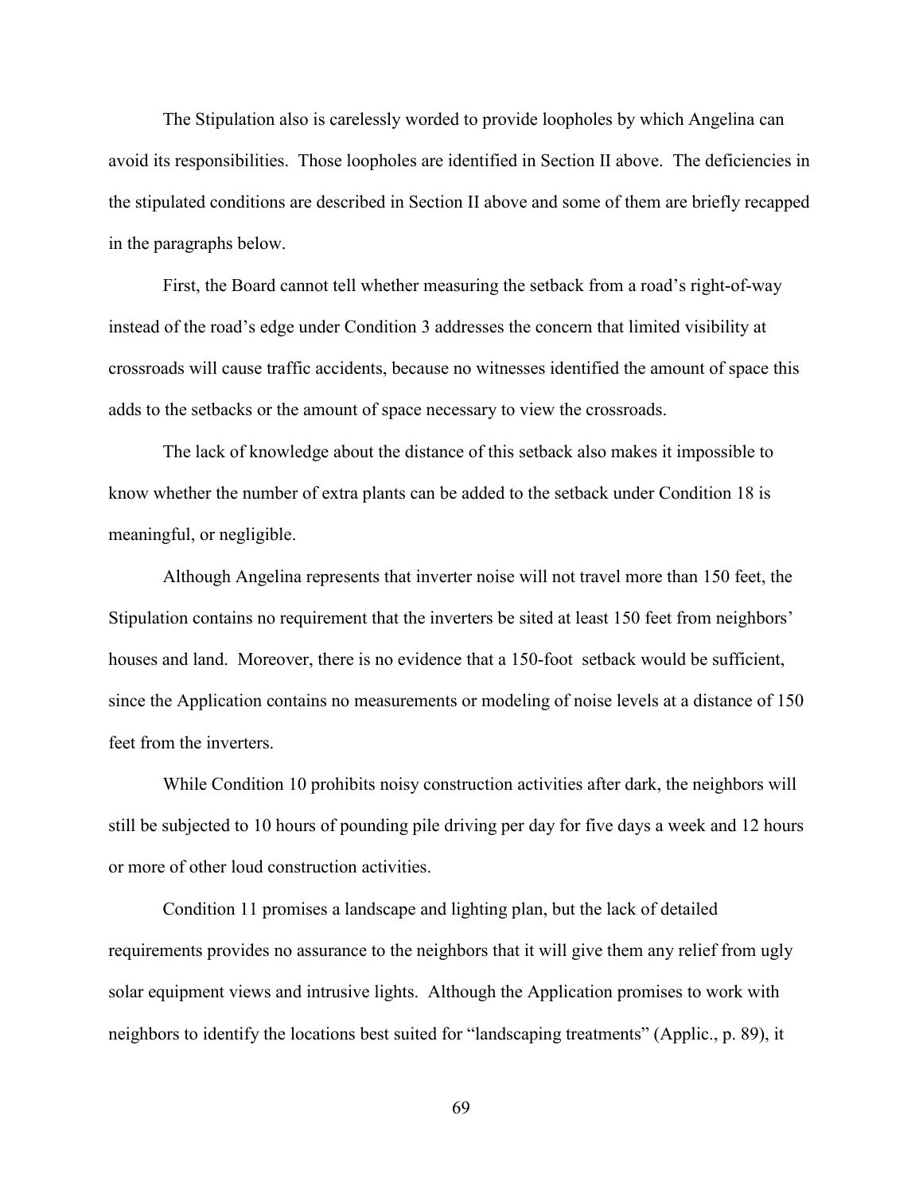The Stipulation also is carelessly worded to provide loopholes by which Angelina can avoid its responsibilities. Those loopholes are identified in Section II above. The deficiencies in the stipulated conditions are described in Section II above and some of them are briefly recapped in the paragraphs below.

First, the Board cannot tell whether measuring the setback from a road's right-of-way instead of the road's edge under Condition 3 addresses the concern that limited visibility at crossroads will cause traffic accidents, because no witnesses identified the amount of space this adds to the setbacks or the amount of space necessary to view the crossroads.

The lack of knowledge about the distance of this setback also makes it impossible to know whether the number of extra plants can be added to the setback under Condition 18 is meaningful, or negligible.

Although Angelina represents that inverter noise will not travel more than 150 feet, the Stipulation contains no requirement that the inverters be sited at least 150 feet from neighbors' houses and land. Moreover, there is no evidence that a 150-foot setback would be sufficient, since the Application contains no measurements or modeling of noise levels at a distance of 150 feet from the inverters.

While Condition 10 prohibits noisy construction activities after dark, the neighbors will still be subjected to 10 hours of pounding pile driving per day for five days a week and 12 hours or more of other loud construction activities.

Condition 11 promises a landscape and lighting plan, but the lack of detailed requirements provides no assurance to the neighbors that it will give them any relief from ugly solar equipment views and intrusive lights. Although the Application promises to work with neighbors to identify the locations best suited for "landscaping treatments" (Applic., p. 89), it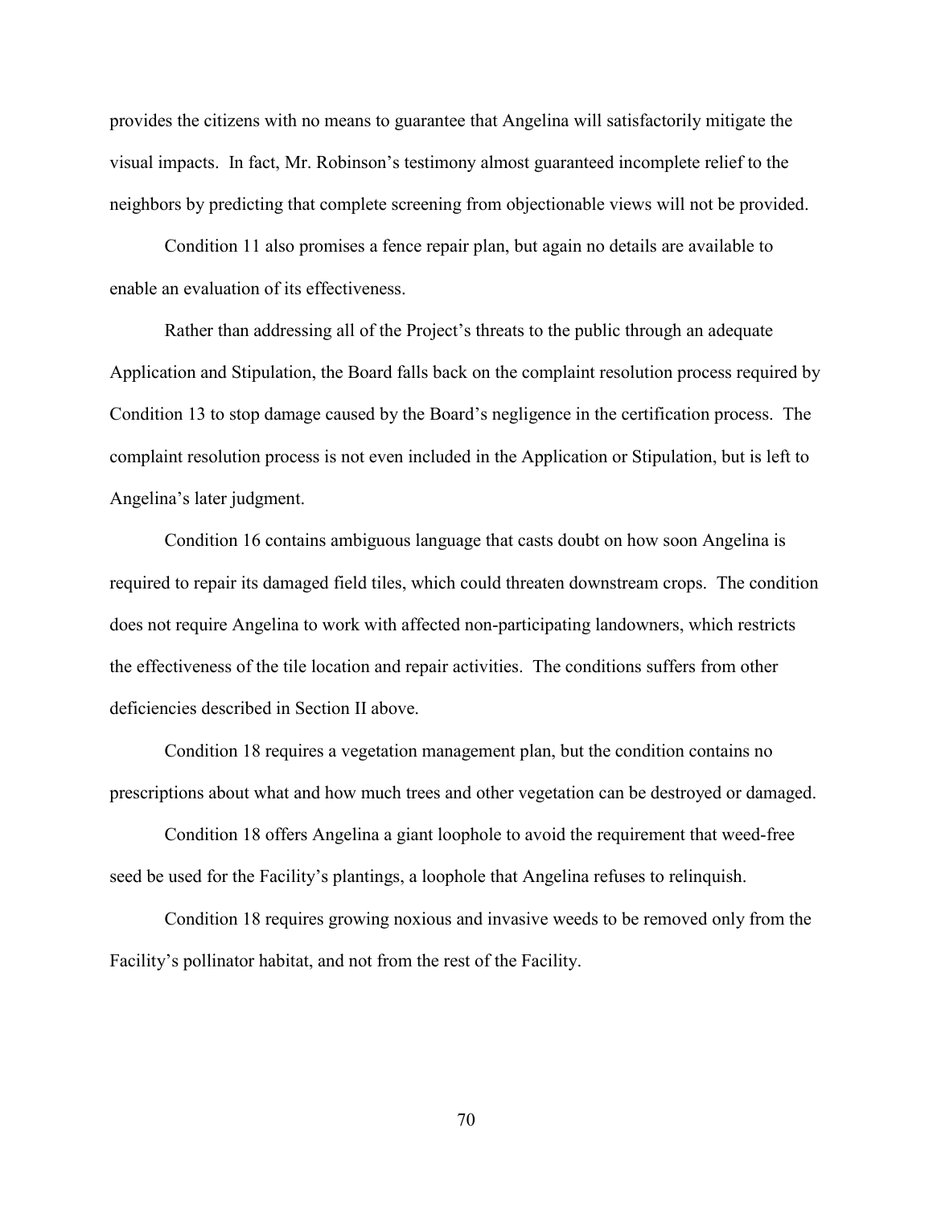provides the citizens with no means to guarantee that Angelina will satisfactorily mitigate the visual impacts. In fact, Mr. Robinson's testimony almost guaranteed incomplete relief to the neighbors by predicting that complete screening from objectionable views will not be provided.

Condition 11 also promises a fence repair plan, but again no details are available to enable an evaluation of its effectiveness.

Rather than addressing all of the Project's threats to the public through an adequate Application and Stipulation, the Board falls back on the complaint resolution process required by Condition 13 to stop damage caused by the Board's negligence in the certification process. The complaint resolution process is not even included in the Application or Stipulation, but is left to Angelina's later judgment.

Condition 16 contains ambiguous language that casts doubt on how soon Angelina is required to repair its damaged field tiles, which could threaten downstream crops. The condition does not require Angelina to work with affected non-participating landowners, which restricts the effectiveness of the tile location and repair activities. The conditions suffers from other deficiencies described in Section II above.

Condition 18 requires a vegetation management plan, but the condition contains no prescriptions about what and how much trees and other vegetation can be destroyed or damaged.

Condition 18 offers Angelina a giant loophole to avoid the requirement that weed-free seed be used for the Facility's plantings, a loophole that Angelina refuses to relinquish.

Condition 18 requires growing noxious and invasive weeds to be removed only from the Facility's pollinator habitat, and not from the rest of the Facility.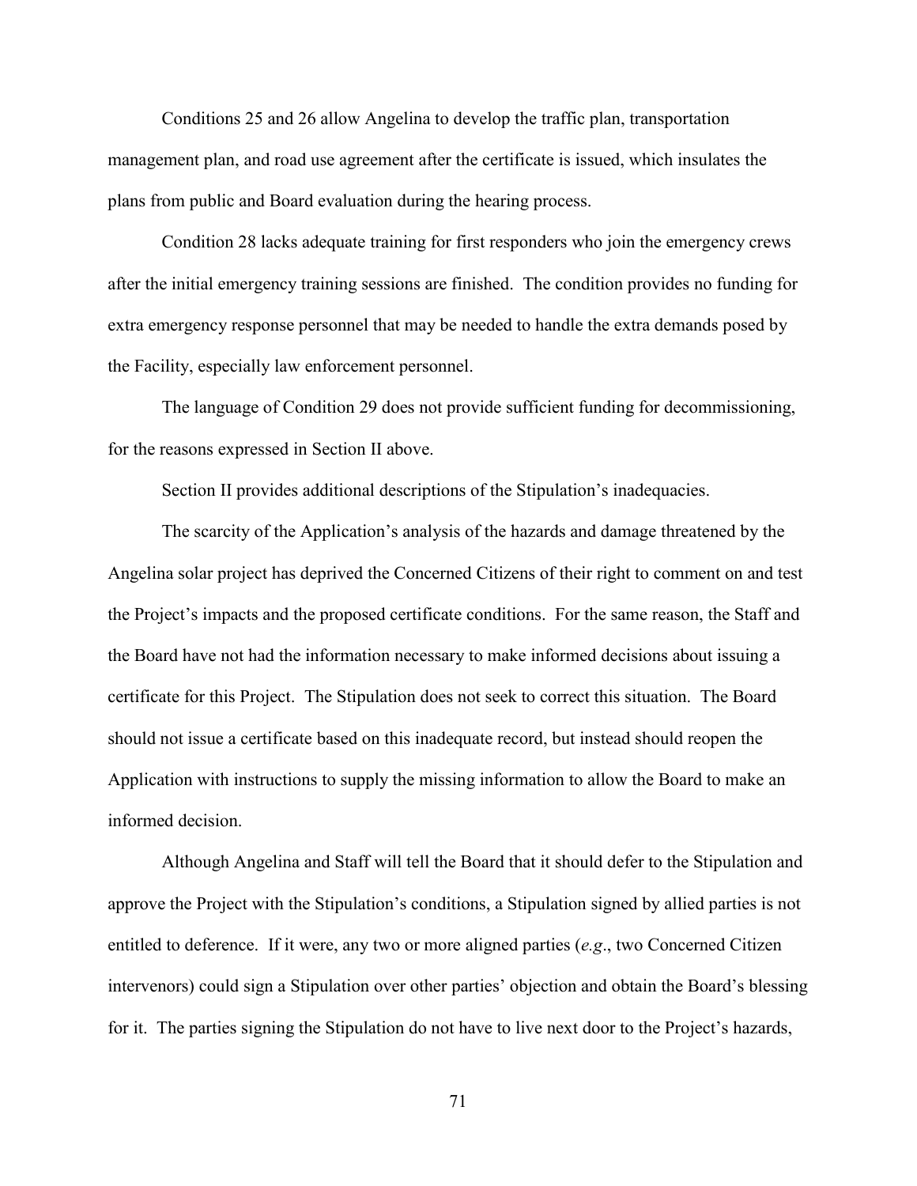Conditions 25 and 26 allow Angelina to develop the traffic plan, transportation management plan, and road use agreement after the certificate is issued, which insulates the plans from public and Board evaluation during the hearing process.

Condition 28 lacks adequate training for first responders who join the emergency crews after the initial emergency training sessions are finished. The condition provides no funding for extra emergency response personnel that may be needed to handle the extra demands posed by the Facility, especially law enforcement personnel.

The language of Condition 29 does not provide sufficient funding for decommissioning, for the reasons expressed in Section II above.

Section II provides additional descriptions of the Stipulation's inadequacies.

The scarcity of the Application's analysis of the hazards and damage threatened by the Angelina solar project has deprived the Concerned Citizens of their right to comment on and test the Project's impacts and the proposed certificate conditions. For the same reason, the Staff and the Board have not had the information necessary to make informed decisions about issuing a certificate for this Project. The Stipulation does not seek to correct this situation. The Board should not issue a certificate based on this inadequate record, but instead should reopen the Application with instructions to supply the missing information to allow the Board to make an informed decision.

Although Angelina and Staff will tell the Board that it should defer to the Stipulation and approve the Project with the Stipulation's conditions, a Stipulation signed by allied parties is not entitled to deference. If it were, any two or more aligned parties (*e.g*., two Concerned Citizen intervenors) could sign a Stipulation over other parties' objection and obtain the Board's blessing for it. The parties signing the Stipulation do not have to live next door to the Project's hazards,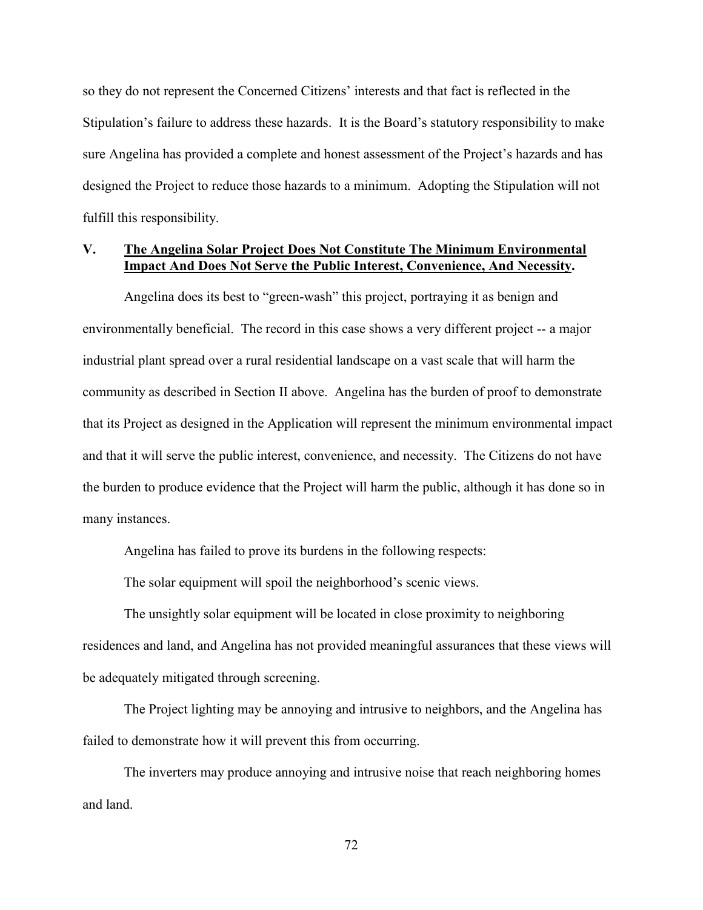so they do not represent the Concerned Citizens' interests and that fact is reflected in the Stipulation's failure to address these hazards. It is the Board's statutory responsibility to make sure Angelina has provided a complete and honest assessment of the Project's hazards and has designed the Project to reduce those hazards to a minimum. Adopting the Stipulation will not fulfill this responsibility.

## V. The Angelina Solar Project Does Not Constitute The Minimum Environmental Impact And Does Not Serve the Public Interest, Convenience, And Necessity.

Angelina does its best to "green-wash" this project, portraying it as benign and environmentally beneficial. The record in this case shows a very different project -- a major industrial plant spread over a rural residential landscape on a vast scale that will harm the community as described in Section II above. Angelina has the burden of proof to demonstrate that its Project as designed in the Application will represent the minimum environmental impact and that it will serve the public interest, convenience, and necessity. The Citizens do not have the burden to produce evidence that the Project will harm the public, although it has done so in many instances.

Angelina has failed to prove its burdens in the following respects:

The solar equipment will spoil the neighborhood's scenic views.

The unsightly solar equipment will be located in close proximity to neighboring residences and land, and Angelina has not provided meaningful assurances that these views will be adequately mitigated through screening.

The Project lighting may be annoying and intrusive to neighbors, and the Angelina has failed to demonstrate how it will prevent this from occurring.

The inverters may produce annoying and intrusive noise that reach neighboring homes and land.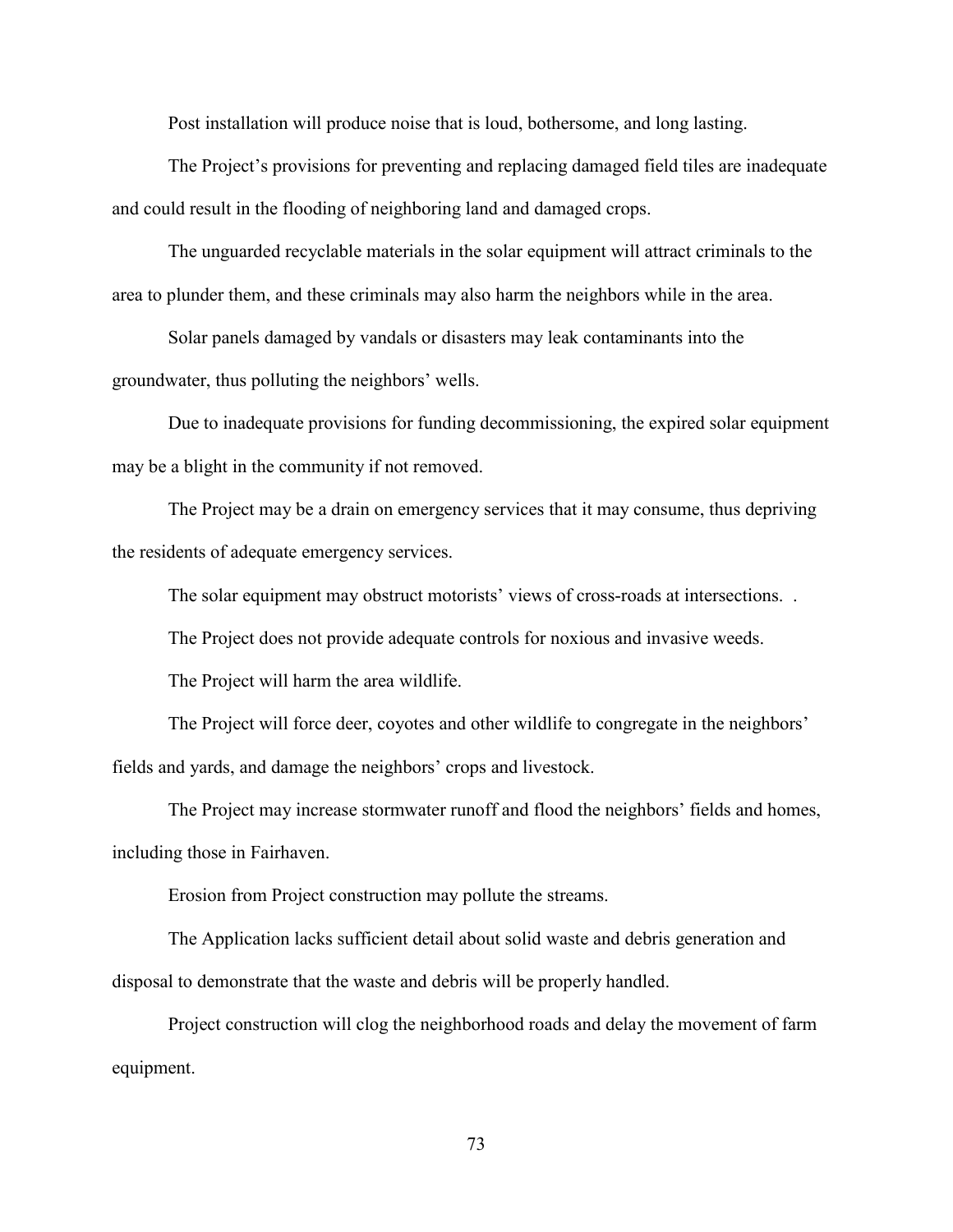Post installation will produce noise that is loud, bothersome, and long lasting.

The Project's provisions for preventing and replacing damaged field tiles are inadequate and could result in the flooding of neighboring land and damaged crops.

The unguarded recyclable materials in the solar equipment will attract criminals to the area to plunder them, and these criminals may also harm the neighbors while in the area.

Solar panels damaged by vandals or disasters may leak contaminants into the groundwater, thus polluting the neighbors' wells.

Due to inadequate provisions for funding decommissioning, the expired solar equipment may be a blight in the community if not removed.

The Project may be a drain on emergency services that it may consume, thus depriving the residents of adequate emergency services.

The solar equipment may obstruct motorists' views of cross-roads at intersections. .

The Project does not provide adequate controls for noxious and invasive weeds.

The Project will harm the area wildlife.

The Project will force deer, coyotes and other wildlife to congregate in the neighbors' fields and yards, and damage the neighbors' crops and livestock.

The Project may increase stormwater runoff and flood the neighbors' fields and homes, including those in Fairhaven.

Erosion from Project construction may pollute the streams.

The Application lacks sufficient detail about solid waste and debris generation and disposal to demonstrate that the waste and debris will be properly handled.

Project construction will clog the neighborhood roads and delay the movement of farm equipment.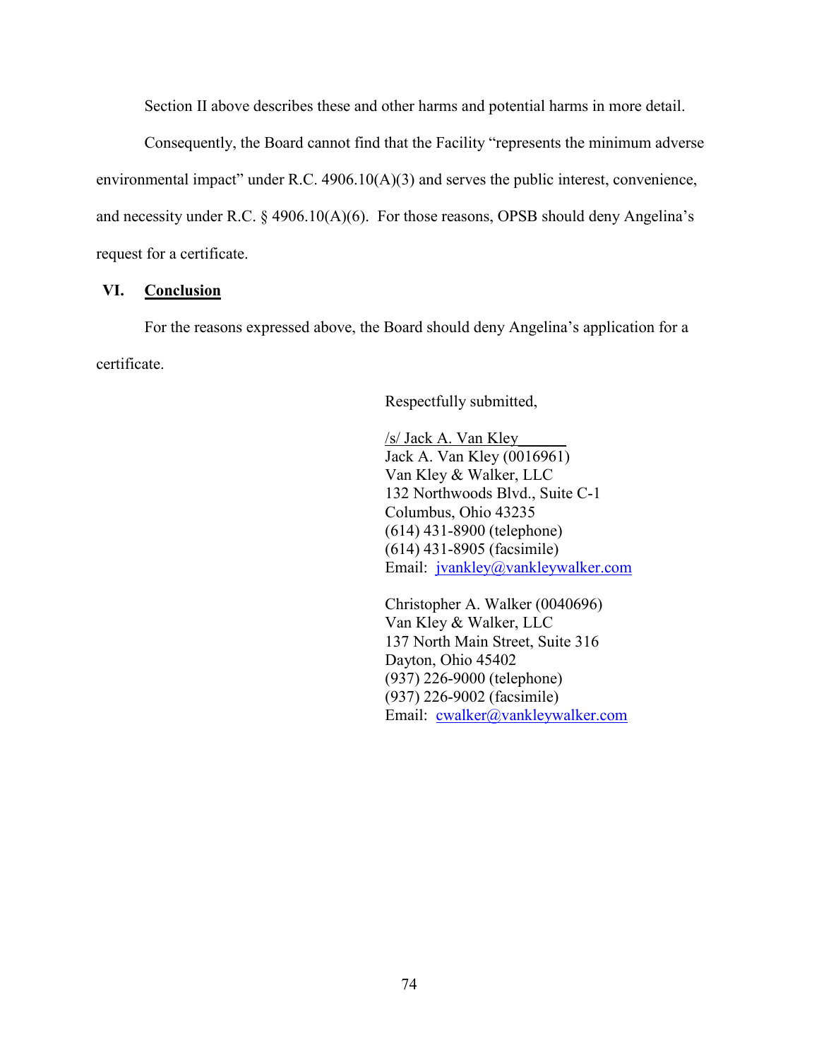Section II above describes these and other harms and potential harms in more detail.

Consequently, the Board cannot find that the Facility "represents the minimum adverse environmental impact" under R.C. 4906.10(A)(3) and serves the public interest, convenience, and necessity under R.C. § 4906.10(A)(6). For those reasons, OPSB should deny Angelina's request for a certificate.

## VI. Conclusion

For the reasons expressed above, the Board should deny Angelina's application for a certificate.

Respectfully submitted,

/s/ Jack A. Van Kley  
Jack A. Van Kley (0016961)  
Van Kley & Walker, LLC  
132 Northwoods Blvd., Suite C-1  
Columbus, Ohio 43235  
(614) 431-8900 (telephone)  
(614) 431-8905 (facsimile)  
Email: jvankley@vankleywalker.com

Christopher A. Walker (0040696)  
Van Kley & Walker, LLC  
137 North Main Street, Suite 316  
Dayton, Ohio 45402  
(937) 226-9000 (telephone)  
(937) 226-9002 (facsimile)  
Email: cwalker@vankleywalker.com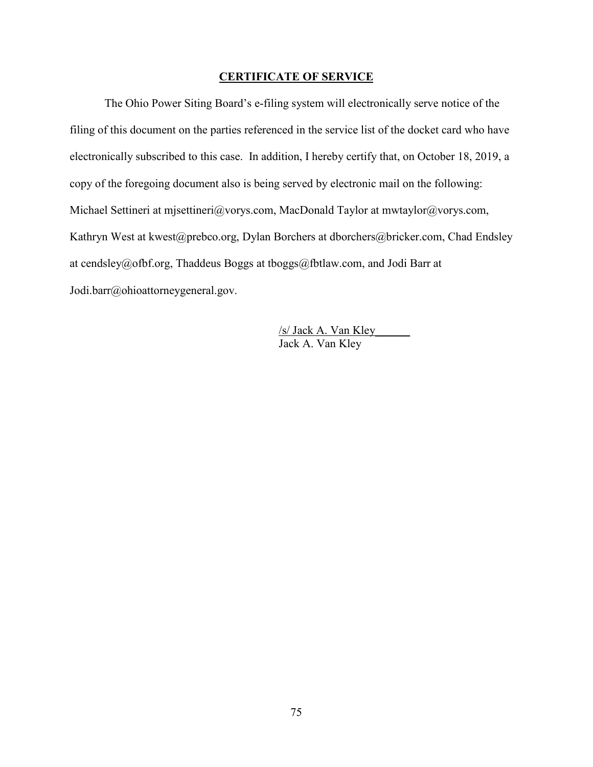## CERTIFICATE OF SERVICE

The Ohio Power Siting Board's e-filing system will electronically serve notice of the filing of this document on the parties referenced in the service list of the docket card who have electronically subscribed to this case. In addition, I hereby certify that, on October 18, 2019, a copy of the foregoing document also is being served by electronic mail on the following: Michael Settineri at mjsettineri@vorys.com, MacDonald Taylor at mwtaylor@vorys.com, Kathryn West at kwest@prebco.org, Dylan Borchers at dborchers@bricker.com, Chad Endsley at cendsley@ofbf.org, Thaddeus Boggs at tboggs@fbtlaw.com, and Jodi Barr at Jodi.barr@ohioattorneygeneral.gov.

/s/ Jack A. Van Kley
Jack A. Van Kley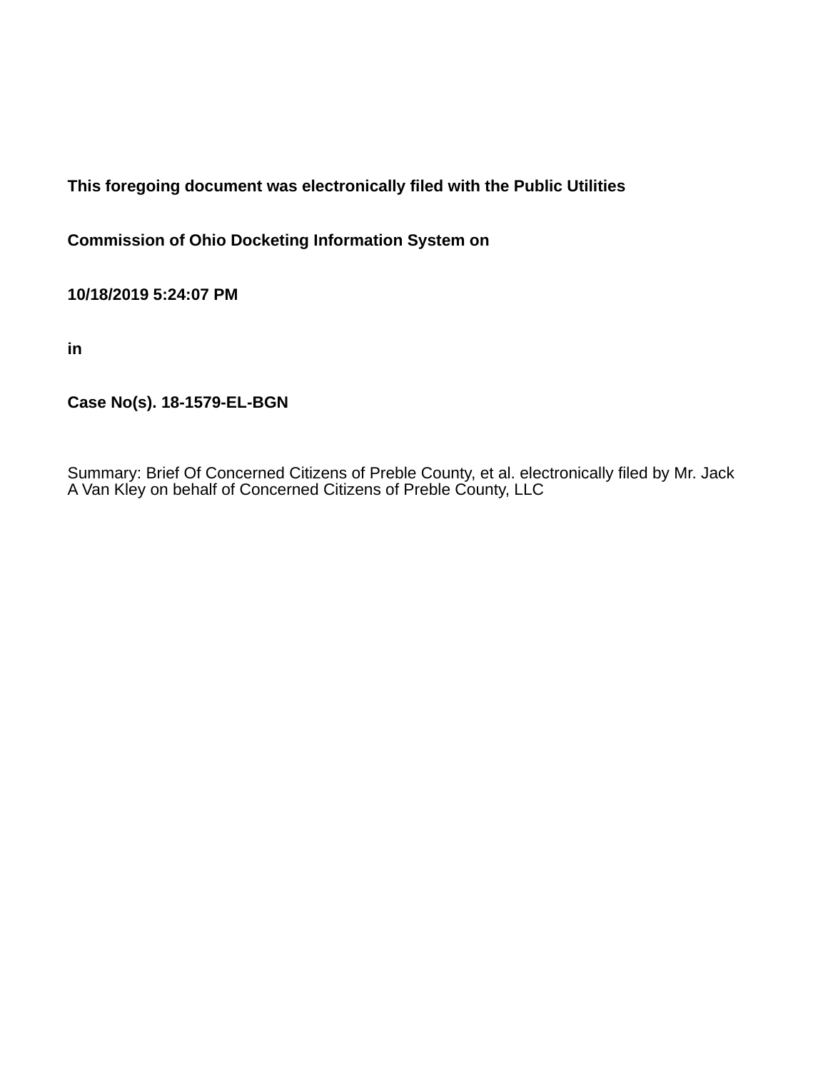**This foregoing document was electronically filed with the Public Utilities**

**Commission of Ohio Docketing Information System on**

**10/18/2019 5:24:07 PM**

**in**

**Case No(s). 18-1579-EL-BGN**

Summary: Brief Of Concerned Citizens of Preble County, et al. electronically filed by Mr. Jack A Van Kley on behalf of Concerned Citizens of Preble County, LLC